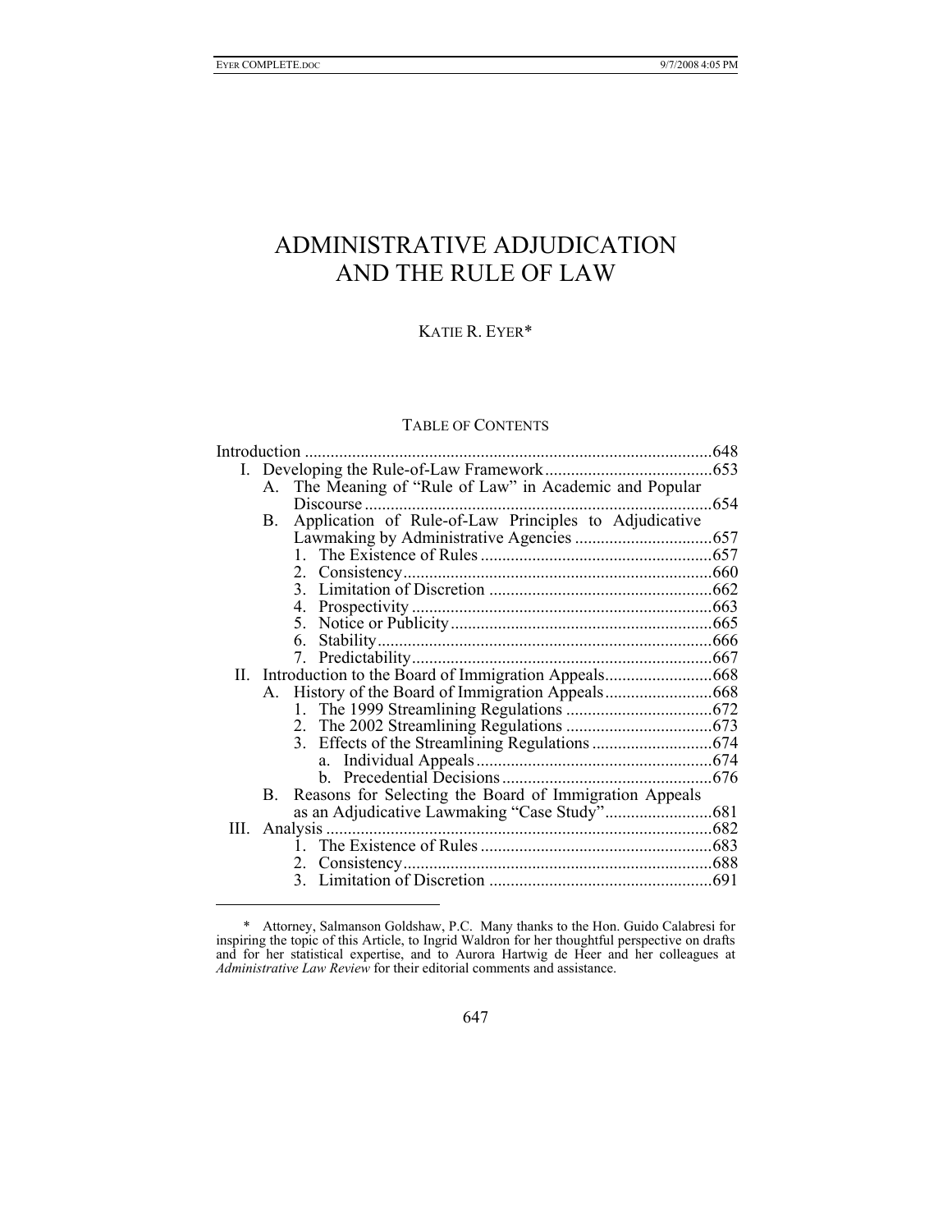# ADMINISTRATIVE ADJUDICATION AND THE RULE OF LAW

KATIE R. EYER*

TABLE OF CONTENTS

- Introduction ....................................................................................648
- I. Developing the Rule-of-Law Framework .......................................653
  - A. The Meaning of "Rule of Law" in Academic and Popular Discourse ....................................................................................654
  - B. Application of Rule-of-Law Principles to Adjudicative Lawmaking by Administrative Agencies ................................657
    - 1. The Existence of Rules ......................................................657
    - 2. Consistency .......................................................................660
    - 3. Limitation of Discretion ....................................................662
    - 4. Prospectivity .....................................................................663
    - 5. Notice or Publicity .............................................................665
    - 6. Stability .............................................................................666
    - 7. Predictability .....................................................................667
- II. Introduction to the Board of Immigration Appeals .........................668
  - A. History of the Board of Immigration Appeals .........................668
    - 1. The 1999 Streamlining Regulations ..................................672
    - 2. The 2002 Streamlining Regulations ..................................673
    - 3. Effects of the Streamlining Regulations ............................674
      - a. Individual Appeals .......................................................674
      - b. Precedential Decisions .................................................676
  - B. Reasons for Selecting the Board of Immigration Appeals as an Adjudicative Lawmaking "Case Study" .........................681
- III. Analysis .........................................................................................682
  - 1. The Existence of Rules ......................................................683
  - 2. Consistency .......................................................................688
  - 3. Limitation of Discretion ....................................................691

---

\* Attorney, Salmanson Goldshaw, P.C. Many thanks to the Hon. Guido Calabresi for inspiring the topic of this Article, to Ingrid Waldron for her thoughtful perspective on drafts and for her statistical expertise, and to Aurora Hartwig de Heer and her colleagues at *Administrative Law Review* for their editorial comments and assistance.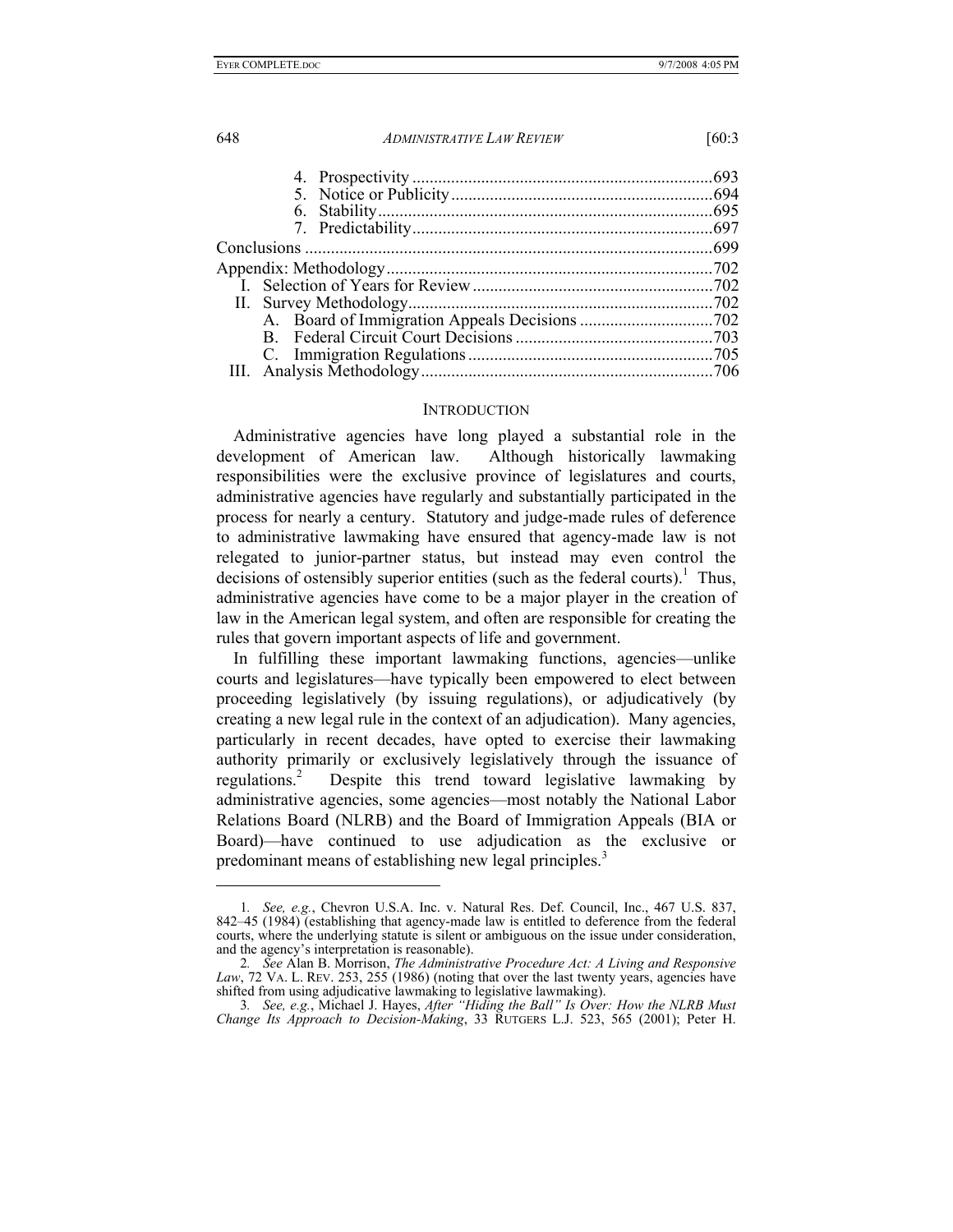4. Prospectivity ....................................................................693
5. Notice or Publicity ...........................................................694
6. Stability.............................................................................695
7. Predictability.....................................................................697

Conclusions ..............................................................................699

Appendix: Methodology............................................................702

I. Selection of Years for Review .......................................................702

II. Survey Methodology.....................................................................702

A. Board of Immigration Appeals Decisions ..............................702
B. Federal Circuit Court Decisions .............................................703
C. Immigration Regulations ........................................................705

III. Analysis Methodology...................................................................706

## INTRODUCTION

Administrative agencies have long played a substantial role in the development of American law. Although historically lawmaking responsibilities were the exclusive province of legislatures and courts, administrative agencies have regularly and substantially participated in the process for nearly a century. Statutory and judge-made rules of deference to administrative lawmaking have ensured that agency-made law is not relegated to junior-partner status, but instead may even control the decisions of ostensibly superior entities (such as the federal courts).[1] Thus, administrative agencies have come to be a major player in the creation of law in the American legal system, and often are responsible for creating the rules that govern important aspects of life and government.

In fulfilling these important lawmaking functions, agencies—unlike courts and legislatures—have typically been empowered to elect between proceeding legislatively (by issuing regulations), or adjudicatively (by creating a new legal rule in the context of an adjudication). Many agencies, particularly in recent decades, have opted to exercise their lawmaking authority primarily or exclusively legislatively through the issuance of regulations.[2] Despite this trend toward legislative lawmaking by administrative agencies, some agencies—most notably the National Labor Relations Board (NLRB) and the Board of Immigration Appeals (BIA or Board)—have continued to use adjudication as the exclusive or predominant means of establishing new legal principles.[3]

---

1. *See, e.g.*, Chevron U.S.A. Inc. v. Natural Res. Def. Council, Inc., 467 U.S. 837, 842–45 (1984) (establishing that agency-made law is entitled to deference from the federal courts, where the underlying statute is silent or ambiguous on the issue under consideration, and the agency's interpretation is reasonable).

2. *See* Alan B. Morrison, *The Administrative Procedure Act: A Living and Responsive Law*, 72 VA. L. REV. 253, 255 (1986) (noting that over the last twenty years, agencies have shifted from using adjudicative lawmaking to legislative lawmaking).

3. *See, e.g.*, Michael J. Hayes, *After "Hiding the Ball" Is Over: How the NLRB Must Change Its Approach to Decision-Making*, 33 RUTGERS L.J. 523, 565 (2001); Peter H.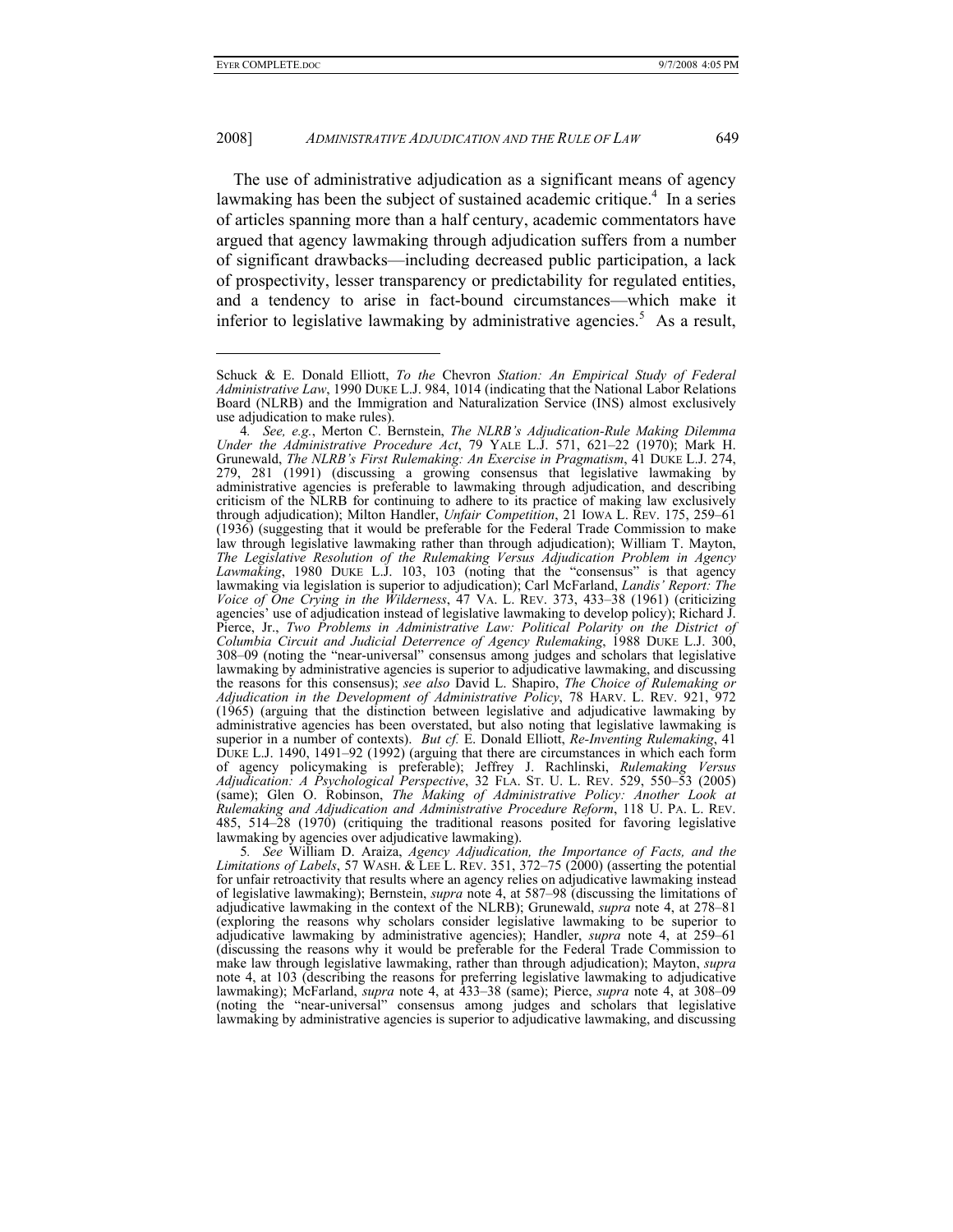The use of administrative adjudication as a significant means of agency lawmaking has been the subject of sustained academic critique.[4] In a series of articles spanning more than a half century, academic commentators have argued that agency lawmaking through adjudication suffers from a number of significant drawbacks—including decreased public participation, a lack of prospectivity, lesser transparency or predictability for regulated entities, and a tendency to arise in fact-bound circumstances—which make it inferior to legislative lawmaking by administrative agencies.[5] As a result,

---

Schuck & E. Donald Elliott, *To the* Chevron *Station: An Empirical Study of Federal Administrative Law*, 1990 DUKE L.J. 984, 1014 (indicating that the National Labor Relations Board (NLRB) and the Immigration and Naturalization Service (INS) almost exclusively use adjudication to make rules).

4. *See, e.g.*, Merton C. Bernstein, *The NLRB's Adjudication-Rule Making Dilemma Under the Administrative Procedure Act*, 79 YALE L.J. 571, 621–22 (1970); Mark H. Grunewald, *The NLRB's First Rulemaking: An Exercise in Pragmatism*, 41 DUKE L.J. 274, 279, 281 (1991) (discussing a growing consensus that legislative lawmaking by administrative agencies is preferable to lawmaking through adjudication, and describing criticism of the NLRB for continuing to adhere to its practice of making law exclusively through adjudication); Milton Handler, *Unfair Competition*, 21 IOWA L. REV. 175, 259–61 (1936) (suggesting that it would be preferable for the Federal Trade Commission to make law through legislative lawmaking rather than through adjudication); William T. Mayton, *The Legislative Resolution of the Rulemaking Versus Adjudication Problem in Agency Lawmaking*, 1980 DUKE L.J. 103, 103 (noting that the "consensus" is that agency lawmaking via legislation is superior to adjudication); Carl McFarland, *Landis' Report: The Voice of One Crying in the Wilderness*, 47 VA. L. REV. 373, 433–38 (1961) (criticizing agencies' use of adjudication instead of legislative lawmaking to develop policy); Richard J. Pierce, Jr., *Two Problems in Administrative Law: Political Polarity on the District of Columbia Circuit and Judicial Deterrence of Agency Rulemaking*, 1988 DUKE L.J. 300, 308–09 (noting the "near-universal" consensus among judges and scholars that legislative lawmaking by administrative agencies is superior to adjudicative lawmaking, and discussing the reasons for this consensus); *see also* David L. Shapiro, *The Choice of Rulemaking or Adjudication in the Development of Administrative Policy*, 78 HARV. L. REV. 921, 972 (1965) (arguing that the distinction between legislative and adjudicative lawmaking by administrative agencies has been overstated, but also noting that legislative lawmaking is superior in a number of contexts). *But cf.* E. Donald Elliott, *Re-Inventing Rulemaking*, 41 DUKE L.J. 1490, 1491–92 (1992) (arguing that there are circumstances in which each form of agency policymaking is preferable); Jeffrey J. Rachlinski, *Rulemaking Versus Adjudication: A Psychological Perspective*, 32 FLA. ST. U. L. REV. 529, 550–53 (2005) (same); Glen O. Robinson, *The Making of Administrative Policy: Another Look at Rulemaking and Adjudication and Administrative Procedure Reform*, 118 U. PA. L. REV. 485, 514–28 (1970) (critiquing the traditional reasons posited for favoring legislative lawmaking by agencies over adjudicative lawmaking).

5. *See* William D. Araiza, *Agency Adjudication, the Importance of Facts, and the Limitations of Labels*, 57 WASH. & LEE L. REV. 351, 372–75 (2000) (asserting the potential for unfair retroactivity that results where an agency relies on adjudicative lawmaking instead of legislative lawmaking); Bernstein, *supra* note 4, at 587–98 (discussing the limitations of adjudicative lawmaking in the context of the NLRB); Grunewald, *supra* note 4, at 278–81 (exploring the reasons why scholars consider legislative lawmaking to be superior to adjudicative lawmaking by administrative agencies); Handler, *supra* note 4, at 259–61 (discussing the reasons why it would be preferable for the Federal Trade Commission to make law through legislative lawmaking, rather than through adjudication); Mayton, *supra* note 4, at 103 (describing the reasons for preferring legislative lawmaking to adjudicative lawmaking); McFarland, *supra* note 4, at 433–38 (same); Pierce, *supra* note 4, at 308–09 (noting the "near-universal" consensus among judges and scholars that legislative lawmaking by administrative agencies is superior to adjudicative lawmaking, and discussing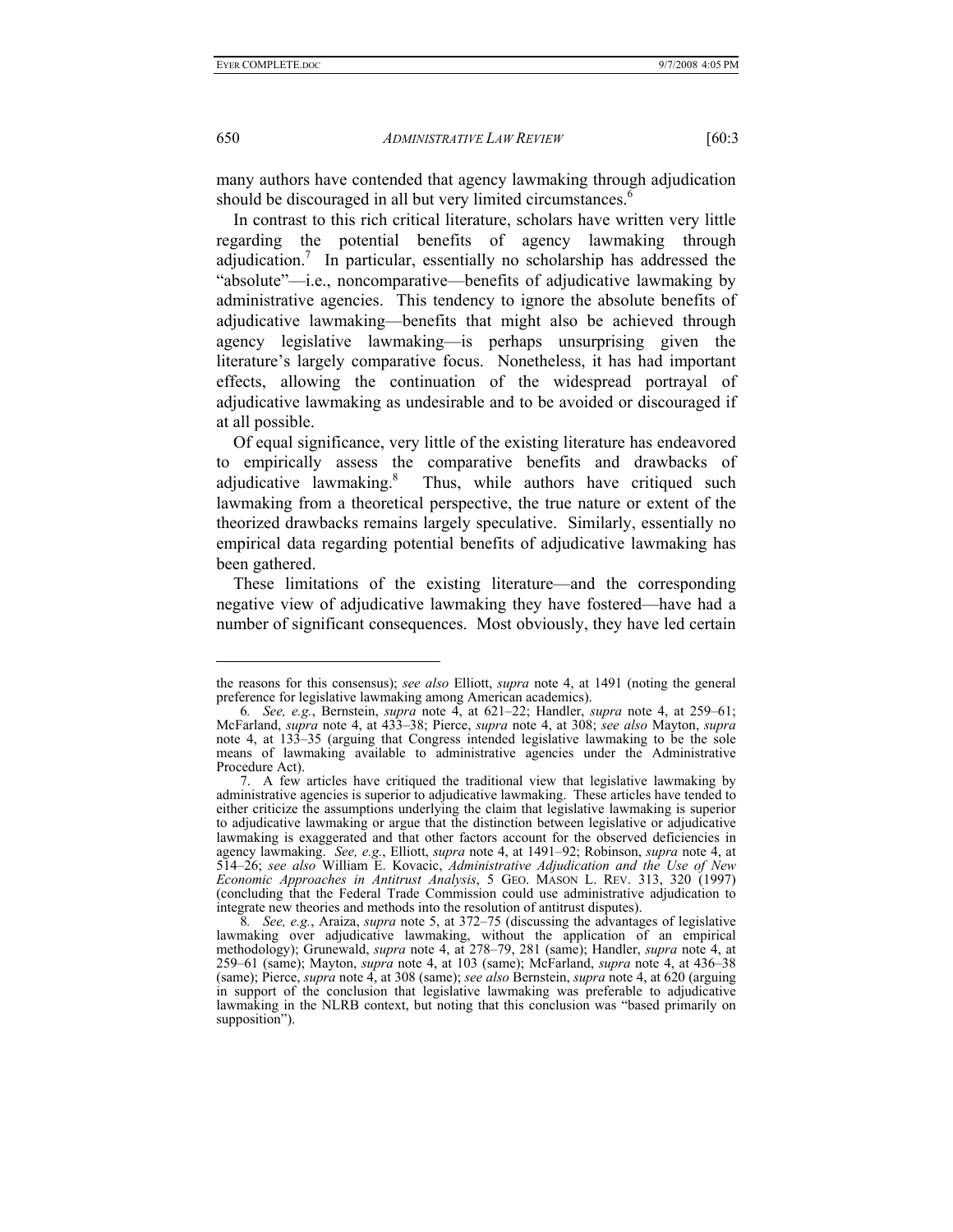many authors have contended that agency lawmaking through adjudication should be discouraged in all but very limited circumstances.[6]

In contrast to this rich critical literature, scholars have written very little regarding the potential benefits of agency lawmaking through adjudication.[7] In particular, essentially no scholarship has addressed the "absolute"—i.e., noncomparative—benefits of adjudicative lawmaking by administrative agencies. This tendency to ignore the absolute benefits of adjudicative lawmaking—benefits that might also be achieved through agency legislative lawmaking—is perhaps unsurprising given the literature's largely comparative focus. Nonetheless, it has had important effects, allowing the continuation of the widespread portrayal of adjudicative lawmaking as undesirable and to be avoided or discouraged if at all possible.

Of equal significance, very little of the existing literature has endeavored to empirically assess the comparative benefits and drawbacks of adjudicative lawmaking.[8] Thus, while authors have critiqued such lawmaking from a theoretical perspective, the true nature or extent of the theorized drawbacks remains largely speculative. Similarly, essentially no empirical data regarding potential benefits of adjudicative lawmaking has been gathered.

These limitations of the existing literature—and the corresponding negative view of adjudicative lawmaking they have fostered—have had a number of significant consequences. Most obviously, they have led certain

---

the reasons for this consensus); *see also* Elliott, *supra* note 4, at 1491 (noting the general preference for legislative lawmaking among American academics).

6. *See, e.g.*, Bernstein, *supra* note 4, at 621–22; Handler, *supra* note 4, at 259–61; McFarland, *supra* note 4, at 433–38; Pierce, *supra* note 4, at 308; *see also* Mayton, *supra* note 4, at 133–35 (arguing that Congress intended legislative lawmaking to be the sole means of lawmaking available to administrative agencies under the Administrative Procedure Act).

7. A few articles have critiqued the traditional view that legislative lawmaking by administrative agencies is superior to adjudicative lawmaking. These articles have tended to either criticize the assumptions underlying the claim that legislative lawmaking is superior to adjudicative lawmaking or argue that the distinction between legislative or adjudicative lawmaking is exaggerated and that other factors account for the observed deficiencies in agency lawmaking. *See, e.g.*, Elliott, *supra* note 4, at 1491–92; Robinson, *supra* note 4, at 514–26; *see also* William E. Kovacic, *Administrative Adjudication and the Use of New Economic Approaches in Antitrust Analysis*, 5 GEO. MASON L. REV. 313, 320 (1997) (concluding that the Federal Trade Commission could use administrative adjudication to integrate new theories and methods into the resolution of antitrust disputes).

8. *See, e.g.*, Araiza, *supra* note 5, at 372–75 (discussing the advantages of legislative lawmaking over adjudicative lawmaking, without the application of an empirical methodology); Grunewald, *supra* note 4, at 278–79, 281 (same); Handler, *supra* note 4, at 259–61 (same); Mayton, *supra* note 4, at 103 (same); McFarland, *supra* note 4, at 436–38 (same); Pierce, *supra* note 4, at 308 (same); *see also* Bernstein, *supra* note 4, at 620 (arguing in support of the conclusion that legislative lawmaking was preferable to adjudicative lawmaking in the NLRB context, but noting that this conclusion was "based primarily on supposition").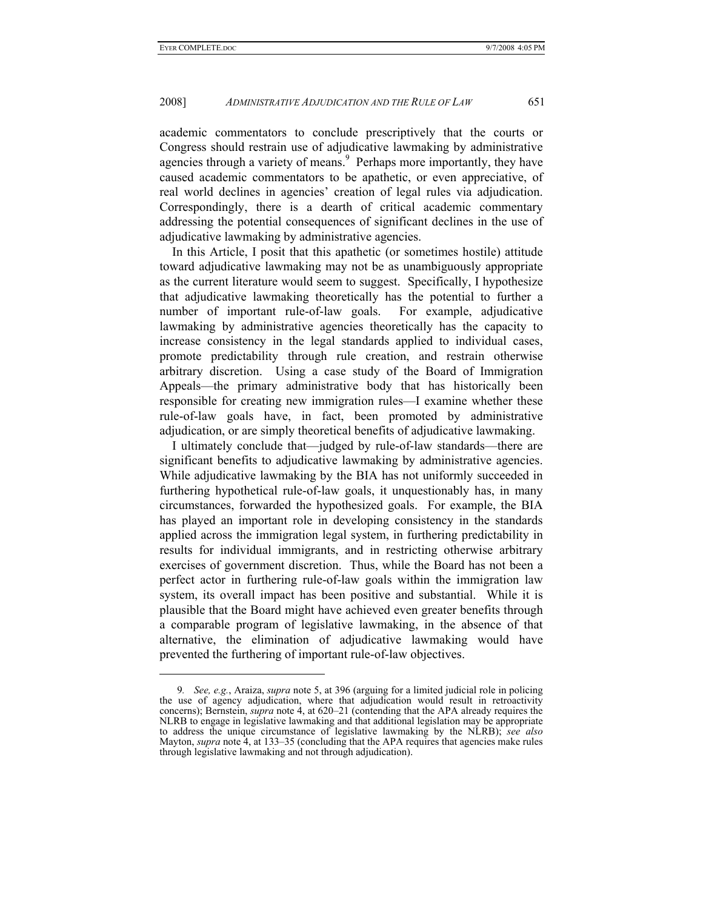academic commentators to conclude prescriptively that the courts or Congress should restrain use of adjudicative lawmaking by administrative agencies through a variety of means.[9] Perhaps more importantly, they have caused academic commentators to be apathetic, or even appreciative, of real world declines in agencies' creation of legal rules via adjudication. Correspondingly, there is a dearth of critical academic commentary addressing the potential consequences of significant declines in the use of adjudicative lawmaking by administrative agencies.

In this Article, I posit that this apathetic (or sometimes hostile) attitude toward adjudicative lawmaking may not be as unambiguously appropriate as the current literature would seem to suggest. Specifically, I hypothesize that adjudicative lawmaking theoretically has the potential to further a number of important rule-of-law goals. For example, adjudicative lawmaking by administrative agencies theoretically has the capacity to increase consistency in the legal standards applied to individual cases, promote predictability through rule creation, and restrain otherwise arbitrary discretion. Using a case study of the Board of Immigration Appeals—the primary administrative body that has historically been responsible for creating new immigration rules—I examine whether these rule-of-law goals have, in fact, been promoted by administrative adjudication, or are simply theoretical benefits of adjudicative lawmaking.

I ultimately conclude that—judged by rule-of-law standards—there are significant benefits to adjudicative lawmaking by administrative agencies. While adjudicative lawmaking by the BIA has not uniformly succeeded in furthering hypothetical rule-of-law goals, it unquestionably has, in many circumstances, forwarded the hypothesized goals. For example, the BIA has played an important role in developing consistency in the standards applied across the immigration legal system, in furthering predictability in results for individual immigrants, and in restricting otherwise arbitrary exercises of government discretion. Thus, while the Board has not been a perfect actor in furthering rule-of-law goals within the immigration law system, its overall impact has been positive and substantial. While it is plausible that the Board might have achieved even greater benefits through a comparable program of legislative lawmaking, in the absence of that alternative, the elimination of adjudicative lawmaking would have prevented the furthering of important rule-of-law objectives.

---

9. *See, e.g.*, Araiza, *supra* note 5, at 396 (arguing for a limited judicial role in policing the use of agency adjudication, where that adjudication would result in retroactivity concerns); Bernstein, *supra* note 4, at 620–21 (contending that the APA already requires the NLRB to engage in legislative lawmaking and that additional legislation may be appropriate to address the unique circumstance of legislative lawmaking by the NLRB); *see also* Mayton, *supra* note 4, at 133–35 (concluding that the APA requires that agencies make rules through legislative lawmaking and not through adjudication).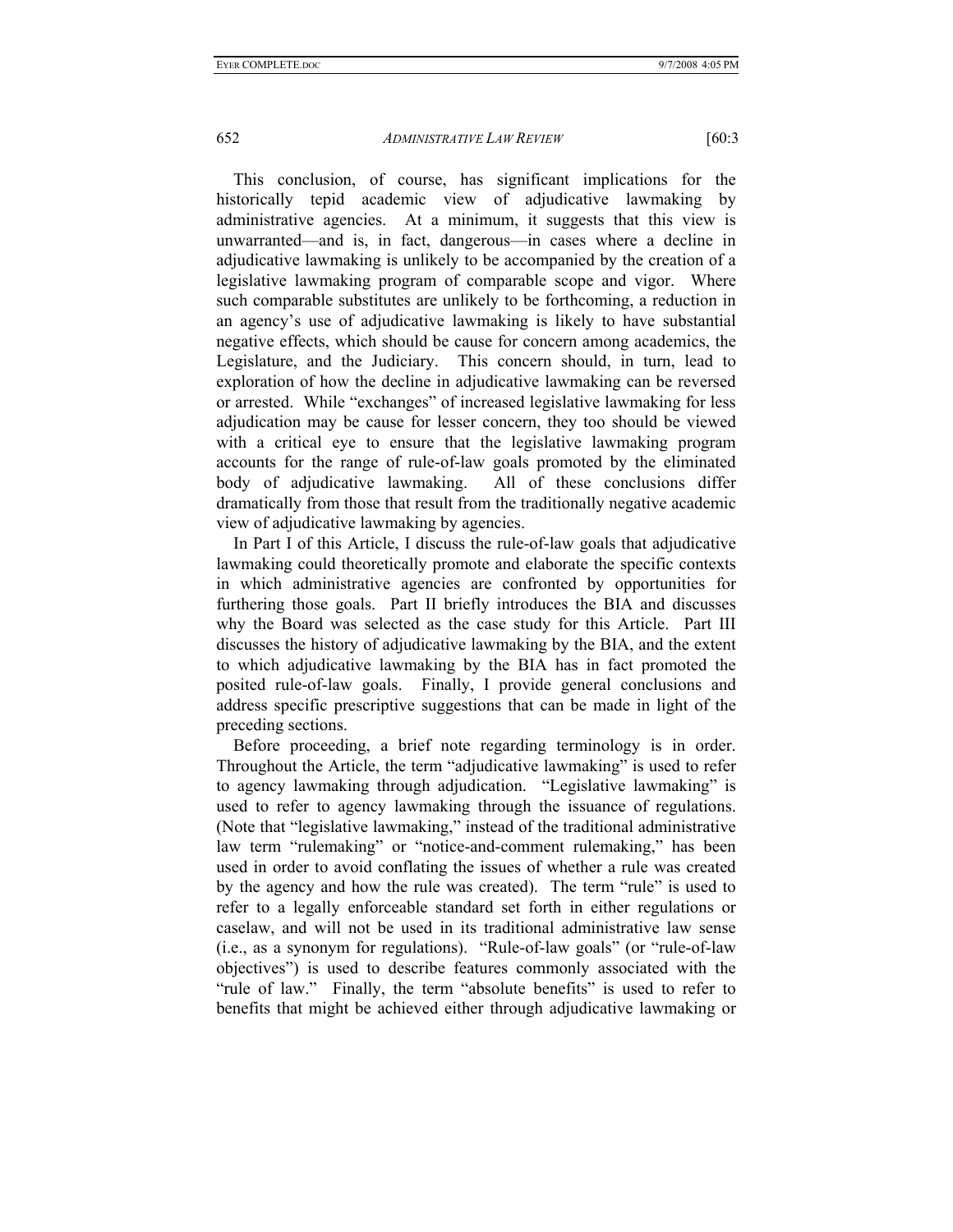This conclusion, of course, has significant implications for the historically tepid academic view of adjudicative lawmaking by administrative agencies. At a minimum, it suggests that this view is unwarranted—and is, in fact, dangerous—in cases where a decline in adjudicative lawmaking is unlikely to be accompanied by the creation of a legislative lawmaking program of comparable scope and vigor. Where such comparable substitutes are unlikely to be forthcoming, a reduction in an agency's use of adjudicative lawmaking is likely to have substantial negative effects, which should be cause for concern among academics, the Legislature, and the Judiciary. This concern should, in turn, lead to exploration of how the decline in adjudicative lawmaking can be reversed or arrested. While "exchanges" of increased legislative lawmaking for less adjudication may be cause for lesser concern, they too should be viewed with a critical eye to ensure that the legislative lawmaking program accounts for the range of rule-of-law goals promoted by the eliminated body of adjudicative lawmaking. All of these conclusions differ dramatically from those that result from the traditionally negative academic view of adjudicative lawmaking by agencies.

In Part I of this Article, I discuss the rule-of-law goals that adjudicative lawmaking could theoretically promote and elaborate the specific contexts in which administrative agencies are confronted by opportunities for furthering those goals. Part II briefly introduces the BIA and discusses why the Board was selected as the case study for this Article. Part III discusses the history of adjudicative lawmaking by the BIA, and the extent to which adjudicative lawmaking by the BIA has in fact promoted the posited rule-of-law goals. Finally, I provide general conclusions and address specific prescriptive suggestions that can be made in light of the preceding sections.

Before proceeding, a brief note regarding terminology is in order. Throughout the Article, the term "adjudicative lawmaking" is used to refer to agency lawmaking through adjudication. "Legislative lawmaking" is used to refer to agency lawmaking through the issuance of regulations. (Note that "legislative lawmaking," instead of the traditional administrative law term "rulemaking" or "notice-and-comment rulemaking," has been used in order to avoid conflating the issues of whether a rule was created by the agency and how the rule was created). The term "rule" is used to refer to a legally enforceable standard set forth in either regulations or caselaw, and will not be used in its traditional administrative law sense (i.e., as a synonym for regulations). "Rule-of-law goals" (or "rule-of-law objectives") is used to describe features commonly associated with the "rule of law." Finally, the term "absolute benefits" is used to refer to benefits that might be achieved either through adjudicative lawmaking or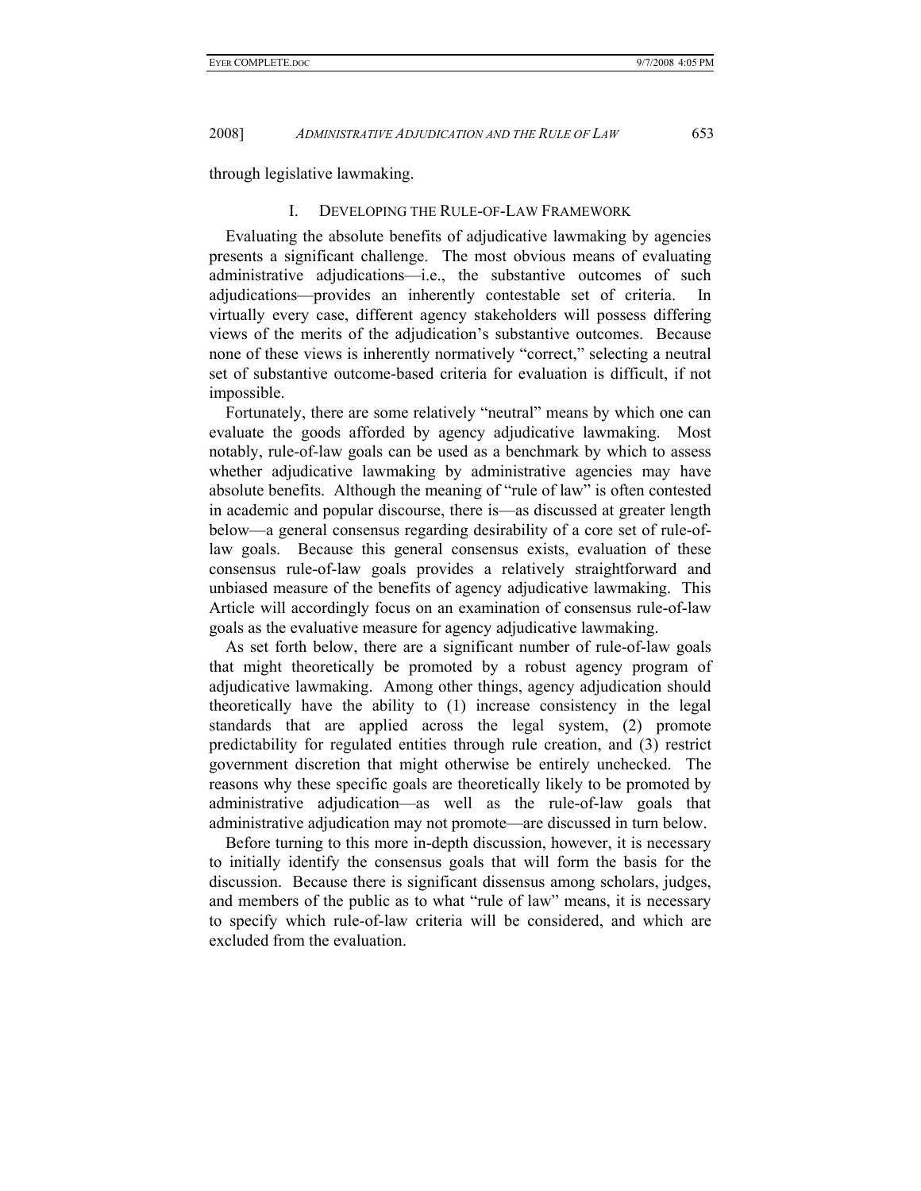through legislative lawmaking.

## I. Developing the Rule-of-Law Framework

Evaluating the absolute benefits of adjudicative lawmaking by agencies presents a significant challenge. The most obvious means of evaluating administrative adjudications—i.e., the substantive outcomes of such adjudications—provides an inherently contestable set of criteria. In virtually every case, different agency stakeholders will possess differing views of the merits of the adjudication's substantive outcomes. Because none of these views is inherently normatively "correct," selecting a neutral set of substantive outcome-based criteria for evaluation is difficult, if not impossible.

Fortunately, there are some relatively "neutral" means by which one can evaluate the goods afforded by agency adjudicative lawmaking. Most notably, rule-of-law goals can be used as a benchmark by which to assess whether adjudicative lawmaking by administrative agencies may have absolute benefits. Although the meaning of "rule of law" is often contested in academic and popular discourse, there is—as discussed at greater length below—a general consensus regarding desirability of a core set of rule-of-law goals. Because this general consensus exists, evaluation of these consensus rule-of-law goals provides a relatively straightforward and unbiased measure of the benefits of agency adjudicative lawmaking. This Article will accordingly focus on an examination of consensus rule-of-law goals as the evaluative measure for agency adjudicative lawmaking.

As set forth below, there are a significant number of rule-of-law goals that might theoretically be promoted by a robust agency program of adjudicative lawmaking. Among other things, agency adjudication should theoretically have the ability to (1) increase consistency in the legal standards that are applied across the legal system, (2) promote predictability for regulated entities through rule creation, and (3) restrict government discretion that might otherwise be entirely unchecked. The reasons why these specific goals are theoretically likely to be promoted by administrative adjudication—as well as the rule-of-law goals that administrative adjudication may not promote—are discussed in turn below.

Before turning to this more in-depth discussion, however, it is necessary to initially identify the consensus goals that will form the basis for the discussion. Because there is significant dissensus among scholars, judges, and members of the public as to what "rule of law" means, it is necessary to specify which rule-of-law criteria will be considered, and which are excluded from the evaluation.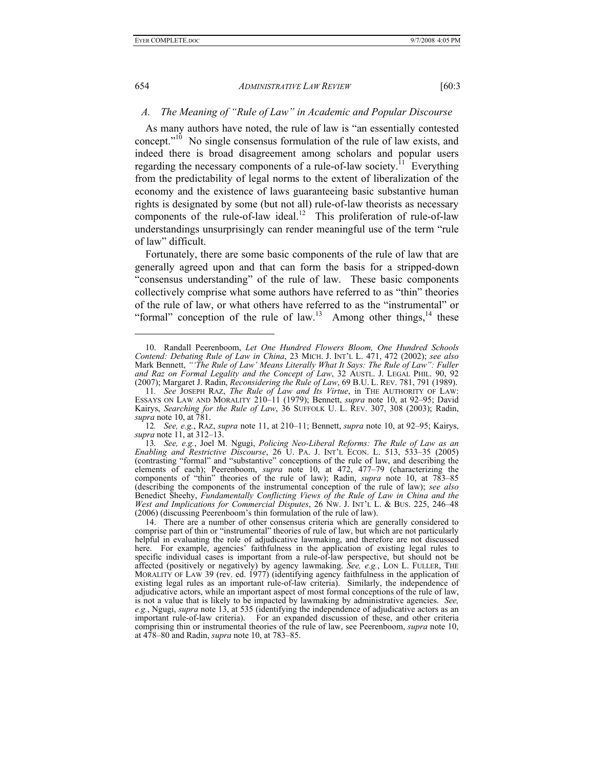### A. The Meaning of "Rule of Law" in Academic and Popular Discourse

As many authors have noted, the rule of law is "an essentially contested concept."[10] No single consensus formulation of the rule of law exists, and indeed there is broad disagreement among scholars and popular users regarding the necessary components of a rule-of-law society.[11] Everything from the predictability of legal norms to the extent of liberalization of the economy and the existence of laws guaranteeing basic substantive human rights is designated by some (but not all) rule-of-law theorists as necessary components of the rule-of-law ideal.[12] This proliferation of rule-of-law understandings unsurprisingly can render meaningful use of the term "rule of law" difficult.

Fortunately, there are some basic components of the rule of law that are generally agreed upon and that can form the basis for a stripped-down "consensus understanding" of the rule of law. These basic components collectively comprise what some authors have referred to as "thin" theories of the rule of law, or what others have referred to as the "instrumental" or "formal" conception of the rule of law.[13] Among other things,[14] these

---

10. Randall Peerenboom, *Let One Hundred Flowers Bloom, One Hundred Schools Contend: Debating Rule of Law in China*, 23 MICH. J. INT'L L. 471, 472 (2002); *see also* Mark Bennett, *"'The Rule of Law' Means Literally What It Says: The Rule of Law": Fuller and Raz on Formal Legality and the Concept of Law*, 32 AUSTL. J. LEGAL PHIL. 90, 92 (2007); Margaret J. Radin, *Reconsidering the Rule of Law*, 69 B.U. L. REV. 781, 791 (1989).

11. *See* JOSEPH RAZ, *The Rule of Law and Its Virtue*, in THE AUTHORITY OF LAW: ESSAYS ON LAW AND MORALITY 210–11 (1979); Bennett, *supra* note 10, at 92–95; David Kairys, *Searching for the Rule of Law*, 36 SUFFOLK U. L. REV. 307, 308 (2003); Radin, *supra* note 10, at 781.

12. *See, e.g.*, RAZ, *supra* note 11, at 210–11; Bennett, *supra* note 10, at 92–95; Kairys, *supra* note 11, at 312–13.

13. *See, e.g.*, Joel M. Ngugi, *Policing Neo-Liberal Reforms: The Rule of Law as an Enabling and Restrictive Discourse*, 26 U. PA. J. INT'L ECON. L. 513, 533–35 (2005) (contrasting "formal" and "substantive" conceptions of the rule of law, and describing the elements of each); Peerenboom, *supra* note 10, at 472, 477–79 (characterizing the components of "thin" theories of the rule of law); Radin, *supra* note 10, at 783–85 (describing the components of the instrumental conception of the rule of law); *see also* Benedict Sheehy, *Fundamentally Conflicting Views of the Rule of Law in China and the West and Implications for Commercial Disputes*, 26 NW. J. INT'L L. & BUS. 225, 246–48 (2006) (discussing Peerenboom's thin formulation of the rule of law).

14. There are a number of other consensus criteria which are generally considered to comprise part of thin or "instrumental" theories of rule of law, but which are not particularly helpful in evaluating the role of adjudicative lawmaking, and therefore are not discussed here. For example, agencies' faithfulness in the application of existing legal rules to specific individual cases is important from a rule-of-law perspective, but should not be affected (positively or negatively) by agency lawmaking. *See, e.g.*, LON L. FULLER, THE MORALITY OF LAW 39 (rev. ed. 1977) (identifying agency faithfulness in the application of existing legal rules as an important rule-of-law criteria). Similarly, the independence of adjudicative actors, while an important aspect of most formal conceptions of the rule of law, is not a value that is likely to be impacted by lawmaking by administrative agencies. *See, e.g.*, Ngugi, *supra* note 13, at 535 (identifying the independence of adjudicative actors as an important rule-of-law criteria). For an expanded discussion of these, and other criteria comprising thin or instrumental theories of the rule of law, see Peerenboom, *supra* note 10, at 478–80 and Radin, *supra* note 10, at 783–85.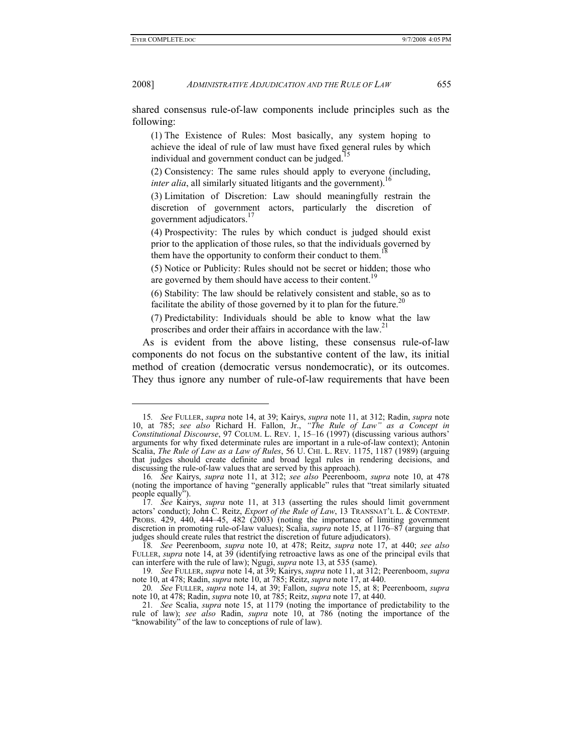shared consensus rule-of-law components include principles such as the following:

(1) The Existence of Rules: Most basically, any system hoping to achieve the ideal of rule of law must have fixed general rules by which individual and government conduct can be judged.[15]

(2) Consistency: The same rules should apply to everyone (including, *inter alia*, all similarly situated litigants and the government).[16]

(3) Limitation of Discretion: Law should meaningfully restrain the discretion of government actors, particularly the discretion of government adjudicators.[17]

(4) Prospectivity: The rules by which conduct is judged should exist prior to the application of those rules, so that the individuals governed by them have the opportunity to conform their conduct to them.[18]

(5) Notice or Publicity: Rules should not be secret or hidden; those who are governed by them should have access to their content.[19]

(6) Stability: The law should be relatively consistent and stable, so as to facilitate the ability of those governed by it to plan for the future.[20]

(7) Predictability: Individuals should be able to know what the law proscribes and order their affairs in accordance with the law.[21]

As is evident from the above listing, these consensus rule-of-law components do not focus on the substantive content of the law, its initial method of creation (democratic versus nondemocratic), or its outcomes. They thus ignore any number of rule-of-law requirements that have been

---

15. *See* FULLER, *supra* note 14, at 39; Kairys, *supra* note 11, at 312; Radin, *supra* note 10, at 785; *see also* Richard H. Fallon, Jr., *"The Rule of Law" as a Concept in Constitutional Discourse*, 97 COLUM. L. REV. 1, 15–16 (1997) (discussing various authors' arguments for why fixed determinate rules are important in a rule-of-law context); Antonin Scalia, *The Rule of Law as a Law of Rules*, 56 U. CHI. L. REV. 1175, 1187 (1989) (arguing that judges should create definite and broad legal rules in rendering decisions, and discussing the rule-of-law values that are served by this approach).

16. *See* Kairys, *supra* note 11, at 312; *see also* Peerenboom, *supra* note 10, at 478 (noting the importance of having "generally applicable" rules that "treat similarly situated people equally").

17. *See* Kairys, *supra* note 11, at 313 (asserting the rules should limit government actors' conduct); John C. Reitz, *Export of the Rule of Law*, 13 TRANSNAT'L L. & CONTEMP. PROBS. 429, 440, 444–45, 482 (2003) (noting the importance of limiting government discretion in promoting rule-of-law values); Scalia, *supra* note 15, at 1176–87 (arguing that judges should create rules that restrict the discretion of future adjudicators).

18. *See* Peerenboom, *supra* note 10, at 478; Reitz, *supra* note 17, at 440; *see also* FULLER, *supra* note 14, at 39 (identifying retroactive laws as one of the principal evils that can interfere with the rule of law); Ngugi, *supra* note 13, at 535 (same).

19. *See* FULLER, *supra* note 14, at 39; Kairys, *supra* note 11, at 312; Peerenboom, *supra* note 10, at 478; Radin, *supra* note 10, at 785; Reitz, *supra* note 17, at 440.

20. *See* FULLER, *supra* note 14, at 39; Fallon, *supra* note 15, at 8; Peerenboom, *supra* note 10, at 478; Radin, *supra* note 10, at 785; Reitz, *supra* note 17, at 440.

21. *See* Scalia, *supra* note 15, at 1179 (noting the importance of predictability to the rule of law); *see also* Radin, *supra* note 10, at 786 (noting the importance of the "knowability" of the law to conceptions of rule of law).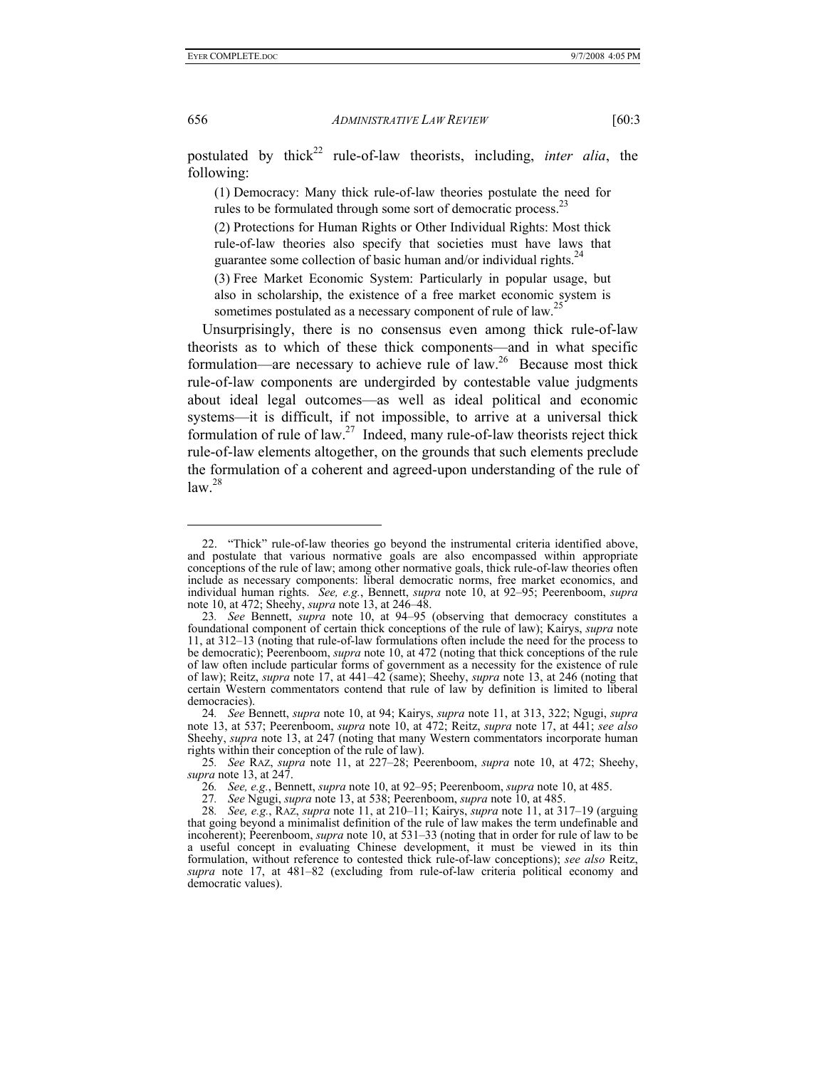postulated by thick[22] rule-of-law theorists, including, *inter alia*, the following:

> (1) Democracy: Many thick rule-of-law theories postulate the need for rules to be formulated through some sort of democratic process.[23]
>
> (2) Protections for Human Rights or Other Individual Rights: Most thick rule-of-law theories also specify that societies must have laws that guarantee some collection of basic human and/or individual rights.[24]
>
> (3) Free Market Economic System: Particularly in popular usage, but also in scholarship, the existence of a free market economic system is sometimes postulated as a necessary component of rule of law.[25]

Unsurprisingly, there is no consensus even among thick rule-of-law theorists as to which of these thick components—and in what specific formulation—are necessary to achieve rule of law.[26] Because most thick rule-of-law components are undergirded by contestable value judgments about ideal legal outcomes—as well as ideal political and economic systems—it is difficult, if not impossible, to arrive at a universal thick formulation of rule of law.[27] Indeed, many rule-of-law theorists reject thick rule-of-law elements altogether, on the grounds that such elements preclude the formulation of a coherent and agreed-upon understanding of the rule of law.[28]

---

22. "Thick" rule-of-law theories go beyond the instrumental criteria identified above, and postulate that various normative goals are also encompassed within appropriate conceptions of the rule of law; among other normative goals, thick rule-of-law theories often include as necessary components: liberal democratic norms, free market economics, and individual human rights. *See, e.g.*, Bennett, *supra* note 10, at 92–95; Peerenboom, *supra* note 10, at 472; Sheehy, *supra* note 13, at 246–48.

23. *See* Bennett, *supra* note 10, at 94–95 (observing that democracy constitutes a foundational component of certain thick conceptions of the rule of law); Kairys, *supra* note 11, at 312–13 (noting that rule-of-law formulations often include the need for the process to be democratic); Peerenboom, *supra* note 10, at 472 (noting that thick conceptions of the rule of law often include particular forms of government as a necessity for the existence of rule of law); Reitz, *supra* note 17, at 441–42 (same); Sheehy, *supra* note 13, at 246 (noting that certain Western commentators contend that rule of law by definition is limited to liberal democracies).

24. *See* Bennett, *supra* note 10, at 94; Kairys, *supra* note 11, at 313, 322; Ngugi, *supra* note 13, at 537; Peerenboom, *supra* note 10, at 472; Reitz, *supra* note 17, at 441; *see also* Sheehy, *supra* note 13, at 247 (noting that many Western commentators incorporate human rights within their conception of the rule of law).

25. *See* RAZ, *supra* note 11, at 227–28; Peerenboom, *supra* note 10, at 472; Sheehy, *supra* note 13, at 247.

26. *See, e.g.*, Bennett, *supra* note 10, at 92–95; Peerenboom, *supra* note 10, at 485.

27. *See* Ngugi, *supra* note 13, at 538; Peerenboom, *supra* note 10, at 485.

28. *See, e.g.*, RAZ, *supra* note 11, at 210–11; Kairys, *supra* note 11, at 317–19 (arguing that going beyond a minimalist definition of the rule of law makes the term undefinable and incoherent); Peerenboom, *supra* note 10, at 531–33 (noting that in order for rule of law to be a useful concept in evaluating Chinese development, it must be viewed in its thin formulation, without reference to contested thick rule-of-law conceptions); *see also* Reitz, *supra* note 17, at 481–82 (excluding from rule-of-law criteria political economy and democratic values).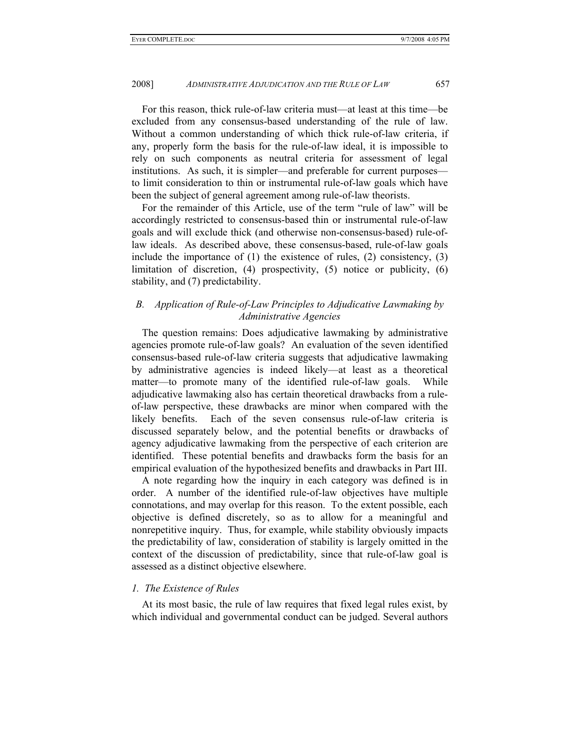For this reason, thick rule-of-law criteria must—at least at this time—be excluded from any consensus-based understanding of the rule of law. Without a common understanding of which thick rule-of-law criteria, if any, properly form the basis for the rule-of-law ideal, it is impossible to rely on such components as neutral criteria for assessment of legal institutions. As such, it is simpler—and preferable for current purposes—to limit consideration to thin or instrumental rule-of-law goals which have been the subject of general agreement among rule-of-law theorists.

For the remainder of this Article, use of the term "rule of law" will be accordingly restricted to consensus-based thin or instrumental rule-of-law goals and will exclude thick (and otherwise non-consensus-based) rule-of-law ideals. As described above, these consensus-based, rule-of-law goals include the importance of (1) the existence of rules, (2) consistency, (3) limitation of discretion, (4) prospectivity, (5) notice or publicity, (6) stability, and (7) predictability.

### *B. Application of Rule-of-Law Principles to Adjudicative Lawmaking by Administrative Agencies*

The question remains: Does adjudicative lawmaking by administrative agencies promote rule-of-law goals? An evaluation of the seven identified consensus-based rule-of-law criteria suggests that adjudicative lawmaking by administrative agencies is indeed likely—at least as a theoretical matter—to promote many of the identified rule-of-law goals. While adjudicative lawmaking also has certain theoretical drawbacks from a rule-of-law perspective, these drawbacks are minor when compared with the likely benefits. Each of the seven consensus rule-of-law criteria is discussed separately below, and the potential benefits or drawbacks of agency adjudicative lawmaking from the perspective of each criterion are identified. These potential benefits and drawbacks form the basis for an empirical evaluation of the hypothesized benefits and drawbacks in Part III.

A note regarding how the inquiry in each category was defined is in order. A number of the identified rule-of-law objectives have multiple connotations, and may overlap for this reason. To the extent possible, each objective is defined discretely, so as to allow for a meaningful and nonrepetitive inquiry. Thus, for example, while stability obviously impacts the predictability of law, consideration of stability is largely omitted in the context of the discussion of predictability, since that rule-of-law goal is assessed as a distinct objective elsewhere.

#### *1. The Existence of Rules*

At its most basic, the rule of law requires that fixed legal rules exist, by which individual and governmental conduct can be judged. Several authors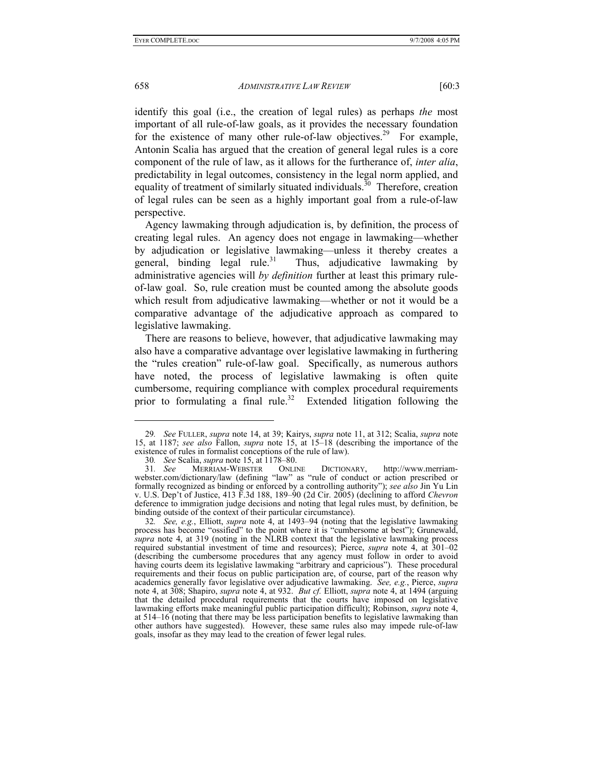identify this goal (i.e., the creation of legal rules) as perhaps *the* most important of all rule-of-law goals, as it provides the necessary foundation for the existence of many other rule-of-law objectives.[29] For example, Antonin Scalia has argued that the creation of general legal rules is a core component of the rule of law, as it allows for the furtherance of, *inter alia*, predictability in legal outcomes, consistency in the legal norm applied, and equality of treatment of similarly situated individuals.[30] Therefore, creation of legal rules can be seen as a highly important goal from a rule-of-law perspective.

Agency lawmaking through adjudication is, by definition, the process of creating legal rules. An agency does not engage in lawmaking—whether by adjudication or legislative lawmaking—unless it thereby creates a general, binding legal rule.[31] Thus, adjudicative lawmaking by administrative agencies will *by definition* further at least this primary rule-of-law goal. So, rule creation must be counted among the absolute goods which result from adjudicative lawmaking—whether or not it would be a comparative advantage of the adjudicative approach as compared to legislative lawmaking.

There are reasons to believe, however, that adjudicative lawmaking may also have a comparative advantage over legislative lawmaking in furthering the "rules creation" rule-of-law goal. Specifically, as numerous authors have noted, the process of legislative lawmaking is often quite cumbersome, requiring compliance with complex procedural requirements prior to formulating a final rule.[32] Extended litigation following the

---

29. *See* FULLER, *supra* note 14, at 39; Kairys, *supra* note 11, at 312; Scalia, *supra* note 15, at 1187; *see also* Fallon, *supra* note 15, at 15–18 (describing the importance of the existence of rules in formalist conceptions of the rule of law).

30. *See* Scalia, *supra* note 15, at 1178–80.

31. *See* MERRIAM-WEBSTER ONLINE DICTIONARY, http://www.merriam-webster.com/dictionary/law (defining "law" as "rule of conduct or action prescribed or formally recognized as binding or enforced by a controlling authority"); *see also* Jin Yu Lin v. U.S. Dep't of Justice, 413 F.3d 188, 189–90 (2d Cir. 2005) (declining to afford *Chevron* deference to immigration judge decisions and noting that legal rules must, by definition, be binding outside of the context of their particular circumstance).

32. *See, e.g.*, Elliott, *supra* note 4, at 1493–94 (noting that the legislative lawmaking process has become "ossified" to the point where it is "cumbersome at best"); Grunewald, *supra* note 4, at 319 (noting in the NLRB context that the legislative lawmaking process required substantial investment of time and resources); Pierce, *supra* note 4, at 301–02 (describing the cumbersome procedures that any agency must follow in order to avoid having courts deem its legislative lawmaking "arbitrary and capricious"). These procedural requirements and their focus on public participation are, of course, part of the reason why academics generally favor legislative over adjudicative lawmaking. *See, e.g.*, Pierce, *supra* note 4, at 308; Shapiro, *supra* note 4, at 932. *But cf.* Elliott, *supra* note 4, at 1494 (arguing that the detailed procedural requirements that the courts have imposed on legislative lawmaking efforts make meaningful public participation difficult); Robinson, *supra* note 4, at 514–16 (noting that there may be less participation benefits to legislative lawmaking than other authors have suggested). However, these same rules also may impede rule-of-law goals, insofar as they may lead to the creation of fewer legal rules.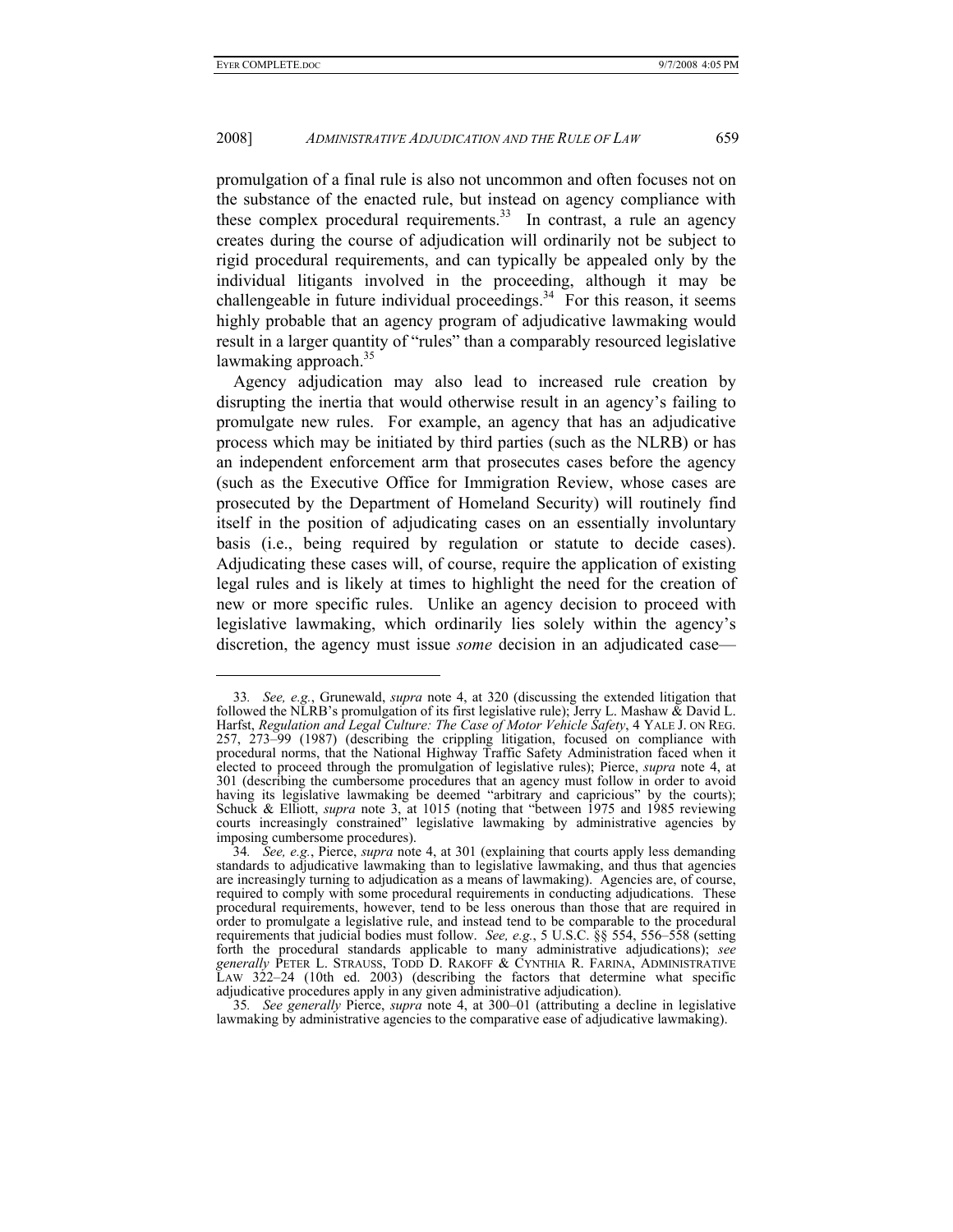promulgation of a final rule is also not uncommon and often focuses not on the substance of the enacted rule, but instead on agency compliance with these complex procedural requirements.[33] In contrast, a rule an agency creates during the course of adjudication will ordinarily not be subject to rigid procedural requirements, and can typically be appealed only by the individual litigants involved in the proceeding, although it may be challengeable in future individual proceedings.[34] For this reason, it seems highly probable that an agency program of adjudicative lawmaking would result in a larger quantity of "rules" than a comparably resourced legislative lawmaking approach.[35]

Agency adjudication may also lead to increased rule creation by disrupting the inertia that would otherwise result in an agency's failing to promulgate new rules. For example, an agency that has an adjudicative process which may be initiated by third parties (such as the NLRB) or has an independent enforcement arm that prosecutes cases before the agency (such as the Executive Office for Immigration Review, whose cases are prosecuted by the Department of Homeland Security) will routinely find itself in the position of adjudicating cases on an essentially involuntary basis (i.e., being required by regulation or statute to decide cases). Adjudicating these cases will, of course, require the application of existing legal rules and is likely at times to highlight the need for the creation of new or more specific rules. Unlike an agency decision to proceed with legislative lawmaking, which ordinarily lies solely within the agency's discretion, the agency must issue *some* decision in an adjudicated case—

---

33. *See, e.g.*, Grunewald, *supra* note 4, at 320 (discussing the extended litigation that followed the NLRB's promulgation of its first legislative rule); Jerry L. Mashaw & David L. Harfst, *Regulation and Legal Culture: The Case of Motor Vehicle Safety*, 4 YALE J. ON REG. 257, 273–99 (1987) (describing the crippling litigation, focused on compliance with procedural norms, that the National Highway Traffic Safety Administration faced when it elected to proceed through the promulgation of legislative rules); Pierce, *supra* note 4, at 301 (describing the cumbersome procedures that an agency must follow in order to avoid having its legislative lawmaking be deemed "arbitrary and capricious" by the courts); Schuck & Elliott, *supra* note 3, at 1015 (noting that "between 1975 and 1985 reviewing courts increasingly constrained" legislative lawmaking by administrative agencies by imposing cumbersome procedures).

34. *See, e.g.*, Pierce, *supra* note 4, at 301 (explaining that courts apply less demanding standards to adjudicative lawmaking than to legislative lawmaking, and thus that agencies are increasingly turning to adjudication as a means of lawmaking). Agencies are, of course, required to comply with some procedural requirements in conducting adjudications. These procedural requirements, however, tend to be less onerous than those that are required in order to promulgate a legislative rule, and instead tend to be comparable to the procedural requirements that judicial bodies must follow. *See, e.g.*, 5 U.S.C. §§ 554, 556–558 (setting forth the procedural standards applicable to many administrative adjudications); *see generally* PETER L. STRAUSS, TODD D. RAKOFF & CYNTHIA R. FARINA, ADMINISTRATIVE LAW 322–24 (10th ed. 2003) (describing the factors that determine what specific adjudicative procedures apply in any given administrative adjudication).

35. *See generally* Pierce, *supra* note 4, at 300–01 (attributing a decline in legislative lawmaking by administrative agencies to the comparative ease of adjudicative lawmaking).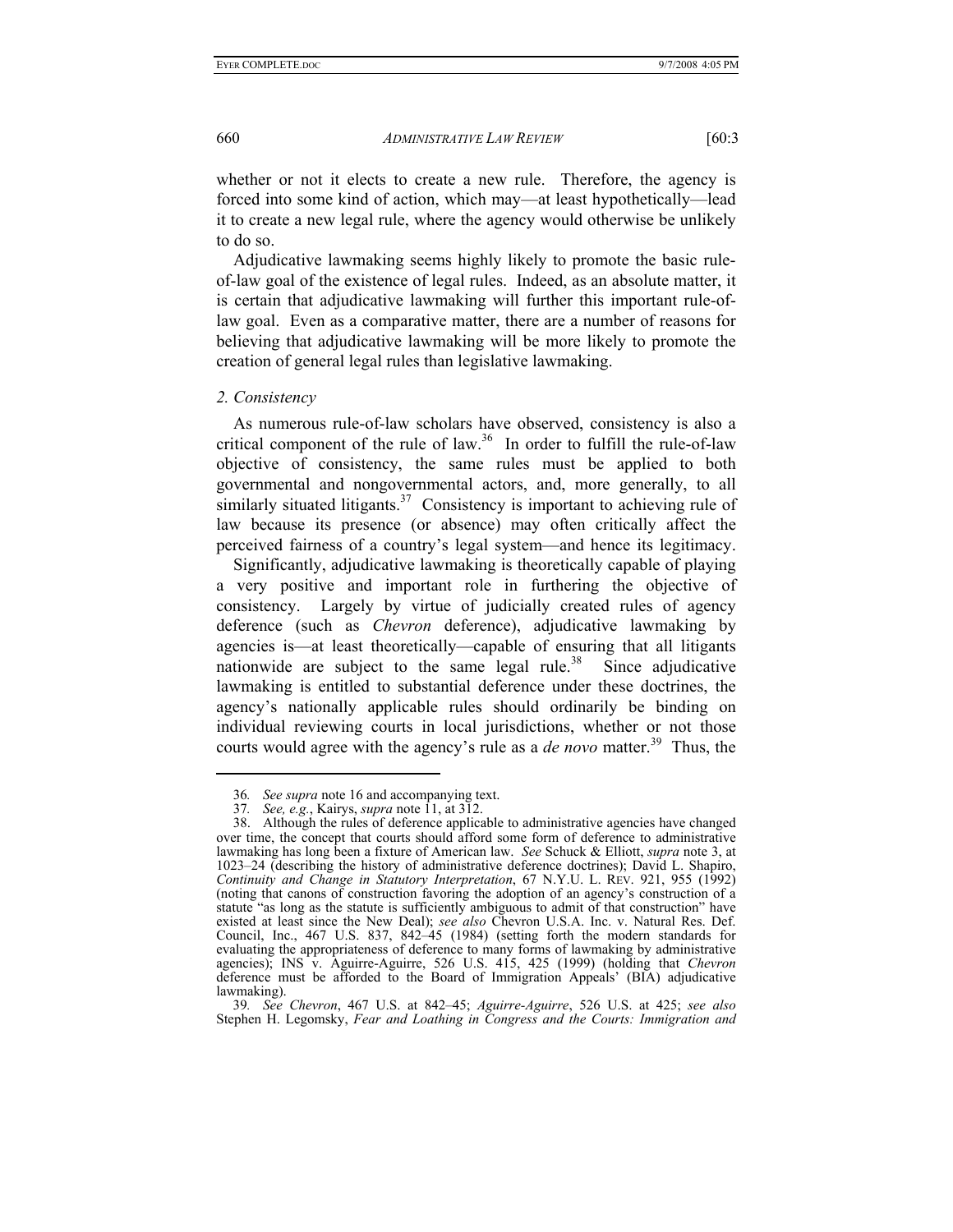whether or not it elects to create a new rule. Therefore, the agency is forced into some kind of action, which may—at least hypothetically—lead it to create a new legal rule, where the agency would otherwise be unlikely to do so.

Adjudicative lawmaking seems highly likely to promote the basic rule-of-law goal of the existence of legal rules. Indeed, as an absolute matter, it is certain that adjudicative lawmaking will further this important rule-of-law goal. Even as a comparative matter, there are a number of reasons for believing that adjudicative lawmaking will be more likely to promote the creation of general legal rules than legislative lawmaking.

### 2. Consistency

As numerous rule-of-law scholars have observed, consistency is also a critical component of the rule of law.[36] In order to fulfill the rule-of-law objective of consistency, the same rules must be applied to both governmental and nongovernmental actors, and, more generally, to all similarly situated litigants.[37] Consistency is important to achieving rule of law because its presence (or absence) may often critically affect the perceived fairness of a country's legal system—and hence its legitimacy.

Significantly, adjudicative lawmaking is theoretically capable of playing a very positive and important role in furthering the objective of consistency. Largely by virtue of judicially created rules of agency deference (such as *Chevron* deference), adjudicative lawmaking by agencies is—at least theoretically—capable of ensuring that all litigants nationwide are subject to the same legal rule.[38] Since adjudicative lawmaking is entitled to substantial deference under these doctrines, the agency's nationally applicable rules should ordinarily be binding on individual reviewing courts in local jurisdictions, whether or not those courts would agree with the agency's rule as a *de novo* matter.[39] Thus, the

---

36. *See supra* note 16 and accompanying text.

37. *See, e.g.*, Kairys, *supra* note 11, at 312.

38. Although the rules of deference applicable to administrative agencies have changed over time, the concept that courts should afford some form of deference to administrative lawmaking has long been a fixture of American law. *See* Schuck & Elliott, *supra* note 3, at 1023–24 (describing the history of administrative deference doctrines); David L. Shapiro, *Continuity and Change in Statutory Interpretation*, 67 N.Y.U. L. REV. 921, 955 (1992) (noting that canons of construction favoring the adoption of an agency's construction of a statute "as long as the statute is sufficiently ambiguous to admit of that construction" have existed at least since the New Deal); *see also* Chevron U.S.A. Inc. v. Natural Res. Def. Council, Inc., 467 U.S. 837, 842–45 (1984) (setting forth the modern standards for evaluating the appropriateness of deference to many forms of lawmaking by administrative agencies); INS v. Aguirre-Aguirre, 526 U.S. 415, 425 (1999) (holding that *Chevron* deference must be afforded to the Board of Immigration Appeals' (BIA) adjudicative lawmaking).

39. *See Chevron*, 467 U.S. at 842–45; *Aguirre-Aguirre*, 526 U.S. at 425; *see also* Stephen H. Legomsky, *Fear and Loathing in Congress and the Courts: Immigration and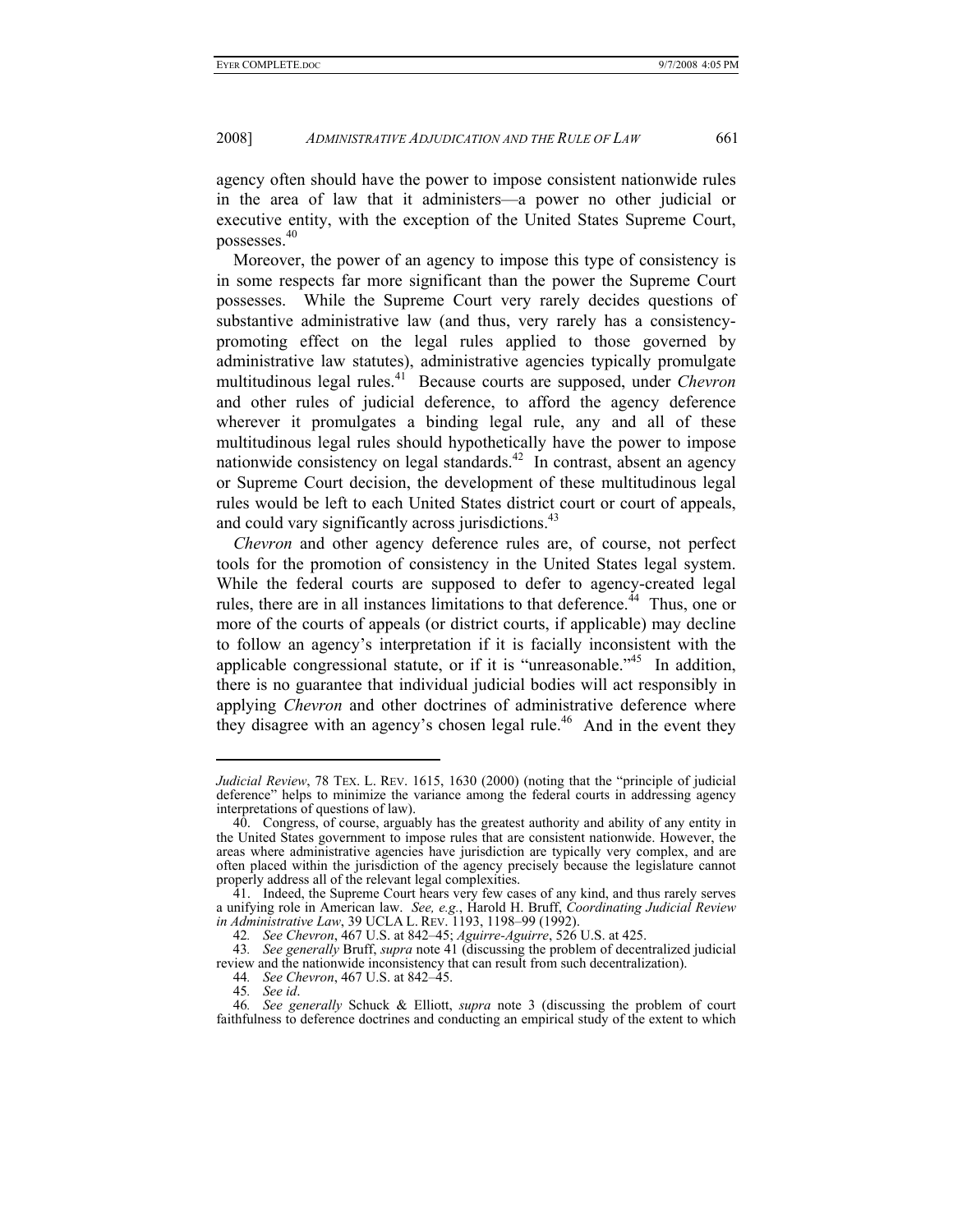agency often should have the power to impose consistent nationwide rules in the area of law that it administers—a power no other judicial or executive entity, with the exception of the United States Supreme Court, possesses.[40]

Moreover, the power of an agency to impose this type of consistency is in some respects far more significant than the power the Supreme Court possesses. While the Supreme Court very rarely decides questions of substantive administrative law (and thus, very rarely has a consistency-promoting effect on the legal rules applied to those governed by administrative law statutes), administrative agencies typically promulgate multitudinous legal rules.[41] Because courts are supposed, under *Chevron* and other rules of judicial deference, to afford the agency deference wherever it promulgates a binding legal rule, any and all of these multitudinous legal rules should hypothetically have the power to impose nationwide consistency on legal standards.[42] In contrast, absent an agency or Supreme Court decision, the development of these multitudinous legal rules would be left to each United States district court or court of appeals, and could vary significantly across jurisdictions.[43]

*Chevron* and other agency deference rules are, of course, not perfect tools for the promotion of consistency in the United States legal system. While the federal courts are supposed to defer to agency-created legal rules, there are in all instances limitations to that deference.[44] Thus, one or more of the courts of appeals (or district courts, if applicable) may decline to follow an agency's interpretation if it is facially inconsistent with the applicable congressional statute, or if it is "unreasonable."[45] In addition, there is no guarantee that individual judicial bodies will act responsibly in applying *Chevron* and other doctrines of administrative deference where they disagree with an agency's chosen legal rule.[46] And in the event they

---

*Judicial Review*, 78 TEX. L. REV. 1615, 1630 (2000) (noting that the "principle of judicial deference" helps to minimize the variance among the federal courts in addressing agency interpretations of questions of law).

40. Congress, of course, arguably has the greatest authority and ability of any entity in the United States government to impose rules that are consistent nationwide. However, the areas where administrative agencies have jurisdiction are typically very complex, and are often placed within the jurisdiction of the agency precisely because the legislature cannot properly address all of the relevant legal complexities.

41. Indeed, the Supreme Court hears very few cases of any kind, and thus rarely serves a unifying role in American law. *See, e.g.*, Harold H. Bruff, *Coordinating Judicial Review in Administrative Law*, 39 UCLA L. REV. 1193, 1198–99 (1992).

42. *See Chevron*, 467 U.S. at 842–45; *Aguirre-Aguirre*, 526 U.S. at 425.

43. *See generally* Bruff, *supra* note 41 (discussing the problem of decentralized judicial review and the nationwide inconsistency that can result from such decentralization).

44. *See Chevron*, 467 U.S. at 842–45.

45. *See id*.

46. *See generally* Schuck & Elliott, *supra* note 3 (discussing the problem of court faithfulness to deference doctrines and conducting an empirical study of the extent to which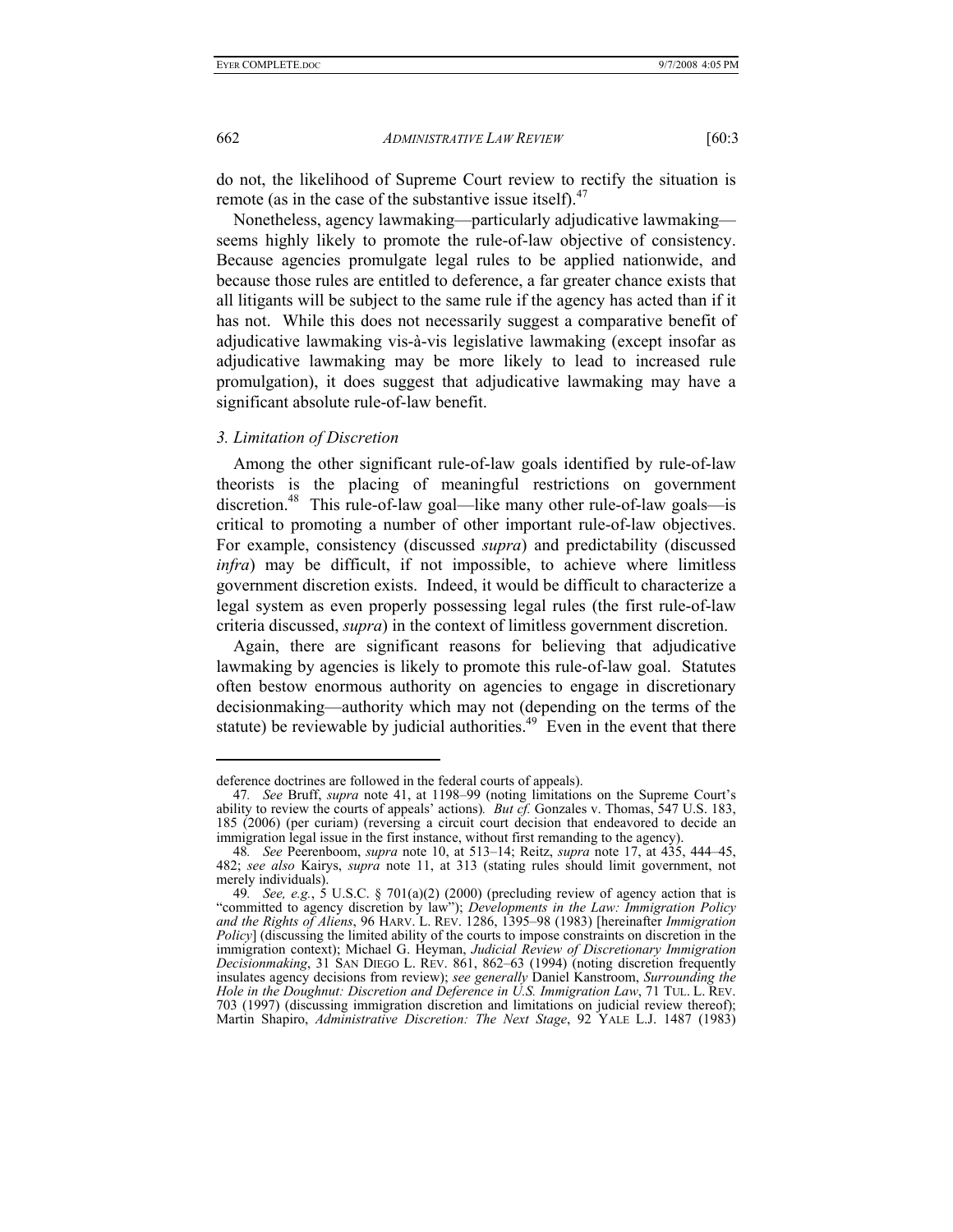do not, the likelihood of Supreme Court review to rectify the situation is remote (as in the case of the substantive issue itself).[47]

Nonetheless, agency lawmaking—particularly adjudicative lawmaking—seems highly likely to promote the rule-of-law objective of consistency. Because agencies promulgate legal rules to be applied nationwide, and because those rules are entitled to deference, a far greater chance exists that all litigants will be subject to the same rule if the agency has acted than if it has not. While this does not necessarily suggest a comparative benefit of adjudicative lawmaking vis-à-vis legislative lawmaking (except insofar as adjudicative lawmaking may be more likely to lead to increased rule promulgation), it does suggest that adjudicative lawmaking may have a significant absolute rule-of-law benefit.

### *3. Limitation of Discretion*

Among the other significant rule-of-law goals identified by rule-of-law theorists is the placing of meaningful restrictions on government discretion.[48] This rule-of-law goal—like many other rule-of-law goals—is critical to promoting a number of other important rule-of-law objectives. For example, consistency (discussed *supra*) and predictability (discussed *infra*) may be difficult, if not impossible, to achieve where limitless government discretion exists. Indeed, it would be difficult to characterize a legal system as even properly possessing legal rules (the first rule-of-law criteria discussed, *supra*) in the context of limitless government discretion.

Again, there are significant reasons for believing that adjudicative lawmaking by agencies is likely to promote this rule-of-law goal. Statutes often bestow enormous authority on agencies to engage in discretionary decisionmaking—authority which may not (depending on the terms of the statute) be reviewable by judicial authorities.[49] Even in the event that there

---

deference doctrines are followed in the federal courts of appeals).

47. *See* Bruff, *supra* note 41, at 1198–99 (noting limitations on the Supreme Court's ability to review the courts of appeals' actions). *But cf.* Gonzales v. Thomas, 547 U.S. 183, 185 (2006) (per curiam) (reversing a circuit court decision that endeavored to decide an immigration legal issue in the first instance, without first remanding to the agency).

48. *See* Peerenboom, *supra* note 10, at 513–14; Reitz, *supra* note 17, at 435, 444–45, 482; *see also* Kairys, *supra* note 11, at 313 (stating rules should limit government, not merely individuals).

49. *See, e.g.*, 5 U.S.C. § 701(a)(2) (2000) (precluding review of agency action that is "committed to agency discretion by law"); *Developments in the Law: Immigration Policy and the Rights of Aliens*, 96 HARV. L. REV. 1286, 1395–98 (1983) [hereinafter *Immigration Policy*] (discussing the limited ability of the courts to impose constraints on discretion in the immigration context); Michael G. Heyman, *Judicial Review of Discretionary Immigration Decisionmaking*, 31 SAN DIEGO L. REV. 861, 862–63 (1994) (noting discretion frequently insulates agency decisions from review); *see generally* Daniel Kanstroom, *Surrounding the Hole in the Doughnut: Discretion and Deference in U.S. Immigration Law*, 71 TUL. L. REV. 703 (1997) (discussing immigration discretion and limitations on judicial review thereof); Martin Shapiro, *Administrative Discretion: The Next Stage*, 92 YALE L.J. 1487 (1983)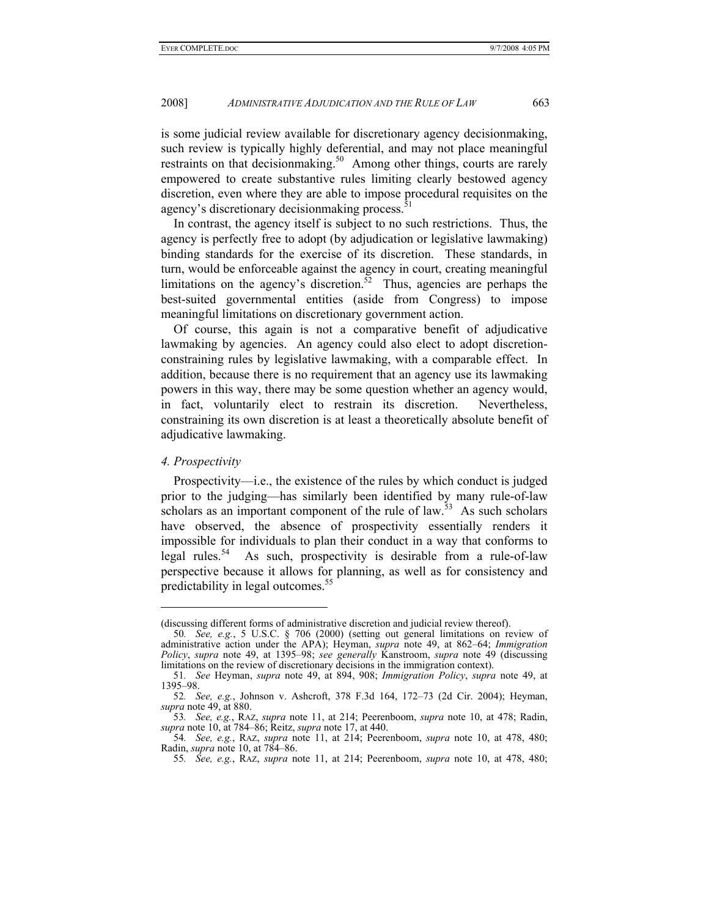is some judicial review available for discretionary agency decisionmaking, such review is typically highly deferential, and may not place meaningful restraints on that decisionmaking.[50] Among other things, courts are rarely empowered to create substantive rules limiting clearly bestowed agency discretion, even where they are able to impose procedural requisites on the agency's discretionary decisionmaking process.[51]

In contrast, the agency itself is subject to no such restrictions. Thus, the agency is perfectly free to adopt (by adjudication or legislative lawmaking) binding standards for the exercise of its discretion. These standards, in turn, would be enforceable against the agency in court, creating meaningful limitations on the agency's discretion.[52] Thus, agencies are perhaps the best-suited governmental entities (aside from Congress) to impose meaningful limitations on discretionary government action.

Of course, this again is not a comparative benefit of adjudicative lawmaking by agencies. An agency could also elect to adopt discretion-constraining rules by legislative lawmaking, with a comparable effect. In addition, because there is no requirement that an agency use its lawmaking powers in this way, there may be some question whether an agency would, in fact, voluntarily elect to restrain its discretion. Nevertheless, constraining its own discretion is at least a theoretically absolute benefit of adjudicative lawmaking.

### *4. Prospectivity*

Prospectivity—i.e., the existence of the rules by which conduct is judged prior to the judging—has similarly been identified by many rule-of-law scholars as an important component of the rule of law.[53] As such scholars have observed, the absence of prospectivity essentially renders it impossible for individuals to plan their conduct in a way that conforms to legal rules.[54] As such, prospectivity is desirable from a rule-of-law perspective because it allows for planning, as well as for consistency and predictability in legal outcomes.[55]

---

(discussing different forms of administrative discretion and judicial review thereof).

50. *See, e.g.*, 5 U.S.C. § 706 (2000) (setting out general limitations on review of administrative action under the APA); Heyman, *supra* note 49, at 862–64; *Immigration Policy*, *supra* note 49, at 1395–98; *see generally* Kanstroom, *supra* note 49 (discussing limitations on the review of discretionary decisions in the immigration context).

51. *See* Heyman, *supra* note 49, at 894, 908; *Immigration Policy*, *supra* note 49, at 1395–98.

52. *See, e.g.*, Johnson v. Ashcroft, 378 F.3d 164, 172–73 (2d Cir. 2004); Heyman, *supra* note 49, at 880.

53. *See, e.g.*, RAZ, *supra* note 11, at 214; Peerenboom, *supra* note 10, at 478; Radin, *supra* note 10, at 784–86; Reitz, *supra* note 17, at 440.

54. *See, e.g.*, RAZ, *supra* note 11, at 214; Peerenboom, *supra* note 10, at 478, 480; Radin, *supra* note 10, at 784–86.

55. *See, e.g.*, RAZ, *supra* note 11, at 214; Peerenboom, *supra* note 10, at 478, 480;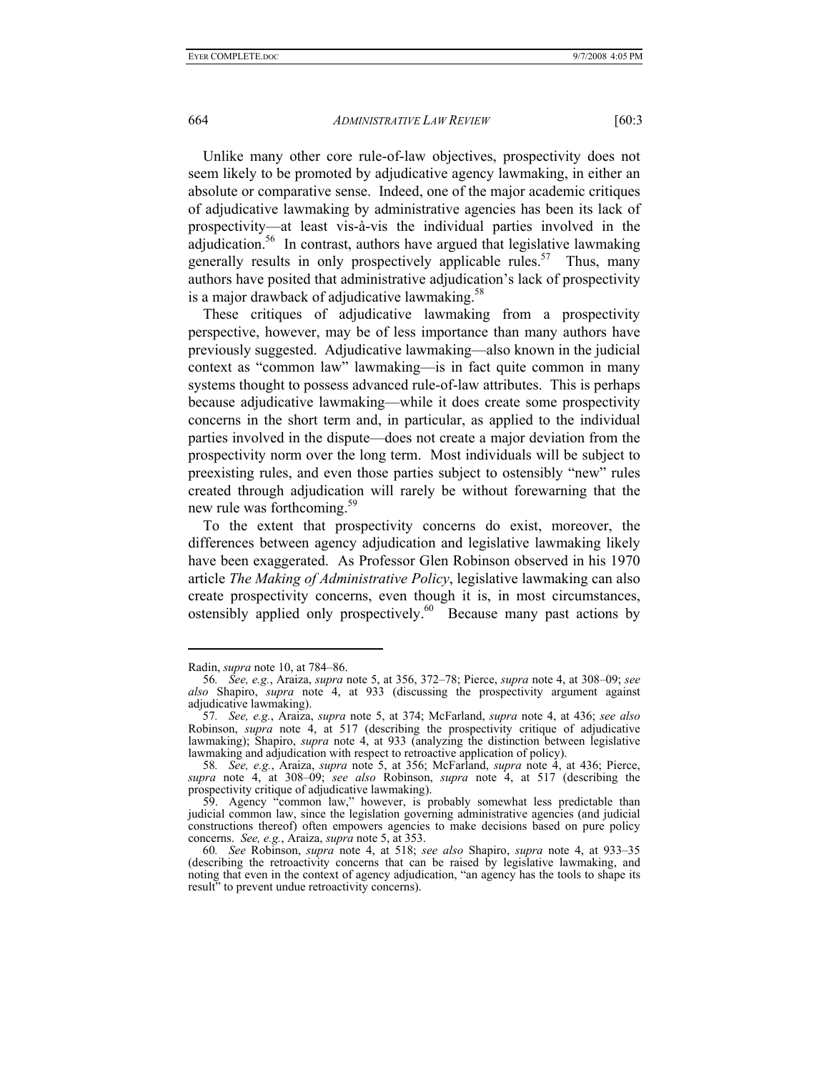Unlike many other core rule-of-law objectives, prospectivity does not seem likely to be promoted by adjudicative agency lawmaking, in either an absolute or comparative sense. Indeed, one of the major academic critiques of adjudicative lawmaking by administrative agencies has been its lack of prospectivity—at least vis-à-vis the individual parties involved in the adjudication.[56] In contrast, authors have argued that legislative lawmaking generally results in only prospectively applicable rules.[57] Thus, many authors have posited that administrative adjudication's lack of prospectivity is a major drawback of adjudicative lawmaking.[58]

These critiques of adjudicative lawmaking from a prospectivity perspective, however, may be of less importance than many authors have previously suggested. Adjudicative lawmaking—also known in the judicial context as "common law" lawmaking—is in fact quite common in many systems thought to possess advanced rule-of-law attributes. This is perhaps because adjudicative lawmaking—while it does create some prospectivity concerns in the short term and, in particular, as applied to the individual parties involved in the dispute—does not create a major deviation from the prospectivity norm over the long term. Most individuals will be subject to preexisting rules, and even those parties subject to ostensibly "new" rules created through adjudication will rarely be without forewarning that the new rule was forthcoming.[59]

To the extent that prospectivity concerns do exist, moreover, the differences between agency adjudication and legislative lawmaking likely have been exaggerated. As Professor Glen Robinson observed in his 1970 article *The Making of Administrative Policy*, legislative lawmaking can also create prospectivity concerns, even though it is, in most circumstances, ostensibly applied only prospectively.[60] Because many past actions by

---

Radin, *supra* note 10, at 784–86.

56. *See, e.g.*, Araiza, *supra* note 5, at 356, 372–78; Pierce, *supra* note 4, at 308–09; *see also* Shapiro, *supra* note 4, at 933 (discussing the prospectivity argument against adjudicative lawmaking).

57. *See, e.g.*, Araiza, *supra* note 5, at 374; McFarland, *supra* note 4, at 436; *see also* Robinson, *supra* note 4, at 517 (describing the prospectivity critique of adjudicative lawmaking); Shapiro, *supra* note 4, at 933 (analyzing the distinction between legislative lawmaking and adjudication with respect to retroactive application of policy).

58. *See, e.g.*, Araiza, *supra* note 5, at 356; McFarland, *supra* note 4, at 436; Pierce, *supra* note 4, at 308–09; *see also* Robinson, *supra* note 4, at 517 (describing the prospectivity critique of adjudicative lawmaking).

59. Agency "common law," however, is probably somewhat less predictable than judicial common law, since the legislation governing administrative agencies (and judicial constructions thereof) often empowers agencies to make decisions based on pure policy concerns. *See, e.g.*, Araiza, *supra* note 5, at 353.

60. *See* Robinson, *supra* note 4, at 518; *see also* Shapiro, *supra* note 4, at 933–35 (describing the retroactivity concerns that can be raised by legislative lawmaking, and noting that even in the context of agency adjudication, "an agency has the tools to shape its result" to prevent undue retroactivity concerns).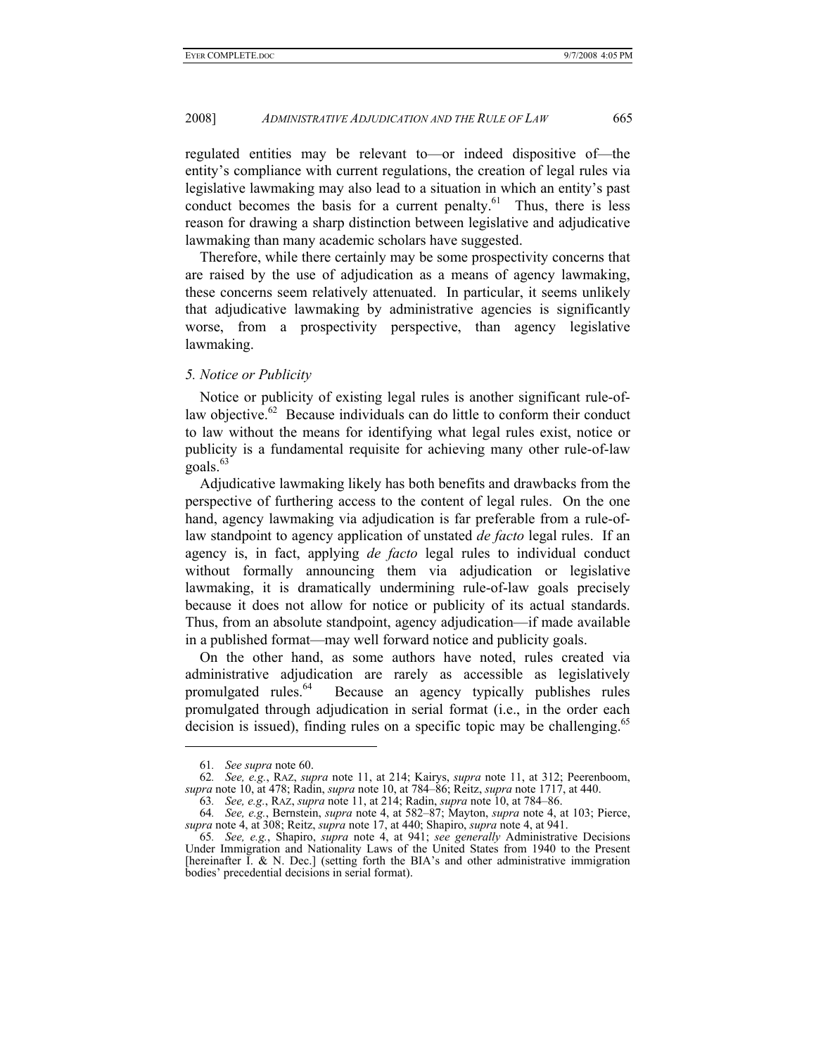regulated entities may be relevant to—or indeed dispositive of—the entity's compliance with current regulations, the creation of legal rules via legislative lawmaking may also lead to a situation in which an entity's past conduct becomes the basis for a current penalty.[61] Thus, there is less reason for drawing a sharp distinction between legislative and adjudicative lawmaking than many academic scholars have suggested.

Therefore, while there certainly may be some prospectivity concerns that are raised by the use of adjudication as a means of agency lawmaking, these concerns seem relatively attenuated. In particular, it seems unlikely that adjudicative lawmaking by administrative agencies is significantly worse, from a prospectivity perspective, than agency legislative lawmaking.

*5. Notice or Publicity*

Notice or publicity of existing legal rules is another significant rule-of-law objective.[62] Because individuals can do little to conform their conduct to law without the means for identifying what legal rules exist, notice or publicity is a fundamental requisite for achieving many other rule-of-law goals.[63]

Adjudicative lawmaking likely has both benefits and drawbacks from the perspective of furthering access to the content of legal rules. On the one hand, agency lawmaking via adjudication is far preferable from a rule-of-law standpoint to agency application of unstated *de facto* legal rules. If an agency is, in fact, applying *de facto* legal rules to individual conduct without formally announcing them via adjudication or legislative lawmaking, it is dramatically undermining rule-of-law goals precisely because it does not allow for notice or publicity of its actual standards. Thus, from an absolute standpoint, agency adjudication—if made available in a published format—may well forward notice and publicity goals.

On the other hand, as some authors have noted, rules created via administrative adjudication are rarely as accessible as legislatively promulgated rules.[64] Because an agency typically publishes rules promulgated through adjudication in serial format (i.e., in the order each decision is issued), finding rules on a specific topic may be challenging.[65]

---

61. *See supra* note 60.

62. *See, e.g.*, RAZ, *supra* note 11, at 214; Kairys, *supra* note 11, at 312; Peerenboom, *supra* note 10, at 478; Radin, *supra* note 10, at 784–86; Reitz, *supra* note 1717, at 440.

63. *See, e.g.*, RAZ, *supra* note 11, at 214; Radin, *supra* note 10, at 784–86.

64. *See, e.g.*, Bernstein, *supra* note 4, at 582–87; Mayton, *supra* note 4, at 103; Pierce, *supra* note 4, at 308; Reitz, *supra* note 17, at 440; Shapiro, *supra* note 4, at 941.

65. *See, e.g.*, Shapiro, *supra* note 4, at 941; *see generally* Administrative Decisions Under Immigration and Nationality Laws of the United States from 1940 to the Present [hereinafter I. & N. Dec.] (setting forth the BIA's and other administrative immigration bodies' precedential decisions in serial format).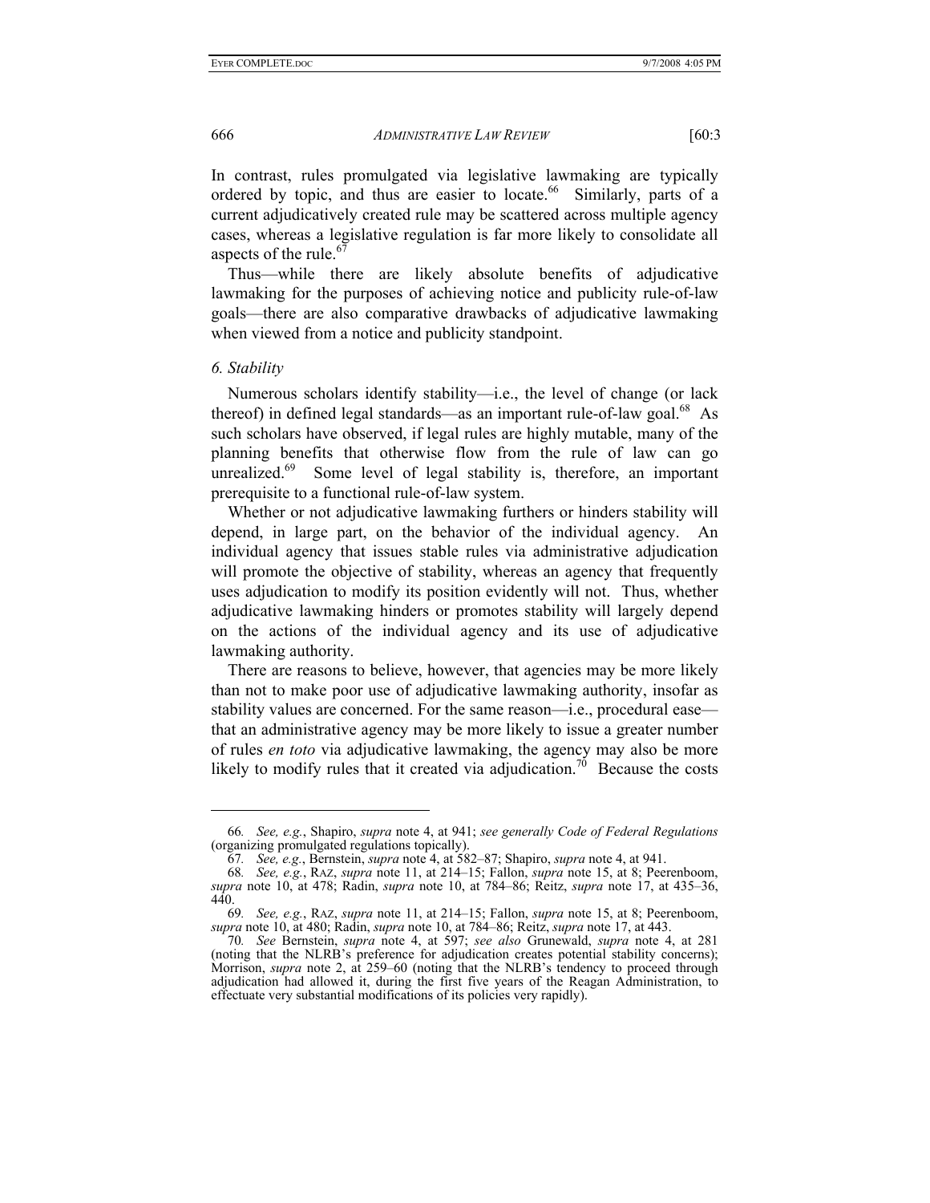In contrast, rules promulgated via legislative lawmaking are typically ordered by topic, and thus are easier to locate.[66] Similarly, parts of a current adjudicatively created rule may be scattered across multiple agency cases, whereas a legislative regulation is far more likely to consolidate all aspects of the rule.[67]

Thus—while there are likely absolute benefits of adjudicative lawmaking for the purposes of achieving notice and publicity rule-of-law goals—there are also comparative drawbacks of adjudicative lawmaking when viewed from a notice and publicity standpoint.

*6. Stability*

Numerous scholars identify stability—i.e., the level of change (or lack thereof) in defined legal standards—as an important rule-of-law goal.[68] As such scholars have observed, if legal rules are highly mutable, many of the planning benefits that otherwise flow from the rule of law can go unrealized.[69] Some level of legal stability is, therefore, an important prerequisite to a functional rule-of-law system.

Whether or not adjudicative lawmaking furthers or hinders stability will depend, in large part, on the behavior of the individual agency. An individual agency that issues stable rules via administrative adjudication will promote the objective of stability, whereas an agency that frequently uses adjudication to modify its position evidently will not. Thus, whether adjudicative lawmaking hinders or promotes stability will largely depend on the actions of the individual agency and its use of adjudicative lawmaking authority.

There are reasons to believe, however, that agencies may be more likely than not to make poor use of adjudicative lawmaking authority, insofar as stability values are concerned. For the same reason—i.e., procedural ease—that an administrative agency may be more likely to issue a greater number of rules *en toto* via adjudicative lawmaking, the agency may also be more likely to modify rules that it created via adjudication.[70] Because the costs

---

66. *See, e.g.*, Shapiro, *supra* note 4, at 941; *see generally Code of Federal Regulations* (organizing promulgated regulations topically).

67. *See, e.g.*, Bernstein, *supra* note 4, at 582–87; Shapiro, *supra* note 4, at 941.

68. *See, e.g.*, RAZ, *supra* note 11, at 214–15; Fallon, *supra* note 15, at 8; Peerenboom, *supra* note 10, at 478; Radin, *supra* note 10, at 784–86; Reitz, *supra* note 17, at 435–36, 440.

69. *See, e.g.*, RAZ, *supra* note 11, at 214–15; Fallon, *supra* note 15, at 8; Peerenboom, *supra* note 10, at 480; Radin, *supra* note 10, at 784–86; Reitz, *supra* note 17, at 443.

70. *See* Bernstein, *supra* note 4, at 597; *see also* Grunewald, *supra* note 4, at 281 (noting that the NLRB's preference for adjudication creates potential stability concerns); Morrison, *supra* note 2, at 259–60 (noting that the NLRB's tendency to proceed through adjudication had allowed it, during the first five years of the Reagan Administration, to effectuate very substantial modifications of its policies very rapidly).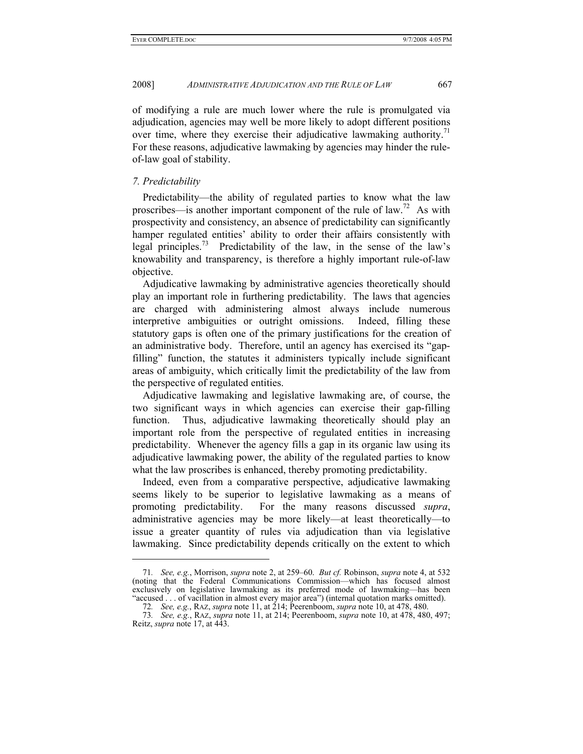of modifying a rule are much lower where the rule is promulgated via adjudication, agencies may well be more likely to adopt different positions over time, where they exercise their adjudicative lawmaking authority.[71] For these reasons, adjudicative lawmaking by agencies may hinder the rule-of-law goal of stability.

### *7. Predictability*

Predictability—the ability of regulated parties to know what the law proscribes—is another important component of the rule of law.[72] As with prospectivity and consistency, an absence of predictability can significantly hamper regulated entities' ability to order their affairs consistently with legal principles.[73] Predictability of the law, in the sense of the law's knowability and transparency, is therefore a highly important rule-of-law objective.

Adjudicative lawmaking by administrative agencies theoretically should play an important role in furthering predictability. The laws that agencies are charged with administering almost always include numerous interpretive ambiguities or outright omissions. Indeed, filling these statutory gaps is often one of the primary justifications for the creation of an administrative body. Therefore, until an agency has exercised its "gap-filling" function, the statutes it administers typically include significant areas of ambiguity, which critically limit the predictability of the law from the perspective of regulated entities.

Adjudicative lawmaking and legislative lawmaking are, of course, the two significant ways in which agencies can exercise their gap-filling function. Thus, adjudicative lawmaking theoretically should play an important role from the perspective of regulated entities in increasing predictability. Whenever the agency fills a gap in its organic law using its adjudicative lawmaking power, the ability of the regulated parties to know what the law proscribes is enhanced, thereby promoting predictability.

Indeed, even from a comparative perspective, adjudicative lawmaking seems likely to be superior to legislative lawmaking as a means of promoting predictability. For the many reasons discussed *supra*, administrative agencies may be more likely—at least theoretically—to issue a greater quantity of rules via adjudication than via legislative lawmaking. Since predictability depends critically on the extent to which

---

71. *See, e.g.*, Morrison, *supra* note 2, at 259–60. *But cf.* Robinson, *supra* note 4, at 532 (noting that the Federal Communications Commission—which has focused almost exclusively on legislative lawmaking as its preferred mode of lawmaking—has been "accused . . . of vacillation in almost every major area") (internal quotation marks omitted).

72. *See, e.g.*, RAZ, *supra* note 11, at 214; Peerenboom, *supra* note 10, at 478, 480.

73. *See, e.g.*, RAZ, *supra* note 11, at 214; Peerenboom, *supra* note 10, at 478, 480, 497; Reitz, *supra* note 17, at 443.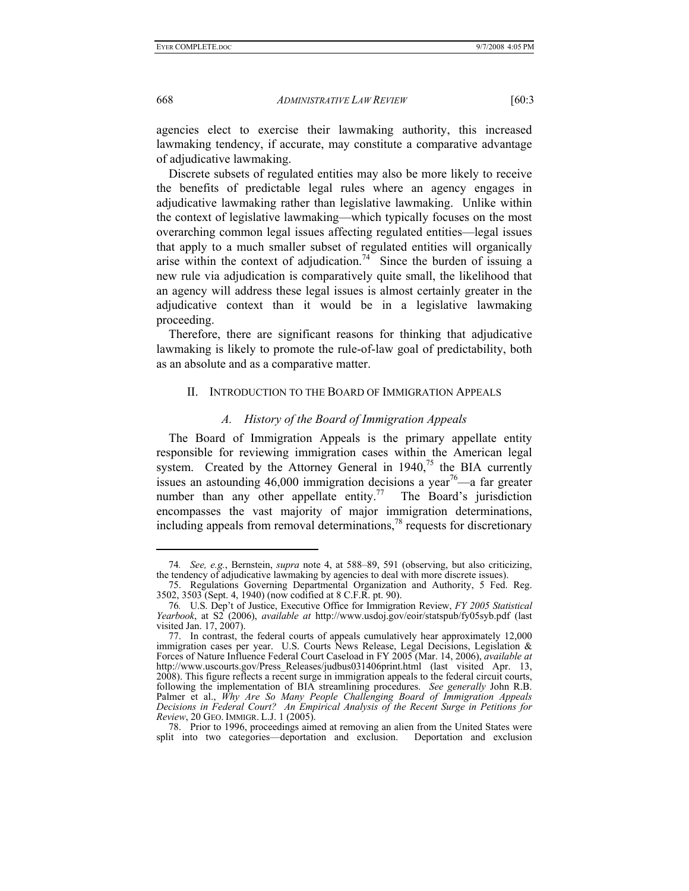agencies elect to exercise their lawmaking authority, this increased lawmaking tendency, if accurate, may constitute a comparative advantage of adjudicative lawmaking.

Discrete subsets of regulated entities may also be more likely to receive the benefits of predictable legal rules where an agency engages in adjudicative lawmaking rather than legislative lawmaking. Unlike within the context of legislative lawmaking—which typically focuses on the most overarching common legal issues affecting regulated entities—legal issues that apply to a much smaller subset of regulated entities will organically arise within the context of adjudication.[74] Since the burden of issuing a new rule via adjudication is comparatively quite small, the likelihood that an agency will address these legal issues is almost certainly greater in the adjudicative context than it would be in a legislative lawmaking proceeding.

Therefore, there are significant reasons for thinking that adjudicative lawmaking is likely to promote the rule-of-law goal of predictability, both as an absolute and as a comparative matter.

## II. INTRODUCTION TO THE BOARD OF IMMIGRATION APPEALS

### *A. History of the Board of Immigration Appeals*

The Board of Immigration Appeals is the primary appellate entity responsible for reviewing immigration cases within the American legal system. Created by the Attorney General in 1940,[75] the BIA currently issues an astounding 46,000 immigration decisions a year[76]—a far greater number than any other appellate entity.[77] The Board's jurisdiction encompasses the vast majority of major immigration determinations, including appeals from removal determinations,[78] requests for discretionary

---

74. *See, e.g.*, Bernstein, *supra* note 4, at 588–89, 591 (observing, but also criticizing, the tendency of adjudicative lawmaking by agencies to deal with more discrete issues).

75. Regulations Governing Departmental Organization and Authority, 5 Fed. Reg. 3502, 3503 (Sept. 4, 1940) (now codified at 8 C.F.R. pt. 90).

76. U.S. Dep't of Justice, Executive Office for Immigration Review, *FY 2005 Statistical Yearbook*, at S2 (2006), *available at* http://www.usdoj.gov/eoir/statspub/fy05syb.pdf (last visited Jan. 17, 2007).

77. In contrast, the federal courts of appeals cumulatively hear approximately 12,000 immigration cases per year. U.S. Courts News Release, Legal Decisions, Legislation & Forces of Nature Influence Federal Court Caseload in FY 2005 (Mar. 14, 2006), *available at* http://www.uscourts.gov/Press_Releases/judbus031406print.html (last visited Apr. 13, 2008). This figure reflects a recent surge in immigration appeals to the federal circuit courts, following the implementation of BIA streamlining procedures. *See generally* John R.B. Palmer et al., *Why Are So Many People Challenging Board of Immigration Appeals Decisions in Federal Court? An Empirical Analysis of the Recent Surge in Petitions for Review*, 20 GEO. IMMIGR. L.J. 1 (2005).

78. Prior to 1996, proceedings aimed at removing an alien from the United States were split into two categories—deportation and exclusion. Deportation and exclusion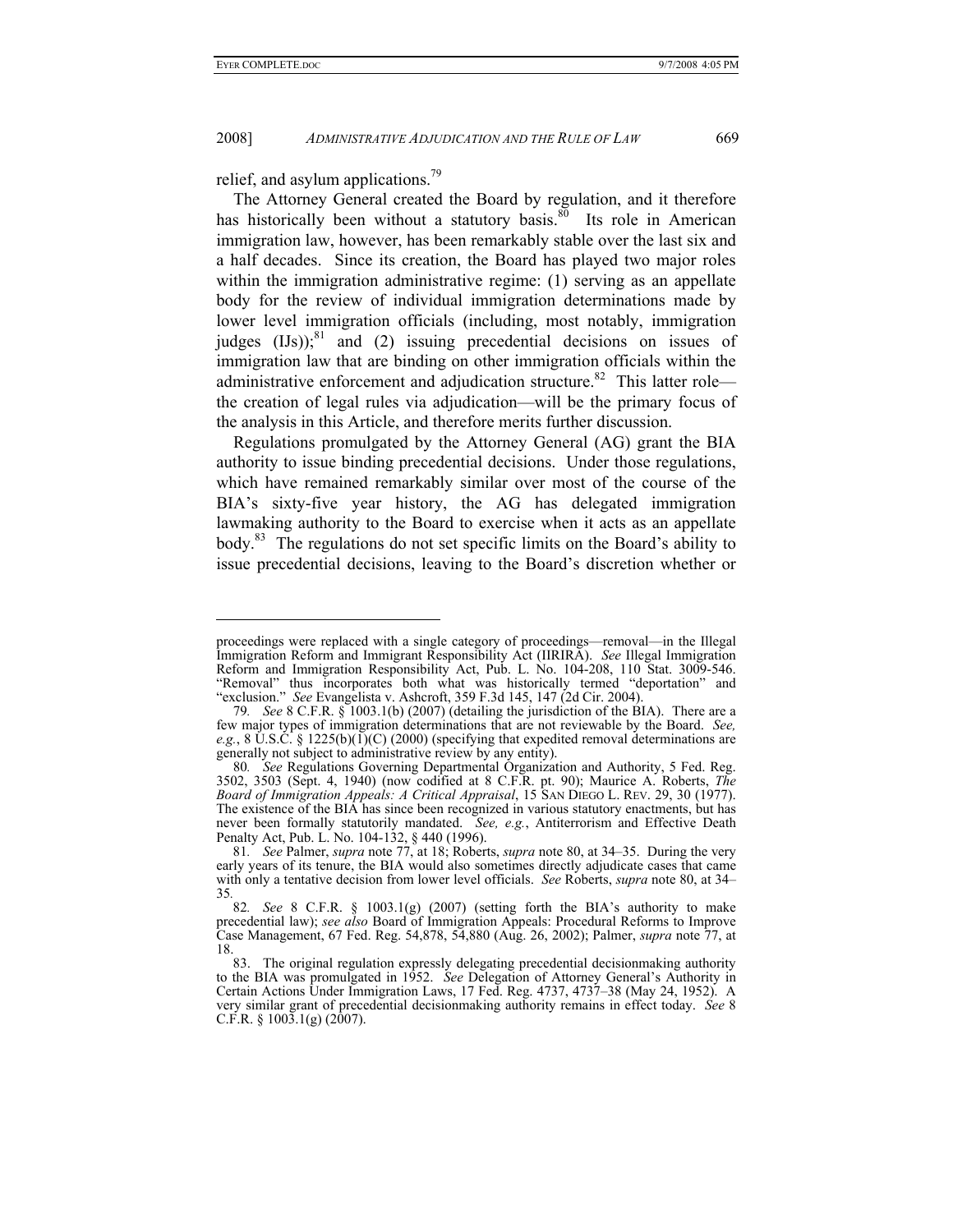relief, and asylum applications.[79]

The Attorney General created the Board by regulation, and it therefore has historically been without a statutory basis.[80] Its role in American immigration law, however, has been remarkably stable over the last six and a half decades. Since its creation, the Board has played two major roles within the immigration administrative regime: (1) serving as an appellate body for the review of individual immigration determinations made by lower level immigration officials (including, most notably, immigration judges (IJs));[81] and (2) issuing precedential decisions on issues of immigration law that are binding on other immigration officials within the administrative enforcement and adjudication structure.[82] This latter role—the creation of legal rules via adjudication—will be the primary focus of the analysis in this Article, and therefore merits further discussion.

Regulations promulgated by the Attorney General (AG) grant the BIA authority to issue binding precedential decisions. Under those regulations, which have remained remarkably similar over most of the course of the BIA's sixty-five year history, the AG has delegated immigration lawmaking authority to the Board to exercise when it acts as an appellate body.[83] The regulations do not set specific limits on the Board's ability to issue precedential decisions, leaving to the Board's discretion whether or

---

proceedings were replaced with a single category of proceedings—removal—in the Illegal Immigration Reform and Immigrant Responsibility Act (IIRIRA). *See* Illegal Immigration Reform and Immigration Responsibility Act, Pub. L. No. 104-208, 110 Stat. 3009-546. "Removal" thus incorporates both what was historically termed "deportation" and "exclusion." *See* Evangelista v. Ashcroft, 359 F.3d 145, 147 (2d Cir. 2004).

79. *See* 8 C.F.R. § 1003.1(b) (2007) (detailing the jurisdiction of the BIA). There are a few major types of immigration determinations that are not reviewable by the Board. *See, e.g.*, 8 U.S.C. § 1225(b)(1)(C) (2000) (specifying that expedited removal determinations are generally not subject to administrative review by any entity).

80. *See* Regulations Governing Departmental Organization and Authority, 5 Fed. Reg. 3502, 3503 (Sept. 4, 1940) (now codified at 8 C.F.R. pt. 90); Maurice A. Roberts, *The Board of Immigration Appeals: A Critical Appraisal*, 15 SAN DIEGO L. REV. 29, 30 (1977). The existence of the BIA has since been recognized in various statutory enactments, but has never been formally statutorily mandated. *See, e.g.*, Antiterrorism and Effective Death Penalty Act, Pub. L. No. 104-132, § 440 (1996).

81. *See* Palmer, *supra* note 77, at 18; Roberts, *supra* note 80, at 34–35. During the very early years of its tenure, the BIA would also sometimes directly adjudicate cases that came with only a tentative decision from lower level officials. *See* Roberts, *supra* note 80, at 34–35.

82. *See* 8 C.F.R. § 1003.1(g) (2007) (setting forth the BIA's authority to make precedential law); *see also* Board of Immigration Appeals: Procedural Reforms to Improve Case Management, 67 Fed. Reg. 54,878, 54,880 (Aug. 26, 2002); Palmer, *supra* note 77, at 18.

83. The original regulation expressly delegating precedential decisionmaking authority to the BIA was promulgated in 1952. *See* Delegation of Attorney General's Authority in Certain Actions Under Immigration Laws, 17 Fed. Reg. 4737, 4737–38 (May 24, 1952). A very similar grant of precedential decisionmaking authority remains in effect today. *See* 8 C.F.R. § 1003.1(g) (2007).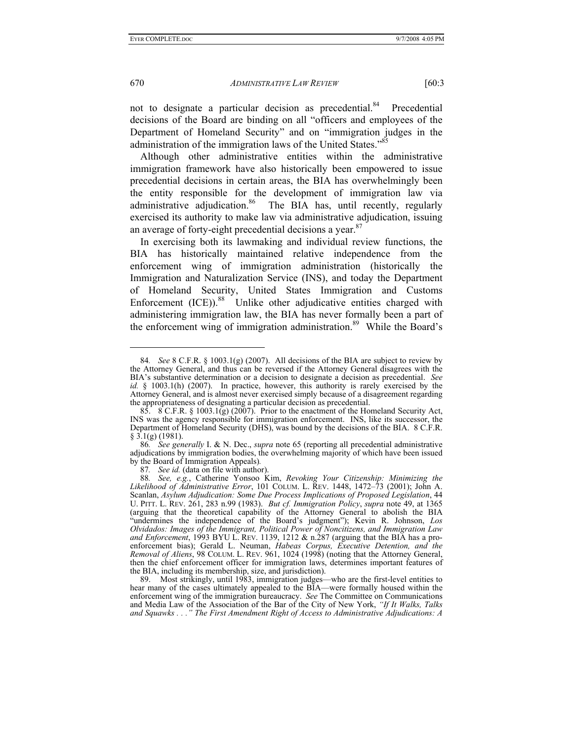not to designate a particular decision as precedential.[84] Precedential decisions of the Board are binding on all "officers and employees of the Department of Homeland Security" and on "immigration judges in the administration of the immigration laws of the United States."[85]

Although other administrative entities within the administrative immigration framework have also historically been empowered to issue precedential decisions in certain areas, the BIA has overwhelmingly been the entity responsible for the development of immigration law via administrative adjudication.[86] The BIA has, until recently, regularly exercised its authority to make law via administrative adjudication, issuing an average of forty-eight precedential decisions a year.[87]

In exercising both its lawmaking and individual review functions, the BIA has historically maintained relative independence from the enforcement wing of immigration administration (historically the Immigration and Naturalization Service (INS), and today the Department of Homeland Security, United States Immigration and Customs Enforcement (ICE)).[88] Unlike other adjudicative entities charged with administering immigration law, the BIA has never formally been a part of the enforcement wing of immigration administration.[89] While the Board's

---

84. *See* 8 C.F.R. § 1003.1(g) (2007). All decisions of the BIA are subject to review by the Attorney General, and thus can be reversed if the Attorney General disagrees with the BIA's substantive determination or a decision to designate a decision as precedential. *See id.* § 1003.1(h) (2007). In practice, however, this authority is rarely exercised by the Attorney General, and is almost never exercised simply because of a disagreement regarding the appropriateness of designating a particular decision as precedential.

85. 8 C.F.R. § 1003.1(g) (2007). Prior to the enactment of the Homeland Security Act, INS was the agency responsible for immigration enforcement. INS, like its successor, the Department of Homeland Security (DHS), was bound by the decisions of the BIA. 8 C.F.R. § 3.1(g) (1981).

86. *See generally* I. & N. Dec., *supra* note 65 (reporting all precedential administrative adjudications by immigration bodies, the overwhelming majority of which have been issued by the Board of Immigration Appeals).

87. *See id.* (data on file with author).

88. *See, e.g.*, Catherine Yonsoo Kim, *Revoking Your Citizenship: Minimizing the Likelihood of Administrative Error*, 101 COLUM. L. REV. 1448, 1472–73 (2001); John A. Scanlan, *Asylum Adjudication: Some Due Process Implications of Proposed Legislation*, 44 U. PITT. L. REV. 261, 283 n.99 (1983). *But cf. Immigration Policy*, *supra* note 49, at 1365 (arguing that the theoretical capability of the Attorney General to abolish the BIA "undermines the independence of the Board's judgment"); Kevin R. Johnson, *Los Olvidados: Images of the Immigrant, Political Power of Noncitizens, and Immigration Law and Enforcement*, 1993 BYU L. REV. 1139, 1212 & n.287 (arguing that the BIA has a pro-enforcement bias); Gerald L. Neuman, *Habeas Corpus, Executive Detention, and the Removal of Aliens*, 98 COLUM. L. REV. 961, 1024 (1998) (noting that the Attorney General, then the chief enforcement officer for immigration laws, determines important features of the BIA, including its membership, size, and jurisdiction).

89. Most strikingly, until 1983, immigration judges—who are the first-level entities to hear many of the cases ultimately appealed to the BIA—were formally housed within the enforcement wing of the immigration bureaucracy. *See* The Committee on Communications and Media Law of the Association of the Bar of the City of New York, *"If It Walks, Talks and Squawks . . ." The First Amendment Right of Access to Administrative Adjudications: A*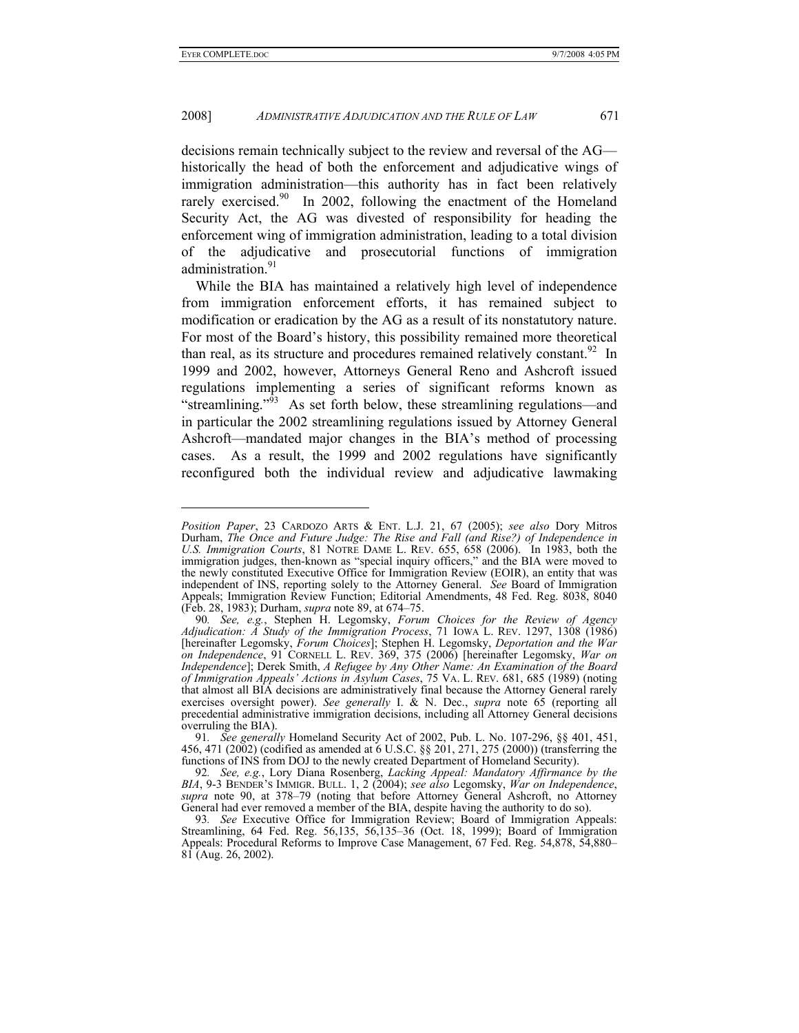decisions remain technically subject to the review and reversal of the AG—historically the head of both the enforcement and adjudicative wings of immigration administration—this authority has in fact been relatively rarely exercised.[90] In 2002, following the enactment of the Homeland Security Act, the AG was divested of responsibility for heading the enforcement wing of immigration administration, leading to a total division of the adjudicative and prosecutorial functions of immigration administration.[91]

While the BIA has maintained a relatively high level of independence from immigration enforcement efforts, it has remained subject to modification or eradication by the AG as a result of its nonstatutory nature. For most of the Board's history, this possibility remained more theoretical than real, as its structure and procedures remained relatively constant.[92] In 1999 and 2002, however, Attorneys General Reno and Ashcroft issued regulations implementing a series of significant reforms known as "streamlining."[93] As set forth below, these streamlining regulations—and in particular the 2002 streamlining regulations issued by Attorney General Ashcroft—mandated major changes in the BIA's method of processing cases. As a result, the 1999 and 2002 regulations have significantly reconfigured both the individual review and adjudicative lawmaking

---

*Position Paper*, 23 CARDOZO ARTS & ENT. L.J. 21, 67 (2005); *see also* Dory Mitros Durham, *The Once and Future Judge: The Rise and Fall (and Rise?) of Independence in U.S. Immigration Courts*, 81 NOTRE DAME L. REV. 655, 658 (2006). In 1983, both the immigration judges, then-known as "special inquiry officers," and the BIA were moved to the newly constituted Executive Office for Immigration Review (EOIR), an entity that was independent of INS, reporting solely to the Attorney General. *See* Board of Immigration Appeals; Immigration Review Function; Editorial Amendments, 48 Fed. Reg. 8038, 8040 (Feb. 28, 1983); Durham, *supra* note 89, at 674–75.

90. *See, e.g.*, Stephen H. Legomsky, *Forum Choices for the Review of Agency Adjudication: A Study of the Immigration Process*, 71 IOWA L. REV. 1297, 1308 (1986) [hereinafter Legomsky, *Forum Choices*]; Stephen H. Legomsky, *Deportation and the War on Independence*, 91 CORNELL L. REV. 369, 375 (2006) [hereinafter Legomsky, *War on Independence*]; Derek Smith, *A Refugee by Any Other Name: An Examination of the Board of Immigration Appeals' Actions in Asylum Cases*, 75 VA. L. REV. 681, 685 (1989) (noting that almost all BIA decisions are administratively final because the Attorney General rarely exercises oversight power). *See generally* I. & N. Dec., *supra* note 65 (reporting all precedential administrative immigration decisions, including all Attorney General decisions overruling the BIA).

91. *See generally* Homeland Security Act of 2002, Pub. L. No. 107-296, §§ 401, 451, 456, 471 (2002) (codified as amended at 6 U.S.C. §§ 201, 271, 275 (2000)) (transferring the functions of INS from DOJ to the newly created Department of Homeland Security).

92. *See, e.g.*, Lory Diana Rosenberg, *Lacking Appeal: Mandatory Affirmance by the BIA*, 9-3 BENDER'S IMMIGR. BULL. 1, 2 (2004); *see also* Legomsky, *War on Independence*, *supra* note 90, at 378–79 (noting that before Attorney General Ashcroft, no Attorney General had ever removed a member of the BIA, despite having the authority to do so).

93. *See* Executive Office for Immigration Review; Board of Immigration Appeals: Streamlining, 64 Fed. Reg. 56,135, 56,135–36 (Oct. 18, 1999); Board of Immigration Appeals: Procedural Reforms to Improve Case Management, 67 Fed. Reg. 54,878, 54,880–81 (Aug. 26, 2002).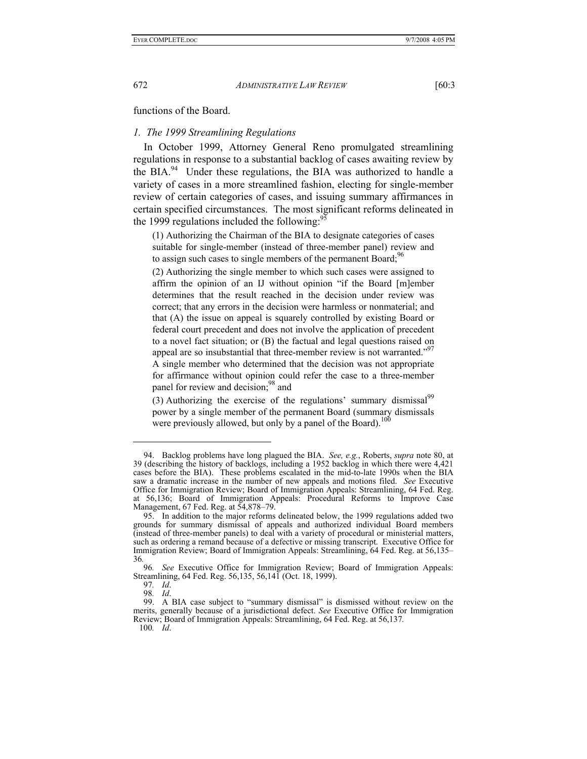functions of the Board.

### *1. The 1999 Streamlining Regulations*

In October 1999, Attorney General Reno promulgated streamlining regulations in response to a substantial backlog of cases awaiting review by the BIA.[94] Under these regulations, the BIA was authorized to handle a variety of cases in a more streamlined fashion, electing for single-member review of certain categories of cases, and issuing summary affirmances in certain specified circumstances. The most significant reforms delineated in the 1999 regulations included the following:[95]

> (1) Authorizing the Chairman of the BIA to designate categories of cases suitable for single-member (instead of three-member panel) review and to assign such cases to single members of the permanent Board;[96]
>
> (2) Authorizing the single member to which such cases were assigned to affirm the opinion of an IJ without opinion "if the Board [m]ember determines that the result reached in the decision under review was correct; that any errors in the decision were harmless or nonmaterial; and that (A) the issue on appeal is squarely controlled by existing Board or federal court precedent and does not involve the application of precedent to a novel fact situation; or (B) the factual and legal questions raised on appeal are so insubstantial that three-member review is not warranted."[97] A single member who determined that the decision was not appropriate for affirmance without opinion could refer the case to a three-member panel for review and decision;[98] and
>
> (3) Authorizing the exercise of the regulations' summary dismissal[99] power by a single member of the permanent Board (summary dismissals were previously allowed, but only by a panel of the Board).[100]

---

94. Backlog problems have long plagued the BIA. *See, e.g.*, Roberts, *supra* note 80, at 39 (describing the history of backlogs, including a 1952 backlog in which there were 4,421 cases before the BIA). These problems escalated in the mid-to-late 1990s when the BIA saw a dramatic increase in the number of new appeals and motions filed. *See* Executive Office for Immigration Review; Board of Immigration Appeals: Streamlining, 64 Fed. Reg. at 56,136; Board of Immigration Appeals: Procedural Reforms to Improve Case Management, 67 Fed. Reg. at 54,878–79.

95. In addition to the major reforms delineated below, the 1999 regulations added two grounds for summary dismissal of appeals and authorized individual Board members (instead of three-member panels) to deal with a variety of procedural or ministerial matters, such as ordering a remand because of a defective or missing transcript. Executive Office for Immigration Review; Board of Immigration Appeals: Streamlining, 64 Fed. Reg. at 56,135–36.

96. *See* Executive Office for Immigration Review; Board of Immigration Appeals: Streamlining, 64 Fed. Reg. 56,135, 56,141 (Oct. 18, 1999).

97. *Id*.

98. *Id*.

99. A BIA case subject to "summary dismissal" is dismissed without review on the merits, generally because of a jurisdictional defect. *See* Executive Office for Immigration Review; Board of Immigration Appeals: Streamlining, 64 Fed. Reg. at 56,137.

100. *Id*.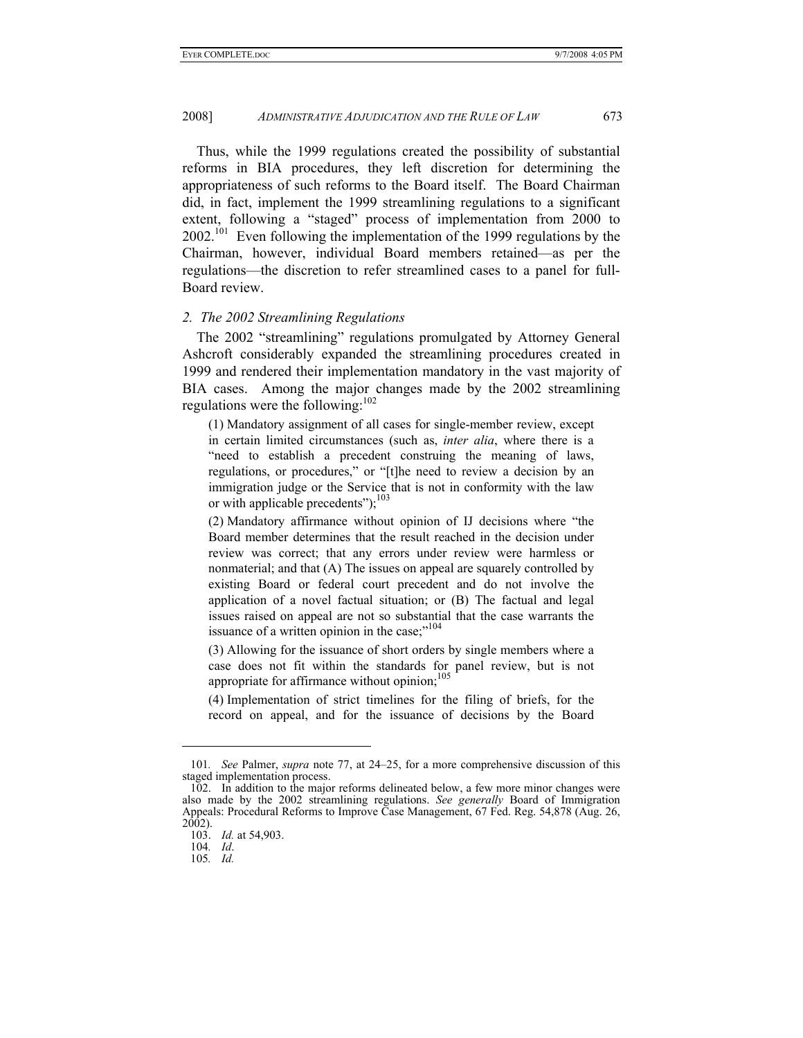Thus, while the 1999 regulations created the possibility of substantial reforms in BIA procedures, they left discretion for determining the appropriateness of such reforms to the Board itself. The Board Chairman did, in fact, implement the 1999 streamlining regulations to a significant extent, following a "staged" process of implementation from 2000 to 2002.[101] Even following the implementation of the 1999 regulations by the Chairman, however, individual Board members retained—as per the regulations—the discretion to refer streamlined cases to a panel for full-Board review.

### *2. The 2002 Streamlining Regulations*

The 2002 "streamlining" regulations promulgated by Attorney General Ashcroft considerably expanded the streamlining procedures created in 1999 and rendered their implementation mandatory in the vast majority of BIA cases. Among the major changes made by the 2002 streamlining regulations were the following:[102]

> (1) Mandatory assignment of all cases for single-member review, except in certain limited circumstances (such as, *inter alia*, where there is a "need to establish a precedent construing the meaning of laws, regulations, or procedures," or "[t]he need to review a decision by an immigration judge or the Service that is not in conformity with the law or with applicable precedents");[103]
>
> (2) Mandatory affirmance without opinion of IJ decisions where "the Board member determines that the result reached in the decision under review was correct; that any errors under review were harmless or nonmaterial; and that (A) The issues on appeal are squarely controlled by existing Board or federal court precedent and do not involve the application of a novel factual situation; or (B) The factual and legal issues raised on appeal are not so substantial that the case warrants the issuance of a written opinion in the case;"[104]
>
> (3) Allowing for the issuance of short orders by single members where a case does not fit within the standards for panel review, but is not appropriate for affirmance without opinion;[105]
>
> (4) Implementation of strict timelines for the filing of briefs, for the record on appeal, and for the issuance of decisions by the Board

---

101. *See* Palmer, *supra* note 77, at 24–25, for a more comprehensive discussion of this staged implementation process.

102. In addition to the major reforms delineated below, a few more minor changes were also made by the 2002 streamlining regulations. *See generally* Board of Immigration Appeals: Procedural Reforms to Improve Case Management, 67 Fed. Reg. 54,878 (Aug. 26, 2002).

103. *Id.* at 54,903.

104. *Id*.

105. *Id.*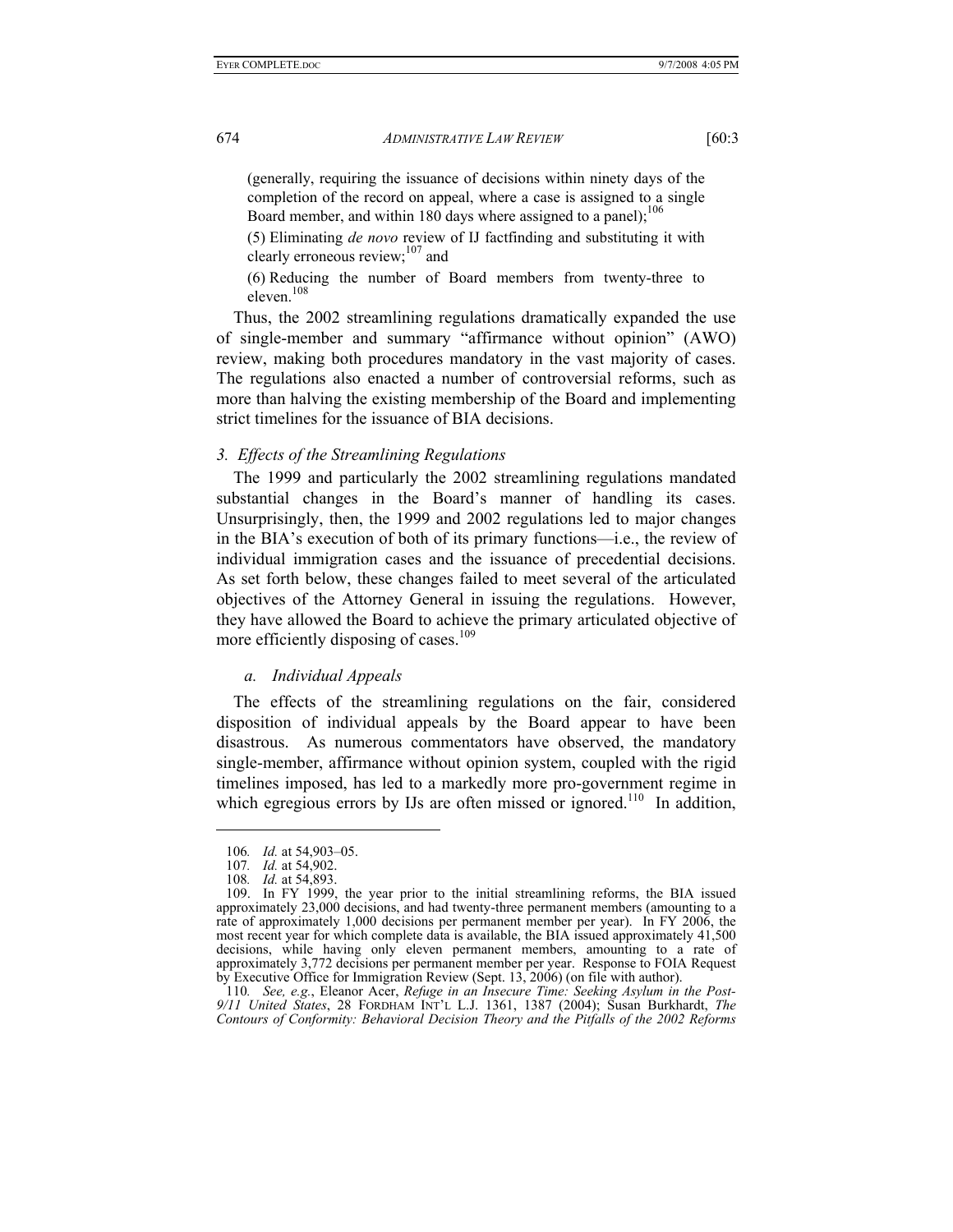(generally, requiring the issuance of decisions within ninety days of the completion of the record on appeal, where a case is assigned to a single Board member, and within 180 days where assigned to a panel);[106]

(5) Eliminating *de novo* review of IJ factfinding and substituting it with clearly erroneous review;[107] and

(6) Reducing the number of Board members from twenty-three to eleven.[108]

Thus, the 2002 streamlining regulations dramatically expanded the use of single-member and summary "affirmance without opinion" (AWO) review, making both procedures mandatory in the vast majority of cases. The regulations also enacted a number of controversial reforms, such as more than halving the existing membership of the Board and implementing strict timelines for the issuance of BIA decisions.

### 3. *Effects of the Streamlining Regulations*

The 1999 and particularly the 2002 streamlining regulations mandated substantial changes in the Board's manner of handling its cases. Unsurprisingly, then, the 1999 and 2002 regulations led to major changes in the BIA's execution of both of its primary functions—i.e., the review of individual immigration cases and the issuance of precedential decisions. As set forth below, these changes failed to meet several of the articulated objectives of the Attorney General in issuing the regulations. However, they have allowed the Board to achieve the primary articulated objective of more efficiently disposing of cases.[109]

#### *a. Individual Appeals*

The effects of the streamlining regulations on the fair, considered disposition of individual appeals by the Board appear to have been disastrous. As numerous commentators have observed, the mandatory single-member, affirmance without opinion system, coupled with the rigid timelines imposed, has led to a markedly more pro-government regime in which egregious errors by IJs are often missed or ignored.[110] In addition,

---

106. *Id.* at 54,903–05.

107. *Id.* at 54,902.

108. *Id.* at 54,893.

109. In FY 1999, the year prior to the initial streamlining reforms, the BIA issued approximately 23,000 decisions, and had twenty-three permanent members (amounting to a rate of approximately 1,000 decisions per permanent member per year). In FY 2006, the most recent year for which complete data is available, the BIA issued approximately 41,500 decisions, while having only eleven permanent members, amounting to a rate of approximately 3,772 decisions per permanent member per year. Response to FOIA Request by Executive Office for Immigration Review (Sept. 13, 2006) (on file with author).

110. *See, e.g.*, Eleanor Acer, *Refuge in an Insecure Time: Seeking Asylum in the Post-9/11 United States*, 28 FORDHAM INT'L L.J. 1361, 1387 (2004); Susan Burkhardt, *The Contours of Conformity: Behavioral Decision Theory and the Pitfalls of the 2002 Reforms*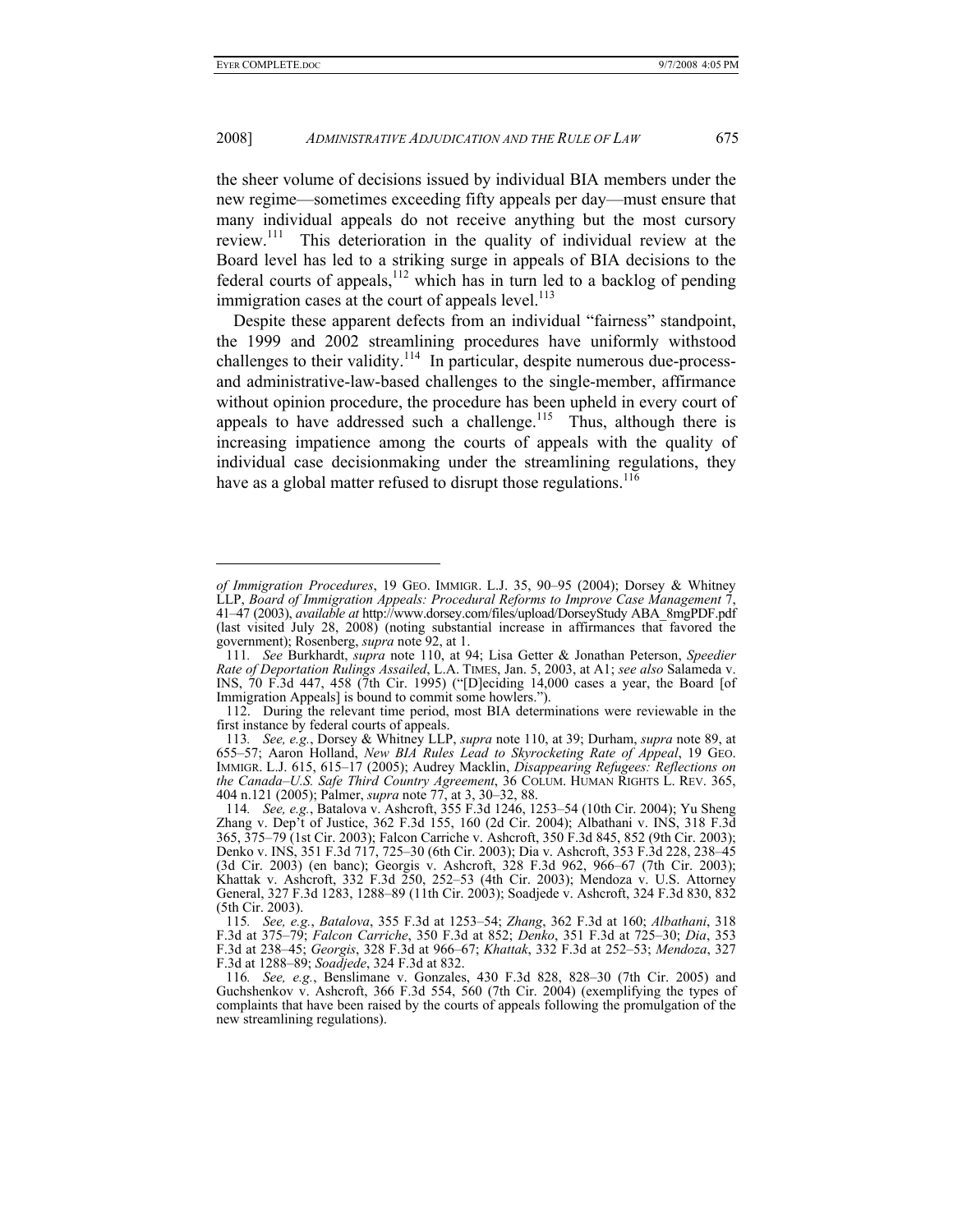the sheer volume of decisions issued by individual BIA members under the new regime—sometimes exceeding fifty appeals per day—must ensure that many individual appeals do not receive anything but the most cursory review.[111] This deterioration in the quality of individual review at the Board level has led to a striking surge in appeals of BIA decisions to the federal courts of appeals,[112] which has in turn led to a backlog of pending immigration cases at the court of appeals level.[113]

Despite these apparent defects from an individual "fairness" standpoint, the 1999 and 2002 streamlining procedures have uniformly withstood challenges to their validity.[114] In particular, despite numerous due-process- and administrative-law-based challenges to the single-member, affirmance without opinion procedure, the procedure has been upheld in every court of appeals to have addressed such a challenge.[115] Thus, although there is increasing impatience among the courts of appeals with the quality of individual case decisionmaking under the streamlining regulations, they have as a global matter refused to disrupt those regulations.[116]

---

*of Immigration Procedures*, 19 GEO. IMMIGR. L.J. 35, 90–95 (2004); Dorsey & Whitney LLP, *Board of Immigration Appeals: Procedural Reforms to Improve Case Management* 7, 41–47 (2003), *available at* http://www.dorsey.com/files/upload/DorseyStudy ABA_8mgPDF.pdf (last visited July 28, 2008) (noting substantial increase in affirmances that favored the government); Rosenberg, *supra* note 92, at 1.

111. *See* Burkhardt, *supra* note 110, at 94; Lisa Getter & Jonathan Peterson, *Speedier Rate of Deportation Rulings Assailed*, L.A. TIMES, Jan. 5, 2003, at A1; *see also* Salameda v. INS, 70 F.3d 447, 458 (7th Cir. 1995) ("[D]eciding 14,000 cases a year, the Board [of Immigration Appeals] is bound to commit some howlers.").

112. During the relevant time period, most BIA determinations were reviewable in the first instance by federal courts of appeals.

113. *See, e.g.*, Dorsey & Whitney LLP, *supra* note 110, at 39; Durham, *supra* note 89, at 655–57; Aaron Holland, *New BIA Rules Lead to Skyrocketing Rate of Appeal*, 19 GEO. IMMIGR. L.J. 615, 615–17 (2005); Audrey Macklin, *Disappearing Refugees: Reflections on the Canada–U.S. Safe Third Country Agreement*, 36 COLUM. HUMAN RIGHTS L. REV. 365, 404 n.121 (2005); Palmer, *supra* note 77, at 3, 30–32, 88.

114. *See, e.g.*, Batalova v. Ashcroft, 355 F.3d 1246, 1253–54 (10th Cir. 2004); Yu Sheng Zhang v. Dep't of Justice, 362 F.3d 155, 160 (2d Cir. 2004); Albathani v. INS, 318 F.3d 365, 375–79 (1st Cir. 2003); Falcon Carriche v. Ashcroft, 350 F.3d 845, 852 (9th Cir. 2003); Denko v. INS, 351 F.3d 717, 725–30 (6th Cir. 2003); Dia v. Ashcroft, 353 F.3d 228, 238–45 (3d Cir. 2003) (en banc); Georgis v. Ashcroft, 328 F.3d 962, 966–67 (7th Cir. 2003); Khattak v. Ashcroft, 332 F.3d 250, 252–53 (4th Cir. 2003); Mendoza v. U.S. Attorney General, 327 F.3d 1283, 1288–89 (11th Cir. 2003); Soadjede v. Ashcroft, 324 F.3d 830, 832 (5th Cir. 2003).

115. *See, e.g.*, *Batalova*, 355 F.3d at 1253–54; *Zhang*, 362 F.3d at 160; *Albathani*, 318 F.3d at 375–79; *Falcon Carriche*, 350 F.3d at 852; *Denko*, 351 F.3d at 725–30; *Dia*, 353 F.3d at 238–45; *Georgis*, 328 F.3d at 966–67; *Khattak*, 332 F.3d at 252–53; *Mendoza*, 327 F.3d at 1288–89; *Soadjede*, 324 F.3d at 832.

116. *See, e.g.*, Benslimane v. Gonzales, 430 F.3d 828, 828–30 (7th Cir. 2005) and Guchshenkov v. Ashcroft, 366 F.3d 554, 560 (7th Cir. 2004) (exemplifying the types of complaints that have been raised by the courts of appeals following the promulgation of the new streamlining regulations).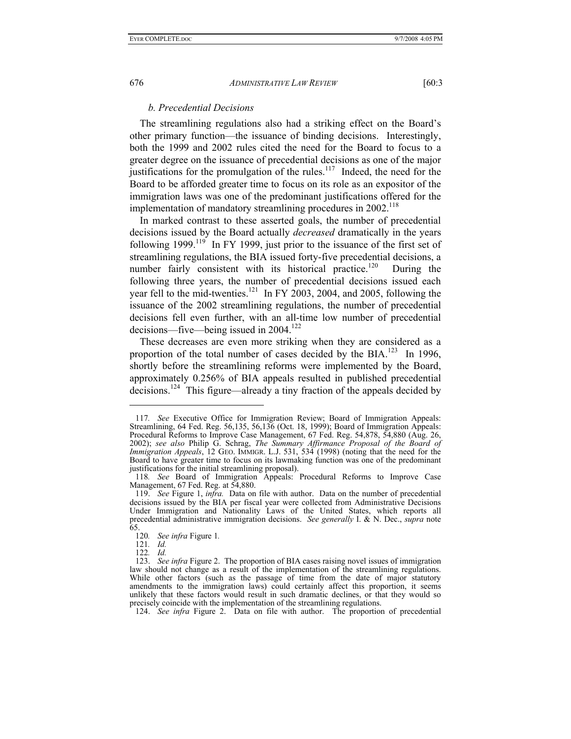### *b. Precedential Decisions*

The streamlining regulations also had a striking effect on the Board's other primary function—the issuance of binding decisions. Interestingly, both the 1999 and 2002 rules cited the need for the Board to focus to a greater degree on the issuance of precedential decisions as one of the major justifications for the promulgation of the rules.[117] Indeed, the need for the Board to be afforded greater time to focus on its role as an expositor of the immigration laws was one of the predominant justifications offered for the implementation of mandatory streamlining procedures in 2002.[118]

In marked contrast to these asserted goals, the number of precedential decisions issued by the Board actually *decreased* dramatically in the years following 1999.[119] In FY 1999, just prior to the issuance of the first set of streamlining regulations, the BIA issued forty-five precedential decisions, a number fairly consistent with its historical practice.[120] During the following three years, the number of precedential decisions issued each year fell to the mid-twenties.[121] In FY 2003, 2004, and 2005, following the issuance of the 2002 streamlining regulations, the number of precedential decisions fell even further, with an all-time low number of precedential decisions—five—being issued in 2004.[122]

These decreases are even more striking when they are considered as a proportion of the total number of cases decided by the BIA.[123] In 1996, shortly before the streamlining reforms were implemented by the Board, approximately 0.256% of BIA appeals resulted in published precedential decisions.[124] This figure—already a tiny fraction of the appeals decided by

---

117. *See* Executive Office for Immigration Review; Board of Immigration Appeals: Streamlining, 64 Fed. Reg. 56,135, 56,136 (Oct. 18, 1999); Board of Immigration Appeals: Procedural Reforms to Improve Case Management, 67 Fed. Reg. 54,878, 54,880 (Aug. 26, 2002); *see also* Philip G. Schrag, *The Summary Affirmance Proposal of the Board of Immigration Appeals*, 12 GEO. IMMIGR. L.J. 531, 534 (1998) (noting that the need for the Board to have greater time to focus on its lawmaking function was one of the predominant justifications for the initial streamlining proposal).

118. *See* Board of Immigration Appeals: Procedural Reforms to Improve Case Management, 67 Fed. Reg. at 54,880.

119. *See* Figure 1, *infra.* Data on file with author. Data on the number of precedential decisions issued by the BIA per fiscal year were collected from Administrative Decisions Under Immigration and Nationality Laws of the United States, which reports all precedential administrative immigration decisions. *See generally* I. & N. Dec., *supra* note 65.

120. *See infra* Figure 1.

121. *Id.*

122. *Id.*

123. *See infra* Figure 2. The proportion of BIA cases raising novel issues of immigration law should not change as a result of the implementation of the streamlining regulations. While other factors (such as the passage of time from the date of major statutory amendments to the immigration laws) could certainly affect this proportion, it seems unlikely that these factors would result in such dramatic declines, or that they would so precisely coincide with the implementation of the streamlining regulations.

124. *See infra* Figure 2. Data on file with author. The proportion of precedential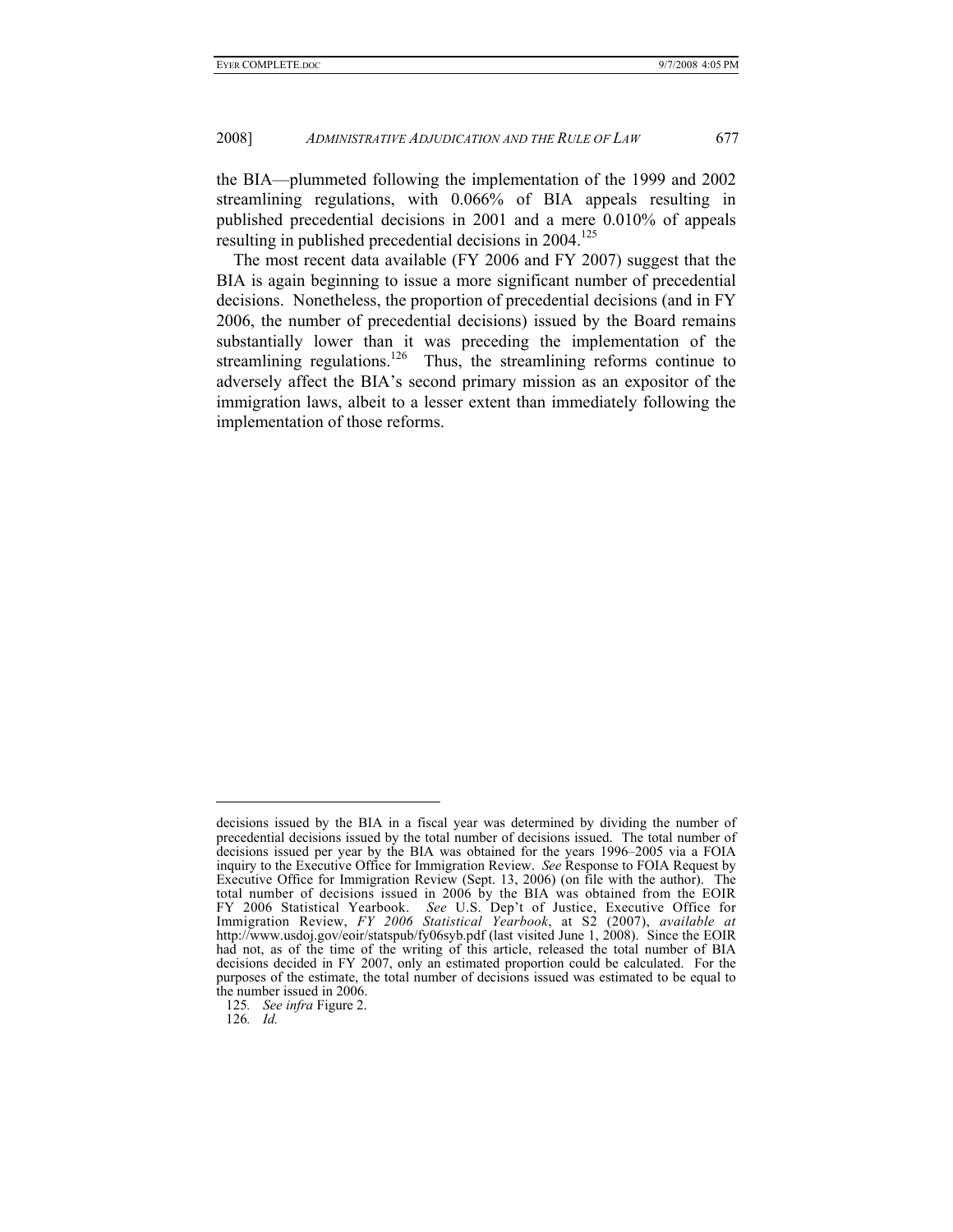the BIA—plummeted following the implementation of the 1999 and 2002 streamlining regulations, with 0.066% of BIA appeals resulting in published precedential decisions in 2001 and a mere 0.010% of appeals resulting in published precedential decisions in 2004.[125]

The most recent data available (FY 2006 and FY 2007) suggest that the BIA is again beginning to issue a more significant number of precedential decisions. Nonetheless, the proportion of precedential decisions (and in FY 2006, the number of precedential decisions) issued by the Board remains substantially lower than it was preceding the implementation of the streamlining regulations.[126] Thus, the streamlining reforms continue to adversely affect the BIA's second primary mission as an expositor of the immigration laws, albeit to a lesser extent than immediately following the implementation of those reforms.

---

decisions issued by the BIA in a fiscal year was determined by dividing the number of precedential decisions issued by the total number of decisions issued. The total number of decisions issued per year by the BIA was obtained for the years 1996–2005 via a FOIA inquiry to the Executive Office for Immigration Review. *See* Response to FOIA Request by Executive Office for Immigration Review (Sept. 13, 2006) (on file with the author). The total number of decisions issued in 2006 by the BIA was obtained from the EOIR FY 2006 Statistical Yearbook. *See* U.S. Dep't of Justice, Executive Office for Immigration Review, *FY 2006 Statistical Yearbook*, at S2 (2007), *available at* http://www.usdoj.gov/eoir/statspub/fy06syb.pdf (last visited June 1, 2008). Since the EOIR had not, as of the time of the writing of this article, released the total number of BIA decisions decided in FY 2007, only an estimated proportion could be calculated. For the purposes of the estimate, the total number of decisions issued was estimated to be equal to the number issued in 2006.

125. *See infra* Figure 2.

126. *Id.*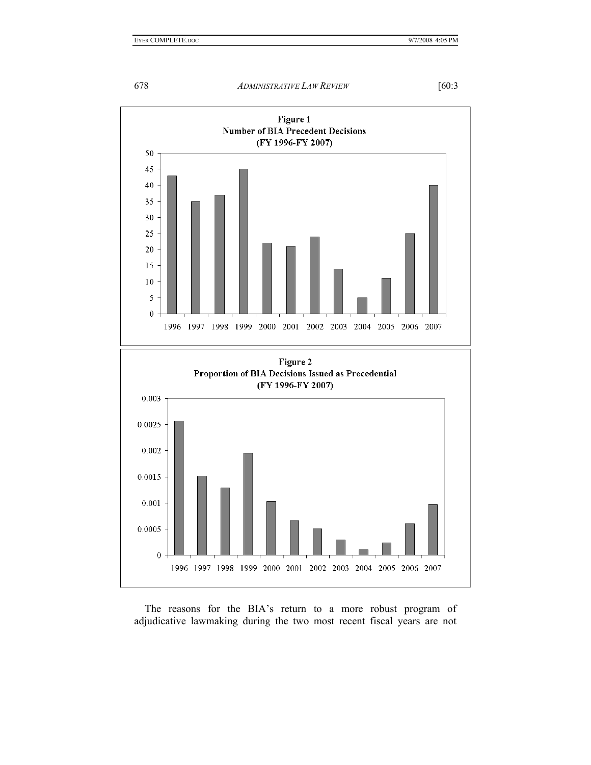**Figure 1**
**Number of BIA Precedent Decisions**
**(FY 1996-FY 2007)**

**Figure 2**
**Proportion of BIA Decisions Issued as Precedential**
**(FY 1996-FY 2007)**

The reasons for the BIA's return to a more robust program of adjudicative lawmaking during the two most recent fiscal years are not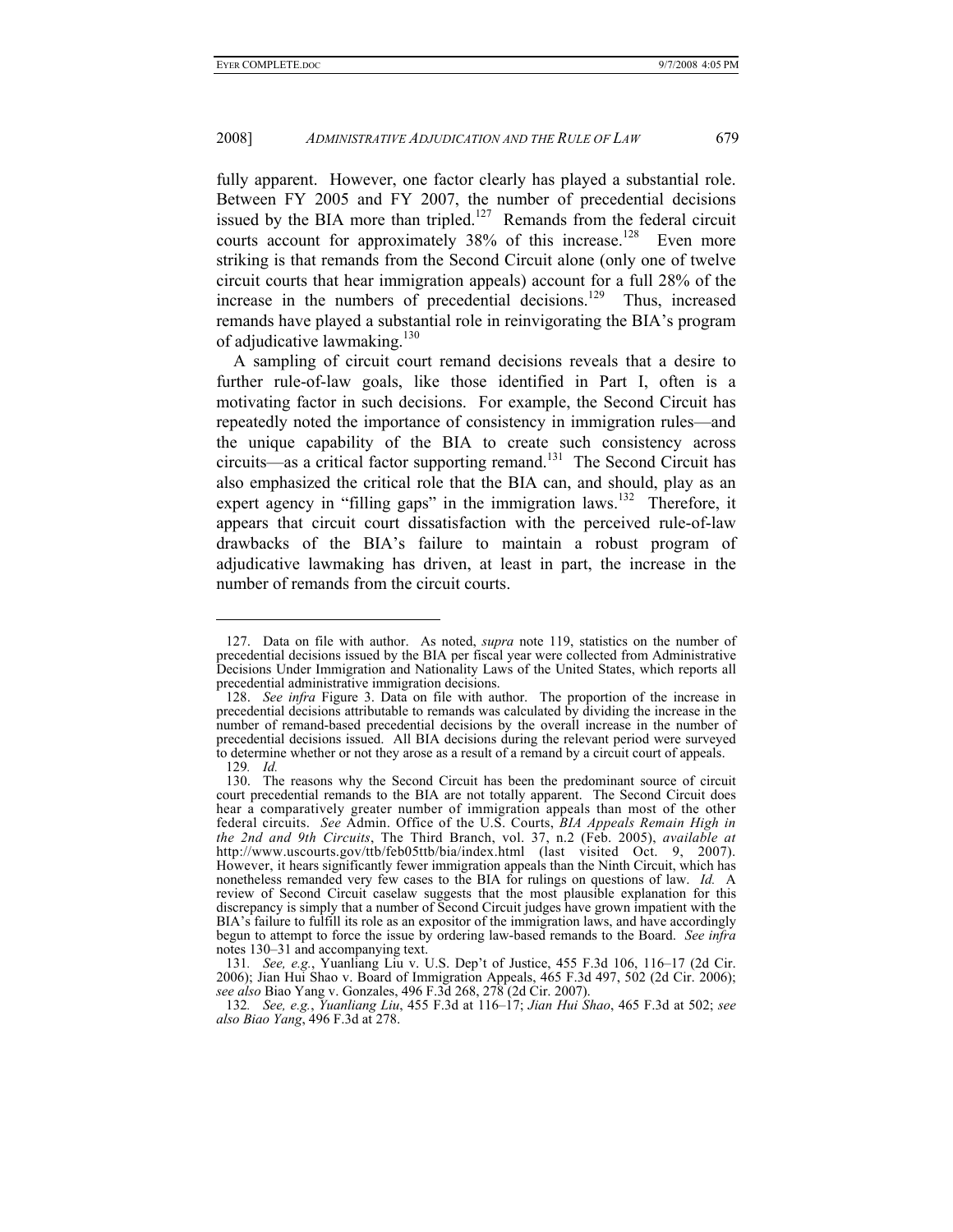fully apparent. However, one factor clearly has played a substantial role. Between FY 2005 and FY 2007, the number of precedential decisions issued by the BIA more than tripled.[127] Remands from the federal circuit courts account for approximately 38% of this increase.[128] Even more striking is that remands from the Second Circuit alone (only one of twelve circuit courts that hear immigration appeals) account for a full 28% of the increase in the numbers of precedential decisions.[129] Thus, increased remands have played a substantial role in reinvigorating the BIA's program of adjudicative lawmaking.[130]

A sampling of circuit court remand decisions reveals that a desire to further rule-of-law goals, like those identified in Part I, often is a motivating factor in such decisions. For example, the Second Circuit has repeatedly noted the importance of consistency in immigration rules—and the unique capability of the BIA to create such consistency across circuits—as a critical factor supporting remand.[131] The Second Circuit has also emphasized the critical role that the BIA can, and should, play as an expert agency in "filling gaps" in the immigration laws.[132] Therefore, it appears that circuit court dissatisfaction with the perceived rule-of-law drawbacks of the BIA's failure to maintain a robust program of adjudicative lawmaking has driven, at least in part, the increase in the number of remands from the circuit courts.

---

127. Data on file with author. As noted, *supra* note 119, statistics on the number of precedential decisions issued by the BIA per fiscal year were collected from Administrative Decisions Under Immigration and Nationality Laws of the United States, which reports all precedential administrative immigration decisions.

128. *See infra* Figure 3. Data on file with author. The proportion of the increase in precedential decisions attributable to remands was calculated by dividing the increase in the number of remand-based precedential decisions by the overall increase in the number of precedential decisions issued. All BIA decisions during the relevant period were surveyed to determine whether or not they arose as a result of a remand by a circuit court of appeals.

129. *Id.*

130. The reasons why the Second Circuit has been the predominant source of circuit court precedential remands to the BIA are not totally apparent. The Second Circuit does hear a comparatively greater number of immigration appeals than most of the other federal circuits. *See* Admin. Office of the U.S. Courts, *BIA Appeals Remain High in the 2nd and 9th Circuits*, The Third Branch, vol. 37, n.2 (Feb. 2005), *available at* http://www.uscourts.gov/ttb/feb05ttb/bia/index.html (last visited Oct. 9, 2007). However, it hears significantly fewer immigration appeals than the Ninth Circuit, which has nonetheless remanded very few cases to the BIA for rulings on questions of law. *Id.* A review of Second Circuit caselaw suggests that the most plausible explanation for this discrepancy is simply that a number of Second Circuit judges have grown impatient with the BIA's failure to fulfill its role as an expositor of the immigration laws, and have accordingly begun to attempt to force the issue by ordering law-based remands to the Board. *See infra* notes 130–31 and accompanying text.

131. *See, e.g.*, Yuanliang Liu v. U.S. Dep't of Justice, 455 F.3d 106, 116–17 (2d Cir. 2006); Jian Hui Shao v. Board of Immigration Appeals, 465 F.3d 497, 502 (2d Cir. 2006); *see also* Biao Yang v. Gonzales, 496 F.3d 268, 278 (2d Cir. 2007).

132. *See, e.g.*, *Yuanliang Liu*, 455 F.3d at 116–17; *Jian Hui Shao*, 465 F.3d at 502; *see also Biao Yang*, 496 F.3d at 278.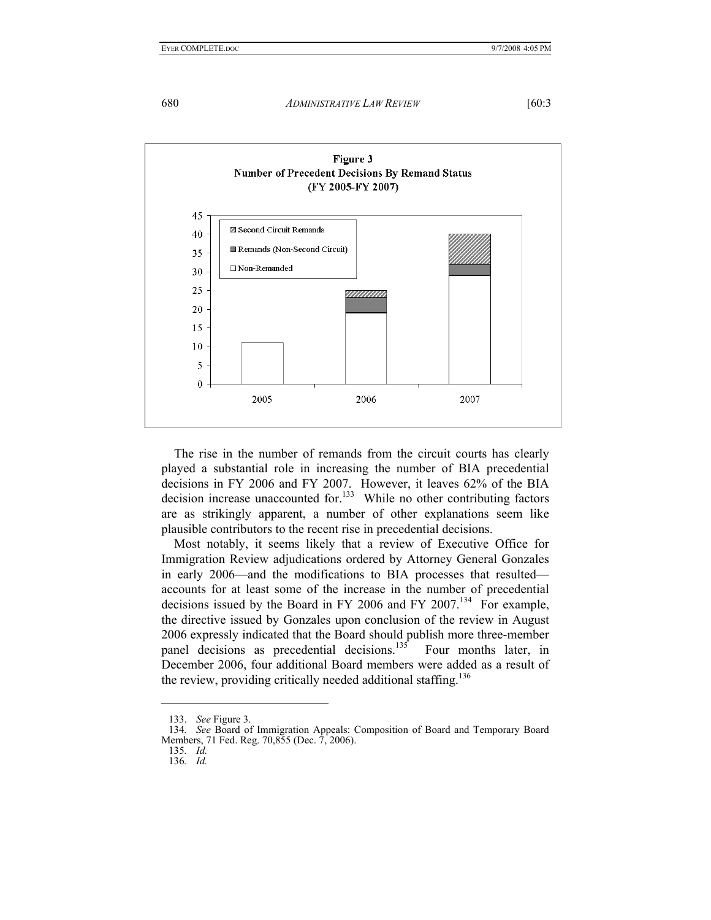**Figure 3**
**Number of Precedent Decisions By Remand Status**
**(FY 2005-FY 2007)**

The rise in the number of remands from the circuit courts has clearly played a substantial role in increasing the number of BIA precedential decisions in FY 2006 and FY 2007. However, it leaves 62% of the BIA decision increase unaccounted for.[133] While no other contributing factors are as strikingly apparent, a number of other explanations seem like plausible contributors to the recent rise in precedential decisions.

Most notably, it seems likely that a review of Executive Office for Immigration Review adjudications ordered by Attorney General Gonzales in early 2006—and the modifications to BIA processes that resulted—accounts for at least some of the increase in the number of precedential decisions issued by the Board in FY 2006 and FY 2007.[134] For example, the directive issued by Gonzales upon conclusion of the review in August 2006 expressly indicated that the Board should publish more three-member panel decisions as precedential decisions.[135] Four months later, in December 2006, four additional Board members were added as a result of the review, providing critically needed additional staffing.[136]

---

133. *See* Figure 3.

134. *See* Board of Immigration Appeals: Composition of Board and Temporary Board Members, 71 Fed. Reg. 70,855 (Dec. 7, 2006).

135. *Id.*

136. *Id.*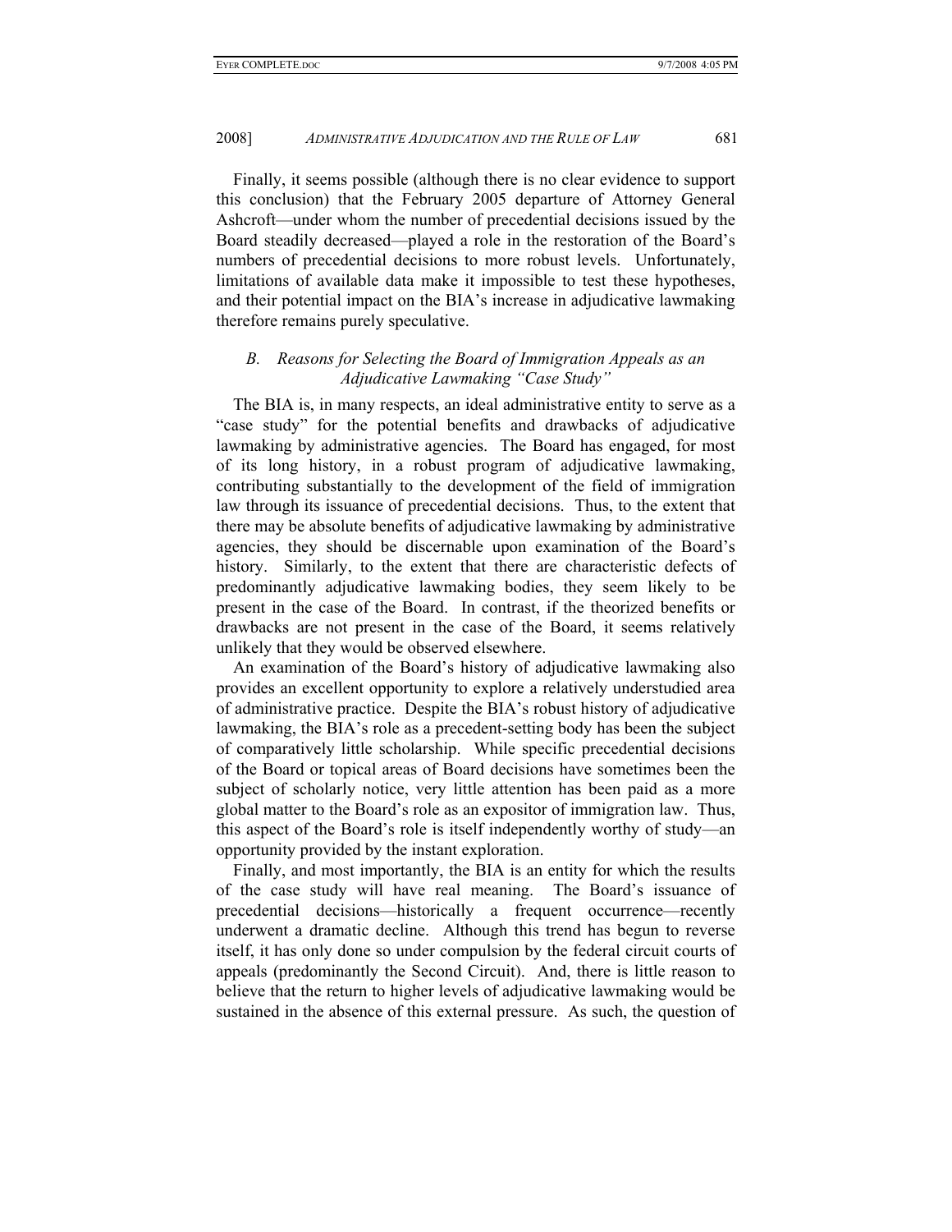Finally, it seems possible (although there is no clear evidence to support this conclusion) that the February 2005 departure of Attorney General Ashcroft—under whom the number of precedential decisions issued by the Board steadily decreased—played a role in the restoration of the Board's numbers of precedential decisions to more robust levels. Unfortunately, limitations of available data make it impossible to test these hypotheses, and their potential impact on the BIA's increase in adjudicative lawmaking therefore remains purely speculative.

### *B. Reasons for Selecting the Board of Immigration Appeals as an Adjudicative Lawmaking "Case Study"*

The BIA is, in many respects, an ideal administrative entity to serve as a "case study" for the potential benefits and drawbacks of adjudicative lawmaking by administrative agencies. The Board has engaged, for most of its long history, in a robust program of adjudicative lawmaking, contributing substantially to the development of the field of immigration law through its issuance of precedential decisions. Thus, to the extent that there may be absolute benefits of adjudicative lawmaking by administrative agencies, they should be discernable upon examination of the Board's history. Similarly, to the extent that there are characteristic defects of predominantly adjudicative lawmaking bodies, they seem likely to be present in the case of the Board. In contrast, if the theorized benefits or drawbacks are not present in the case of the Board, it seems relatively unlikely that they would be observed elsewhere.

An examination of the Board's history of adjudicative lawmaking also provides an excellent opportunity to explore a relatively understudied area of administrative practice. Despite the BIA's robust history of adjudicative lawmaking, the BIA's role as a precedent-setting body has been the subject of comparatively little scholarship. While specific precedential decisions of the Board or topical areas of Board decisions have sometimes been the subject of scholarly notice, very little attention has been paid as a more global matter to the Board's role as an expositor of immigration law. Thus, this aspect of the Board's role is itself independently worthy of study—an opportunity provided by the instant exploration.

Finally, and most importantly, the BIA is an entity for which the results of the case study will have real meaning. The Board's issuance of precedential decisions—historically a frequent occurrence—recently underwent a dramatic decline. Although this trend has begun to reverse itself, it has only done so under compulsion by the federal circuit courts of appeals (predominantly the Second Circuit). And, there is little reason to believe that the return to higher levels of adjudicative lawmaking would be sustained in the absence of this external pressure. As such, the question of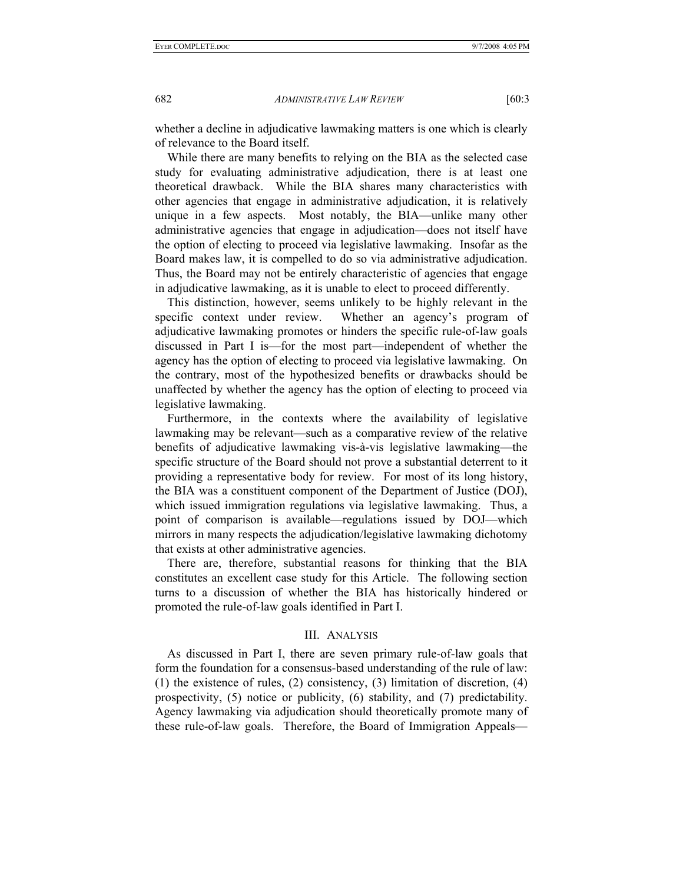whether a decline in adjudicative lawmaking matters is one which is clearly of relevance to the Board itself.

While there are many benefits to relying on the BIA as the selected case study for evaluating administrative adjudication, there is at least one theoretical drawback. While the BIA shares many characteristics with other agencies that engage in administrative adjudication, it is relatively unique in a few aspects. Most notably, the BIA—unlike many other administrative agencies that engage in adjudication—does not itself have the option of electing to proceed via legislative lawmaking. Insofar as the Board makes law, it is compelled to do so via administrative adjudication. Thus, the Board may not be entirely characteristic of agencies that engage in adjudicative lawmaking, as it is unable to elect to proceed differently.

This distinction, however, seems unlikely to be highly relevant in the specific context under review. Whether an agency's program of adjudicative lawmaking promotes or hinders the specific rule-of-law goals discussed in Part I is—for the most part—independent of whether the agency has the option of electing to proceed via legislative lawmaking. On the contrary, most of the hypothesized benefits or drawbacks should be unaffected by whether the agency has the option of electing to proceed via legislative lawmaking.

Furthermore, in the contexts where the availability of legislative lawmaking may be relevant—such as a comparative review of the relative benefits of adjudicative lawmaking vis-à-vis legislative lawmaking—the specific structure of the Board should not prove a substantial deterrent to it providing a representative body for review. For most of its long history, the BIA was a constituent component of the Department of Justice (DOJ), which issued immigration regulations via legislative lawmaking. Thus, a point of comparison is available—regulations issued by DOJ—which mirrors in many respects the adjudication/legislative lawmaking dichotomy that exists at other administrative agencies.

There are, therefore, substantial reasons for thinking that the BIA constitutes an excellent case study for this Article. The following section turns to a discussion of whether the BIA has historically hindered or promoted the rule-of-law goals identified in Part I.

## III. Analysis

As discussed in Part I, there are seven primary rule-of-law goals that form the foundation for a consensus-based understanding of the rule of law: (1) the existence of rules, (2) consistency, (3) limitation of discretion, (4) prospectivity, (5) notice or publicity, (6) stability, and (7) predictability. Agency lawmaking via adjudication should theoretically promote many of these rule-of-law goals. Therefore, the Board of Immigration Appeals—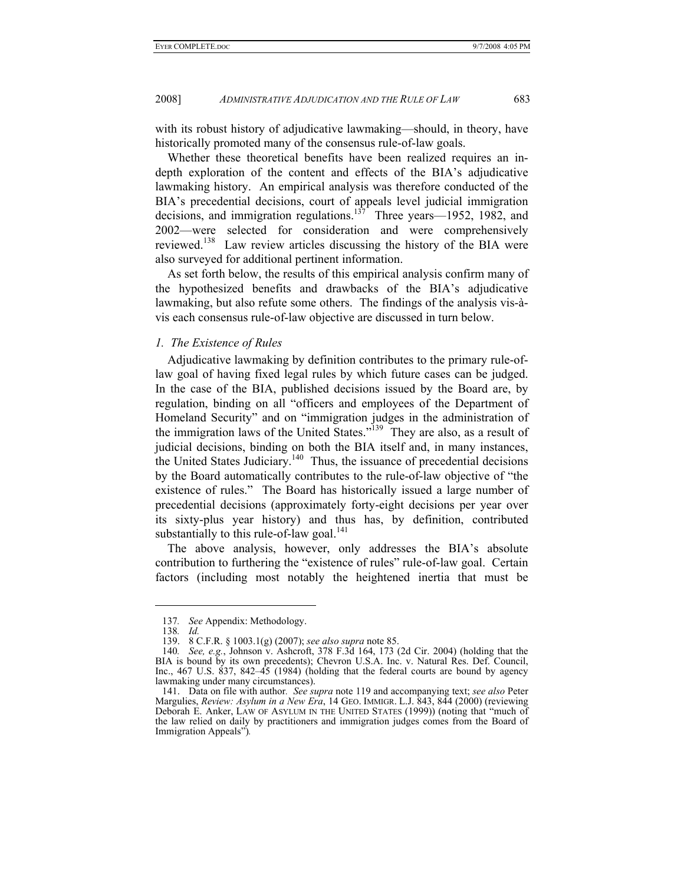with its robust history of adjudicative lawmaking—should, in theory, have historically promoted many of the consensus rule-of-law goals.

Whether these theoretical benefits have been realized requires an in-depth exploration of the content and effects of the BIA's adjudicative lawmaking history. An empirical analysis was therefore conducted of the BIA's precedential decisions, court of appeals level judicial immigration decisions, and immigration regulations.[137] Three years—1952, 1982, and 2002—were selected for consideration and were comprehensively reviewed.[138] Law review articles discussing the history of the BIA were also surveyed for additional pertinent information.

As set forth below, the results of this empirical analysis confirm many of the hypothesized benefits and drawbacks of the BIA's adjudicative lawmaking, but also refute some others. The findings of the analysis vis-à-vis each consensus rule-of-law objective are discussed in turn below.

### *1. The Existence of Rules*

Adjudicative lawmaking by definition contributes to the primary rule-of-law goal of having fixed legal rules by which future cases can be judged. In the case of the BIA, published decisions issued by the Board are, by regulation, binding on all "officers and employees of the Department of Homeland Security" and on "immigration judges in the administration of the immigration laws of the United States."[139] They are also, as a result of judicial decisions, binding on both the BIA itself and, in many instances, the United States Judiciary.[140] Thus, the issuance of precedential decisions by the Board automatically contributes to the rule-of-law objective of "the existence of rules." The Board has historically issued a large number of precedential decisions (approximately forty-eight decisions per year over its sixty-plus year history) and thus has, by definition, contributed substantially to this rule-of-law goal.[141]

The above analysis, however, only addresses the BIA's absolute contribution to furthering the "existence of rules" rule-of-law goal. Certain factors (including most notably the heightened inertia that must be

---

137. *See* Appendix: Methodology.

138. *Id.*

139. 8 C.F.R. § 1003.1(g) (2007); *see also supra* note 85.

140. *See, e.g.*, Johnson v. Ashcroft, 378 F.3d 164, 173 (2d Cir. 2004) (holding that the BIA is bound by its own precedents); Chevron U.S.A. Inc. v. Natural Res. Def. Council, Inc., 467 U.S. 837, 842–45 (1984) (holding that the federal courts are bound by agency lawmaking under many circumstances).

141. Data on file with author. *See supra* note 119 and accompanying text; *see also* Peter Margulies, *Review: Asylum in a New Era*, 14 GEO. IMMIGR. L.J. 843, 844 (2000) (reviewing Deborah E. Anker, LAW OF ASYLUM IN THE UNITED STATES (1999)) (noting that "much of the law relied on daily by practitioners and immigration judges comes from the Board of Immigration Appeals").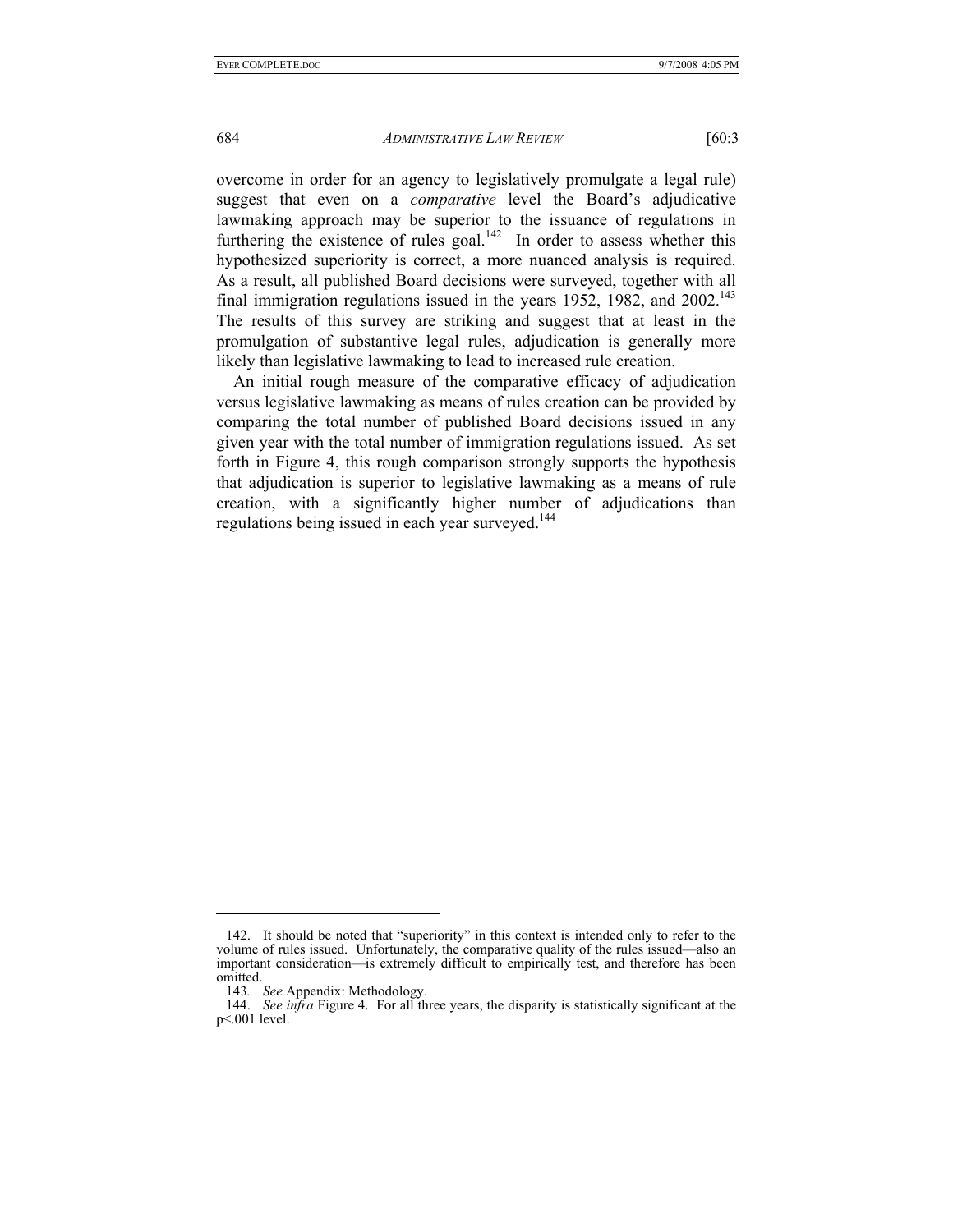overcome in order for an agency to legislatively promulgate a legal rule) suggest that even on a *comparative* level the Board's adjudicative lawmaking approach may be superior to the issuance of regulations in furthering the existence of rules goal.[142] In order to assess whether this hypothesized superiority is correct, a more nuanced analysis is required. As a result, all published Board decisions were surveyed, together with all final immigration regulations issued in the years 1952, 1982, and 2002.[143] The results of this survey are striking and suggest that at least in the promulgation of substantive legal rules, adjudication is generally more likely than legislative lawmaking to lead to increased rule creation.

An initial rough measure of the comparative efficacy of adjudication versus legislative lawmaking as means of rules creation can be provided by comparing the total number of published Board decisions issued in any given year with the total number of immigration regulations issued. As set forth in Figure 4, this rough comparison strongly supports the hypothesis that adjudication is superior to legislative lawmaking as a means of rule creation, with a significantly higher number of adjudications than regulations being issued in each year surveyed.[144]

---

142. It should be noted that "superiority" in this context is intended only to refer to the volume of rules issued. Unfortunately, the comparative quality of the rules issued—also an important consideration—is extremely difficult to empirically test, and therefore has been omitted.

143. *See* Appendix: Methodology.

144. *See infra* Figure 4. For all three years, the disparity is statistically significant at the $p<.001$ level.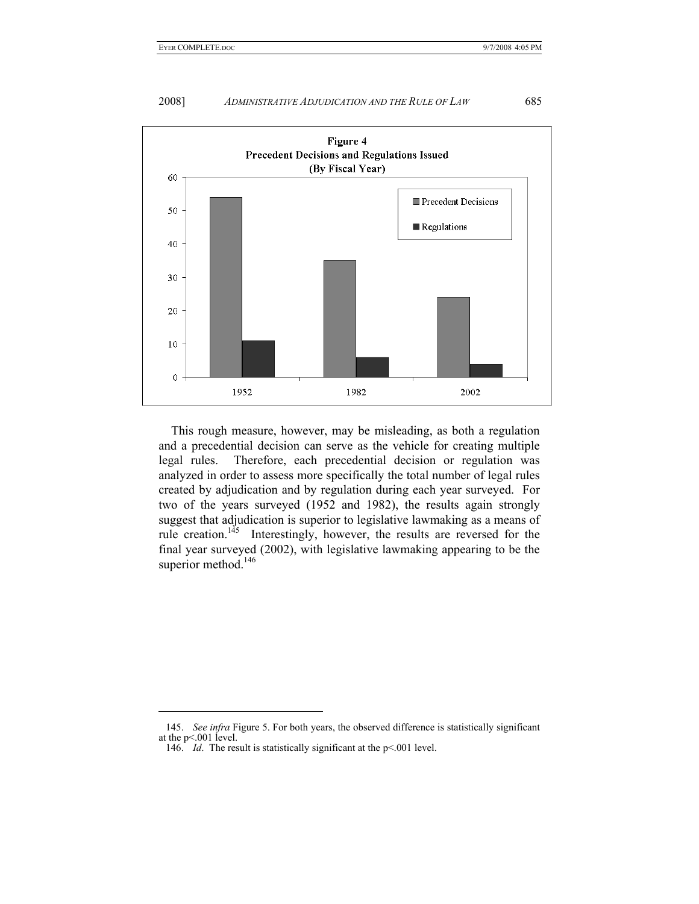**Figure 4**
**Precedent Decisions and Regulations Issued**
**(By Fiscal Year)**

This rough measure, however, may be misleading, as both a regulation and a precedential decision can serve as the vehicle for creating multiple legal rules. Therefore, each precedential decision or regulation was analyzed in order to assess more specifically the total number of legal rules created by adjudication and by regulation during each year surveyed. For two of the years surveyed (1952 and 1982), the results again strongly suggest that adjudication is superior to legislative lawmaking as a means of rule creation.[145] Interestingly, however, the results are reversed for the final year surveyed (2002), with legislative lawmaking appearing to be the superior method.[146]

---

145. *See infra* Figure 5. For both years, the observed difference is statistically significant at the $p<.001$ level.

146. *Id*. The result is statistically significant at the $p<.001$ level.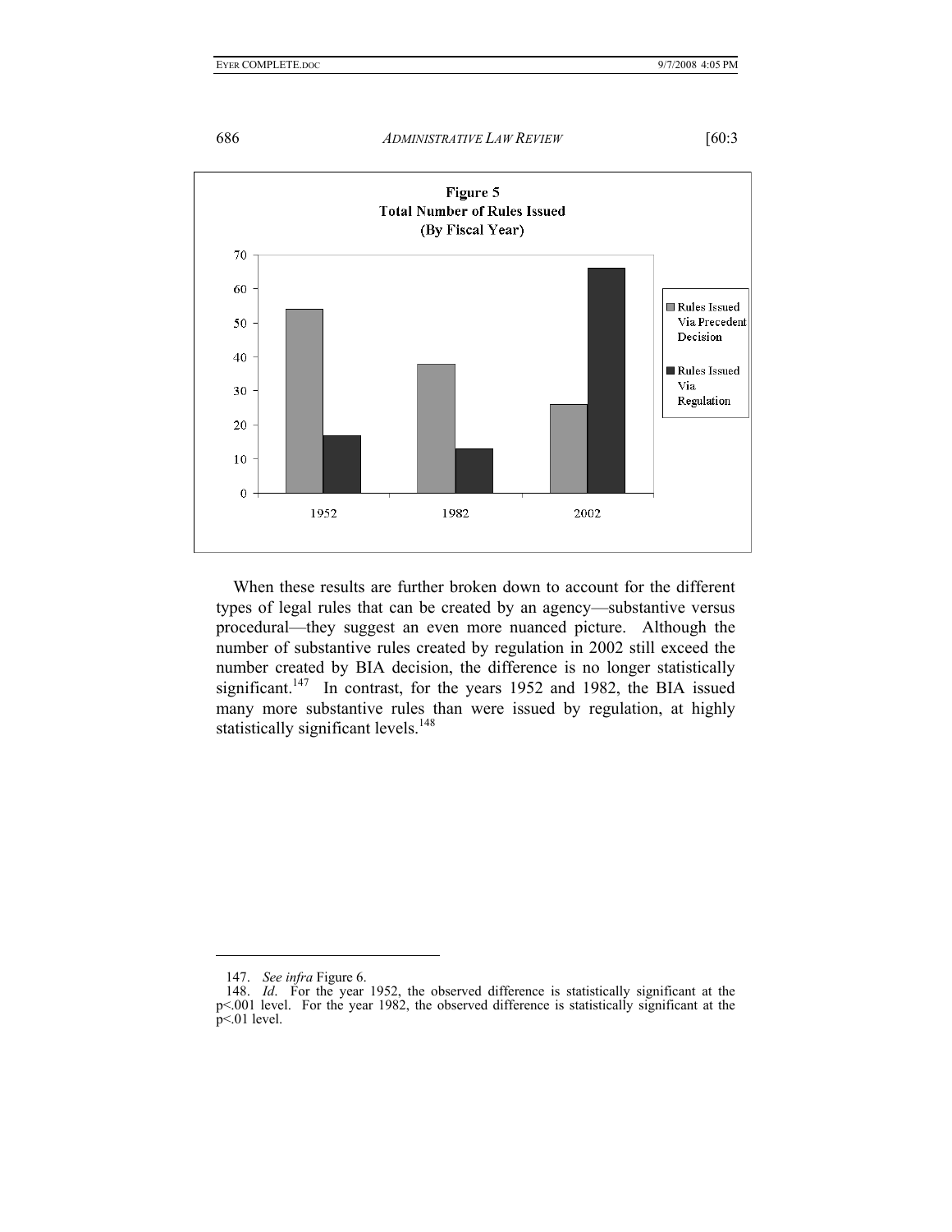**Figure 5**
**Total Number of Rules Issued**
**(By Fiscal Year)**

| Fiscal Year | Rules Issued Via Precedent Decision | Rules Issued Via Regulation |
|---|---|---|
| 1952 | 54 | 17 |
| 1982 | 38 | 13 |
| 2002 | 26 | 66 |

When these results are further broken down to account for the different types of legal rules that can be created by an agency—substantive versus procedural—they suggest an even more nuanced picture. Although the number of substantive rules created by regulation in 2002 still exceed the number created by BIA decision, the difference is no longer statistically significant.[147] In contrast, for the years 1952 and 1982, the BIA issued many more substantive rules than were issued by regulation, at highly statistically significant levels.[148]

---

147. *See infra* Figure 6.

148. *Id*. For the year 1952, the observed difference is statistically significant at the $p<.001$ level. For the year 1982, the observed difference is statistically significant at the $p<.01$ level.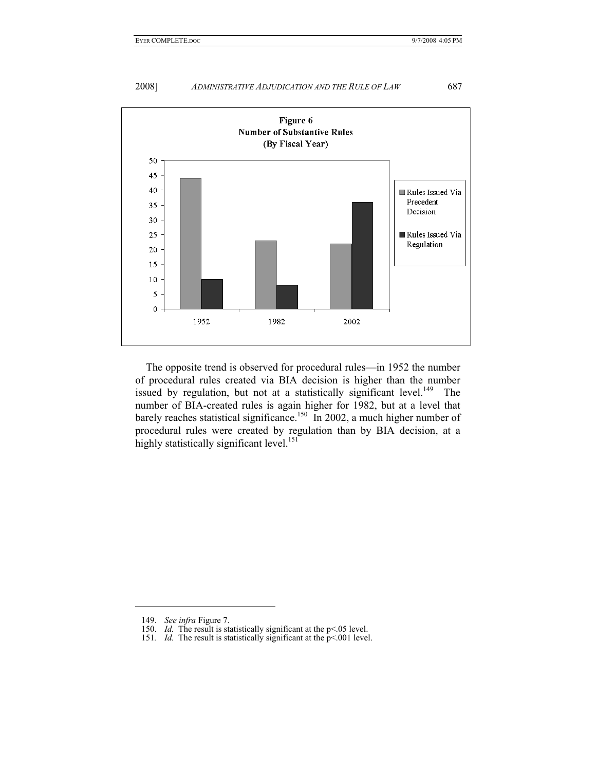**Figure 6**
**Number of Substantive Rules**
**(By Fiscal Year)**

| Fiscal Year | Rules Issued Via Precedent Decision | Rules Issued Via Regulation |
|---|---|---|
| 1952 | 44 | 10 |
| 1982 | 23 | 8 |
| 2002 | 22 | 36 |

The opposite trend is observed for procedural rules—in 1952 the number of procedural rules created via BIA decision is higher than the number issued by regulation, but not at a statistically significant level.[149] The number of BIA-created rules is again higher for 1982, but at a level that barely reaches statistical significance.[150] In 2002, a much higher number of procedural rules were created by regulation than by BIA decision, at a highly statistically significant level.[151]

---

149. *See infra* Figure 7.

150. *Id.* The result is statistically significant at the $p<.05$ level.

151. *Id.* The result is statistically significant at the $p<.001$ level.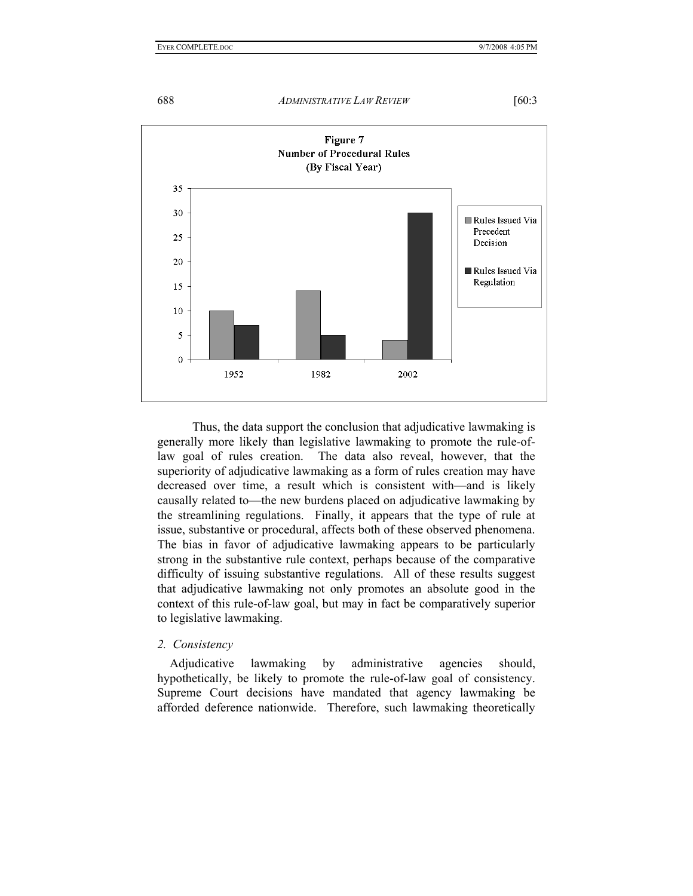**Figure 7**
**Number of Procedural Rules**
**(By Fiscal Year)**

| Fiscal Year | Rules Issued Via Precedent Decision | Rules Issued Via Regulation |
|---|---|---|
| 1952 | 10 | 7 |
| 1982 | 14 | 5 |
| 2002 | 4 | 30 |

Thus, the data support the conclusion that adjudicative lawmaking is generally more likely than legislative lawmaking to promote the rule-of-law goal of rules creation. The data also reveal, however, that the superiority of adjudicative lawmaking as a form of rules creation may have decreased over time, a result which is consistent with—and is likely causally related to—the new burdens placed on adjudicative lawmaking by the streamlining regulations. Finally, it appears that the type of rule at issue, substantive or procedural, affects both of these observed phenomena. The bias in favor of adjudicative lawmaking appears to be particularly strong in the substantive rule context, perhaps because of the comparative difficulty of issuing substantive regulations. All of these results suggest that adjudicative lawmaking not only promotes an absolute good in the context of this rule-of-law goal, but may in fact be comparatively superior to legislative lawmaking.

### *2. Consistency*

Adjudicative lawmaking by administrative agencies should, hypothetically, be likely to promote the rule-of-law goal of consistency. Supreme Court decisions have mandated that agency lawmaking be afforded deference nationwide. Therefore, such lawmaking theoretically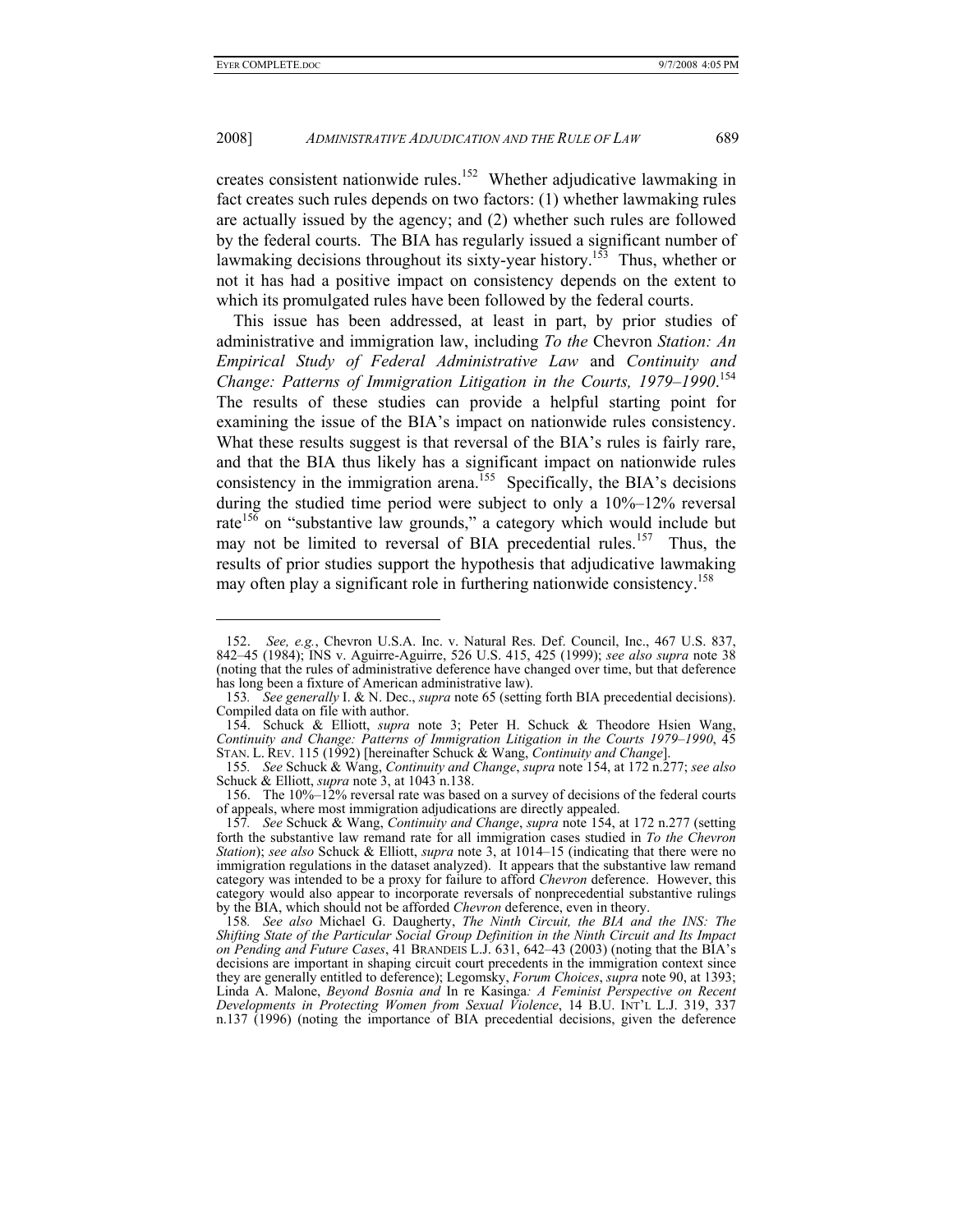creates consistent nationwide rules.[152] Whether adjudicative lawmaking in fact creates such rules depends on two factors: (1) whether lawmaking rules are actually issued by the agency; and (2) whether such rules are followed by the federal courts. The BIA has regularly issued a significant number of lawmaking decisions throughout its sixty-year history.[153] Thus, whether or not it has had a positive impact on consistency depends on the extent to which its promulgated rules have been followed by the federal courts.

This issue has been addressed, at least in part, by prior studies of administrative and immigration law, including *To the* Chevron *Station: An Empirical Study of Federal Administrative Law* and *Continuity and Change: Patterns of Immigration Litigation in the Courts, 1979–1990*.[154] The results of these studies can provide a helpful starting point for examining the issue of the BIA's impact on nationwide rules consistency. What these results suggest is that reversal of the BIA's rules is fairly rare, and that the BIA thus likely has a significant impact on nationwide rules consistency in the immigration arena.[155] Specifically, the BIA's decisions during the studied time period were subject to only a 10%–12% reversal rate[156] on "substantive law grounds," a category which would include but may not be limited to reversal of BIA precedential rules.[157] Thus, the results of prior studies support the hypothesis that adjudicative lawmaking may often play a significant role in furthering nationwide consistency.[158]

---

152. *See, e.g.*, Chevron U.S.A. Inc. v. Natural Res. Def. Council, Inc., 467 U.S. 837, 842–45 (1984); INS v. Aguirre-Aguirre, 526 U.S. 415, 425 (1999); *see also supra* note 38 (noting that the rules of administrative deference have changed over time, but that deference has long been a fixture of American administrative law).

153. *See generally* I. & N. Dec., *supra* note 65 (setting forth BIA precedential decisions). Compiled data on file with author.

154. Schuck & Elliott, *supra* note 3; Peter H. Schuck & Theodore Hsien Wang, *Continuity and Change: Patterns of Immigration Litigation in the Courts 1979–1990*, 45 STAN. L. REV. 115 (1992) [hereinafter Schuck & Wang, *Continuity and Change*].

155. *See* Schuck & Wang, *Continuity and Change*, *supra* note 154, at 172 n.277; *see also* Schuck & Elliott, *supra* note 3, at 1043 n.138.

156. The 10%–12% reversal rate was based on a survey of decisions of the federal courts of appeals, where most immigration adjudications are directly appealed.

157. *See* Schuck & Wang, *Continuity and Change*, *supra* note 154, at 172 n.277 (setting forth the substantive law remand rate for all immigration cases studied in *To the Chevron Station*); *see also* Schuck & Elliott, *supra* note 3, at 1014–15 (indicating that there were no immigration regulations in the dataset analyzed). It appears that the substantive law remand category was intended to be a proxy for failure to afford *Chevron* deference. However, this category would also appear to incorporate reversals of nonprecedential substantive rulings by the BIA, which should not be afforded *Chevron* deference, even in theory.

158. *See also* Michael G. Daugherty, *The Ninth Circuit, the BIA and the INS: The Shifting State of the Particular Social Group Definition in the Ninth Circuit and Its Impact on Pending and Future Cases*, 41 BRANDEIS L.J. 631, 642–43 (2003) (noting that the BIA's decisions are important in shaping circuit court precedents in the immigration context since they are generally entitled to deference); Legomsky, *Forum Choices*, *supra* note 90, at 1393; Linda A. Malone, *Beyond Bosnia and* In re Kasinga*: A Feminist Perspective on Recent Developments in Protecting Women from Sexual Violence*, 14 B.U. INT'L L.J. 319, 337 n.137 (1996) (noting the importance of BIA precedential decisions, given the deference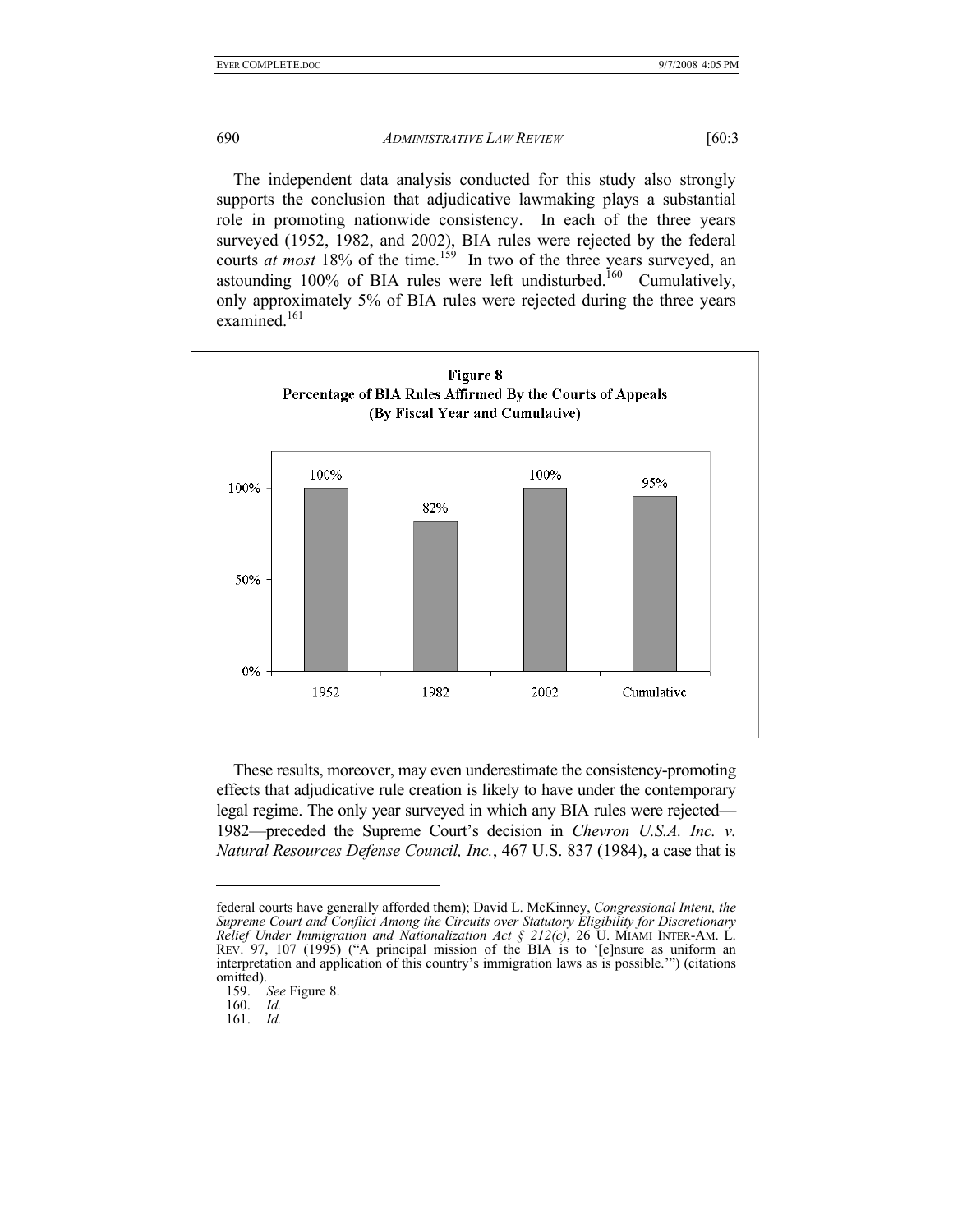The independent data analysis conducted for this study also strongly supports the conclusion that adjudicative lawmaking plays a substantial role in promoting nationwide consistency. In each of the three years surveyed (1952, 1982, and 2002), BIA rules were rejected by the federal courts *at most* 18% of the time.[159] In two of the three years surveyed, an astounding 100% of BIA rules were left undisturbed.[160] Cumulatively, only approximately 5% of BIA rules were rejected during the three years examined.[161]

**Figure 8**
**Percentage of BIA Rules Affirmed By the Courts of Appeals**
**(By Fiscal Year and Cumulative)**

| Year | Percentage Affirmed |
| --- | --- |
| 1952 | 100% |
| 1982 | 82% |
| 2002 | 100% |
| Cumulative | 95% |

These results, moreover, may even underestimate the consistency-promoting effects that adjudicative rule creation is likely to have under the contemporary legal regime. The only year surveyed in which any BIA rules were rejected—1982—preceded the Supreme Court's decision in *Chevron U.S.A. Inc. v. Natural Resources Defense Council, Inc.*, 467 U.S. 837 (1984), a case that is

---

federal courts have generally afforded them); David L. McKinney, *Congressional Intent, the Supreme Court and Conflict Among the Circuits over Statutory Eligibility for Discretionary Relief Under Immigration and Nationalization Act § 212(c)*, 26 U. MIAMI INTER-AM. L. REV. 97, 107 (1995) ("A principal mission of the BIA is to '[e]nsure as uniform an interpretation and application of this country's immigration laws as is possible.'") (citations omitted).

159. *See* Figure 8.

160. *Id.*

161. *Id.*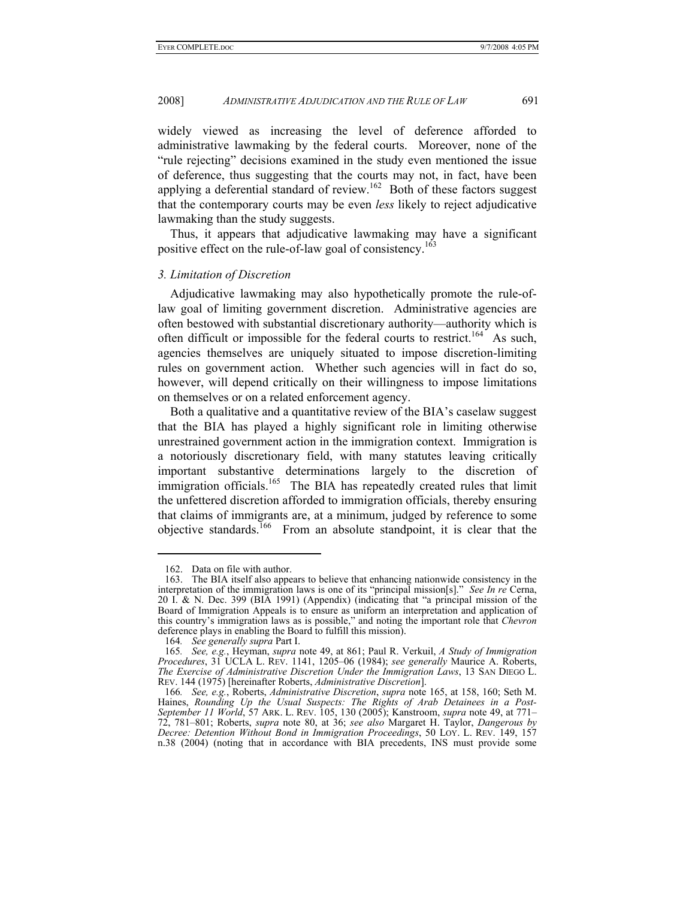widely viewed as increasing the level of deference afforded to administrative lawmaking by the federal courts. Moreover, none of the "rule rejecting" decisions examined in the study even mentioned the issue of deference, thus suggesting that the courts may not, in fact, have been applying a deferential standard of review.[162] Both of these factors suggest that the contemporary courts may be even *less* likely to reject adjudicative lawmaking than the study suggests.

Thus, it appears that adjudicative lawmaking may have a significant positive effect on the rule-of-law goal of consistency.[163]

### *3. Limitation of Discretion*

Adjudicative lawmaking may also hypothetically promote the rule-of-law goal of limiting government discretion. Administrative agencies are often bestowed with substantial discretionary authority—authority which is often difficult or impossible for the federal courts to restrict.[164] As such, agencies themselves are uniquely situated to impose discretion-limiting rules on government action. Whether such agencies will in fact do so, however, will depend critically on their willingness to impose limitations on themselves or on a related enforcement agency.

Both a qualitative and a quantitative review of the BIA's caselaw suggest that the BIA has played a highly significant role in limiting otherwise unrestrained government action in the immigration context. Immigration is a notoriously discretionary field, with many statutes leaving critically important substantive determinations largely to the discretion of immigration officials.[165] The BIA has repeatedly created rules that limit the unfettered discretion afforded to immigration officials, thereby ensuring that claims of immigrants are, at a minimum, judged by reference to some objective standards.[166] From an absolute standpoint, it is clear that the

---

162. Data on file with author.

163. The BIA itself also appears to believe that enhancing nationwide consistency in the interpretation of the immigration laws is one of its "principal mission[s]." *See In re* Cerna, 20 I. & N. Dec. 399 (BIA 1991) (Appendix) (indicating that "a principal mission of the Board of Immigration Appeals is to ensure as uniform an interpretation and application of this country's immigration laws as is possible," and noting the important role that *Chevron* deference plays in enabling the Board to fulfill this mission).

164. *See generally supra* Part I.

165. *See, e.g.*, Heyman, *supra* note 49, at 861; Paul R. Verkuil, *A Study of Immigration Procedures*, 31 UCLA L. REV. 1141, 1205–06 (1984); *see generally* Maurice A. Roberts, *The Exercise of Administrative Discretion Under the Immigration Laws*, 13 SAN DIEGO L. REV. 144 (1975) [hereinafter Roberts, *Administrative Discretion*].

166. *See, e.g.*, Roberts, *Administrative Discretion*, *supra* note 165, at 158, 160; Seth M. Haines, *Rounding Up the Usual Suspects: The Rights of Arab Detainees in a Post-September 11 World*, 57 ARK. L. REV. 105, 130 (2005); Kanstroom, *supra* note 49, at 771–72, 781–801; Roberts, *supra* note 80, at 36; *see also* Margaret H. Taylor, *Dangerous by Decree: Detention Without Bond in Immigration Proceedings*, 50 LOY. L. REV. 149, 157 n.38 (2004) (noting that in accordance with BIA precedents, INS must provide some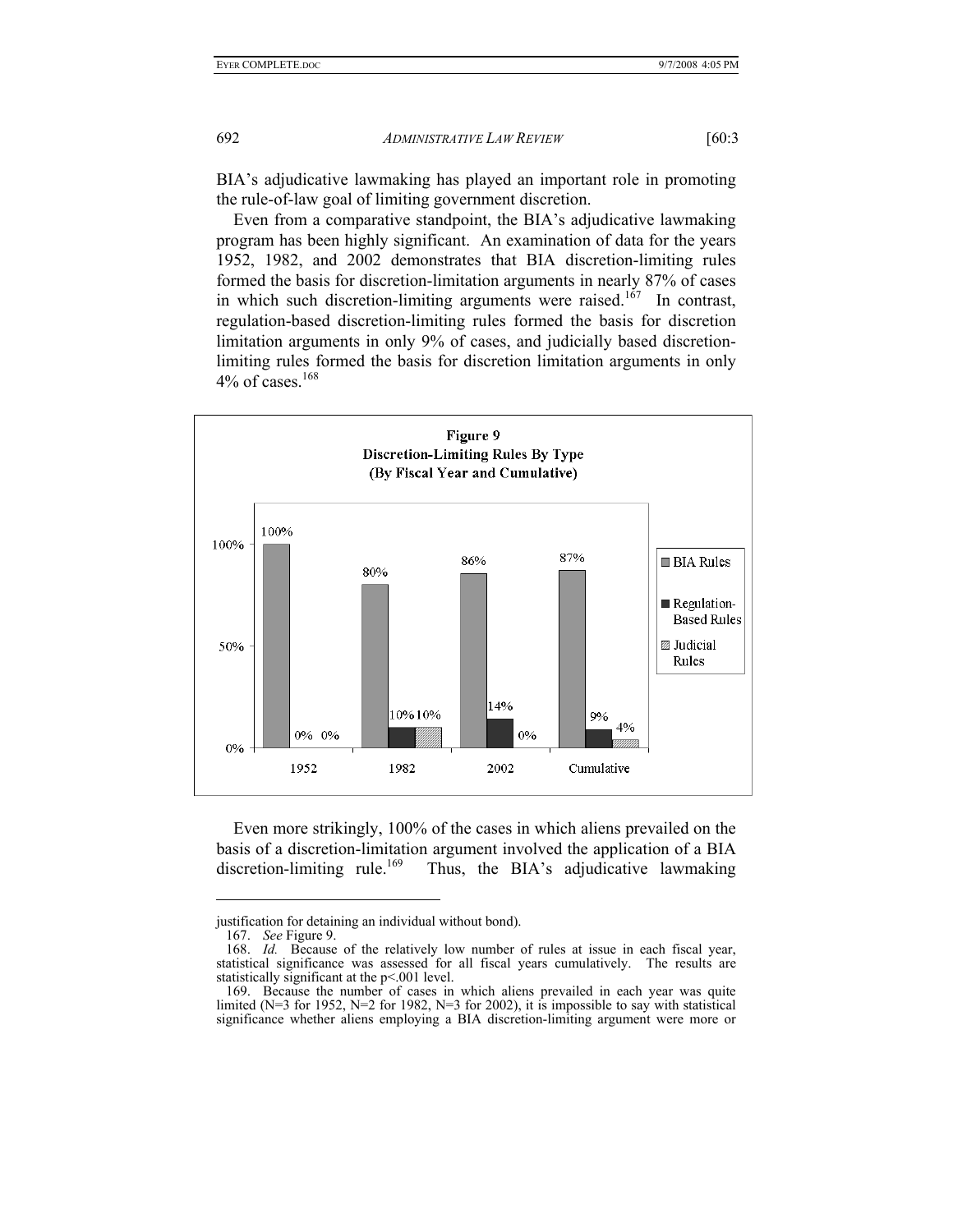BIA's adjudicative lawmaking has played an important role in promoting the rule-of-law goal of limiting government discretion.

Even from a comparative standpoint, the BIA's adjudicative lawmaking program has been highly significant. An examination of data for the years 1952, 1982, and 2002 demonstrates that BIA discretion-limiting rules formed the basis for discretion-limitation arguments in nearly 87% of cases in which such discretion-limiting arguments were raised.[167] In contrast, regulation-based discretion-limiting rules formed the basis for discretion limitation arguments in only 9% of cases, and judicially based discretion-limiting rules formed the basis for discretion limitation arguments in only 4% of cases.[168]

**Figure 9**
**Discretion-Limiting Rules By Type**
**(By Fiscal Year and Cumulative)**

| | 1952 | 1982 | 2002 | Cumulative |
|---|---|---|---|---|
| BIA Rules | 100% | 80% | 86% | 87% |
| Regulation-Based Rules | 0% | 10% | 14% | 9% |
| Judicial Rules | 0% | 10% | 0% | 4% |

Even more strikingly, 100% of the cases in which aliens prevailed on the basis of a discretion-limitation argument involved the application of a BIA discretion-limiting rule.[169] Thus, the BIA's adjudicative lawmaking

---

justification for detaining an individual without bond).

167. *See* Figure 9.

168. *Id.* Because of the relatively low number of rules at issue in each fiscal year, statistical significance was assessed for all fiscal years cumulatively. The results are statistically significant at the $p<.001$ level.

169. Because the number of cases in which aliens prevailed in each year was quite limited ($N=3$ for 1952, $N=2$ for 1982, $N=3$ for 2002), it is impossible to say with statistical significance whether aliens employing a BIA discretion-limiting argument were more or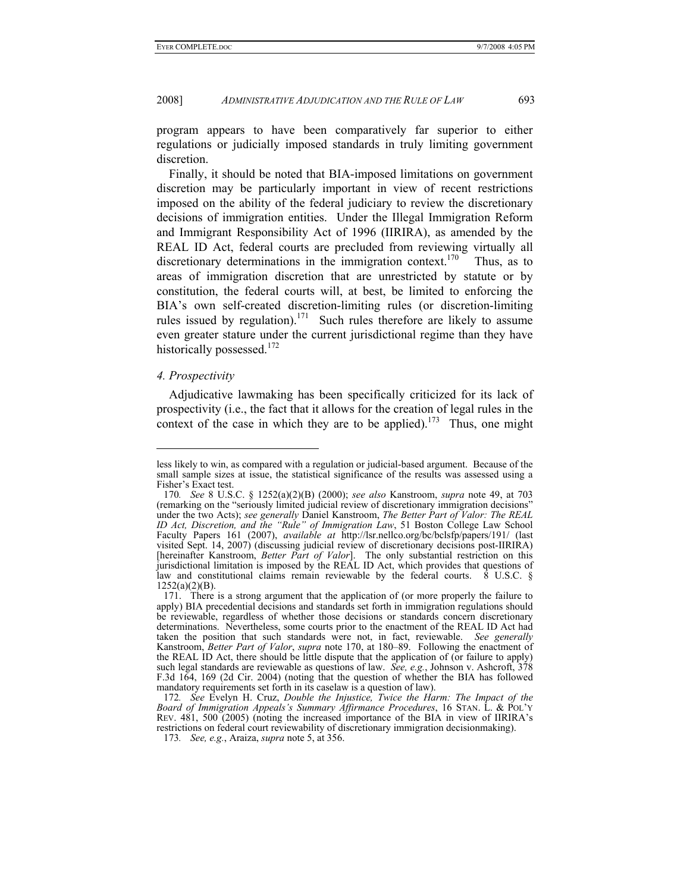program appears to have been comparatively far superior to either regulations or judicially imposed standards in truly limiting government discretion.

Finally, it should be noted that BIA-imposed limitations on government discretion may be particularly important in view of recent restrictions imposed on the ability of the federal judiciary to review the discretionary decisions of immigration entities. Under the Illegal Immigration Reform and Immigrant Responsibility Act of 1996 (IIRIRA), as amended by the REAL ID Act, federal courts are precluded from reviewing virtually all discretionary determinations in the immigration context.[170] Thus, as to areas of immigration discretion that are unrestricted by statute or by constitution, the federal courts will, at best, be limited to enforcing the BIA's own self-created discretion-limiting rules (or discretion-limiting rules issued by regulation).[171] Such rules therefore are likely to assume even greater stature under the current jurisdictional regime than they have historically possessed.[172]

### *4. Prospectivity*

Adjudicative lawmaking has been specifically criticized for its lack of prospectivity (i.e., the fact that it allows for the creation of legal rules in the context of the case in which they are to be applied).[173] Thus, one might

---

less likely to win, as compared with a regulation or judicial-based argument. Because of the small sample sizes at issue, the statistical significance of the results was assessed using a Fisher's Exact test.

170. *See* 8 U.S.C. § 1252(a)(2)(B) (2000); *see also* Kanstroom, *supra* note 49, at 703 (remarking on the "seriously limited judicial review of discretionary immigration decisions" under the two Acts); *see generally* Daniel Kanstroom, *The Better Part of Valor: The REAL ID Act, Discretion, and the "Rule" of Immigration Law*, 51 Boston College Law School Faculty Papers 161 (2007), *available at* http://lsr.nellco.org/bc/bclsfp/papers/191/ (last visited Sept. 14, 2007) (discussing judicial review of discretionary decisions post-IIRIRA) [hereinafter Kanstroom, *Better Part of Valor*]. The only substantial restriction on this jurisdictional limitation is imposed by the REAL ID Act, which provides that questions of law and constitutional claims remain reviewable by the federal courts. 8 U.S.C. § 1252(a)(2)(B).

171. There is a strong argument that the application of (or more properly the failure to apply) BIA precedential decisions and standards set forth in immigration regulations should be reviewable, regardless of whether those decisions or standards concern discretionary determinations. Nevertheless, some courts prior to the enactment of the REAL ID Act had taken the position that such standards were not, in fact, reviewable. *See generally* Kanstroom, *Better Part of Valor*, *supra* note 170, at 180–89. Following the enactment of the REAL ID Act, there should be little dispute that the application of (or failure to apply) such legal standards are reviewable as questions of law. *See, e.g.*, Johnson v. Ashcroft, 378 F.3d 164, 169 (2d Cir. 2004) (noting that the question of whether the BIA has followed mandatory requirements set forth in its caselaw is a question of law).

172. *See* Evelyn H. Cruz, *Double the Injustice, Twice the Harm: The Impact of the Board of Immigration Appeals's Summary Affirmance Procedures*, 16 STAN. L. & POL'Y REV. 481, 500 (2005) (noting the increased importance of the BIA in view of IIRIRA's restrictions on federal court reviewability of discretionary immigration decisionmaking).

173. *See, e.g.*, Araiza, *supra* note 5, at 356.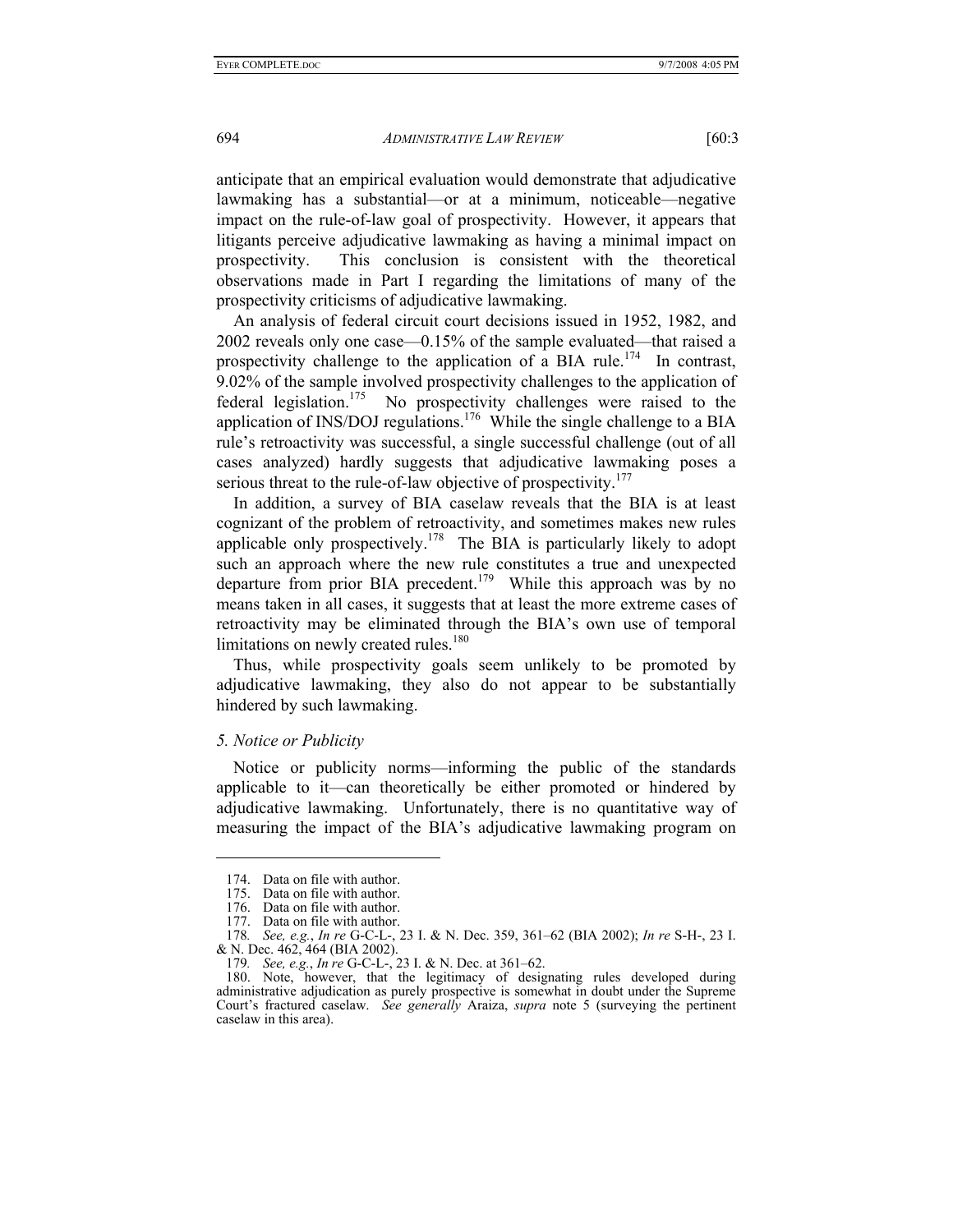anticipate that an empirical evaluation would demonstrate that adjudicative lawmaking has a substantial—or at a minimum, noticeable—negative impact on the rule-of-law goal of prospectivity. However, it appears that litigants perceive adjudicative lawmaking as having a minimal impact on prospectivity. This conclusion is consistent with the theoretical observations made in Part I regarding the limitations of many of the prospectivity criticisms of adjudicative lawmaking.

An analysis of federal circuit court decisions issued in 1952, 1982, and 2002 reveals only one case—0.15% of the sample evaluated—that raised a prospectivity challenge to the application of a BIA rule.[174] In contrast, 9.02% of the sample involved prospectivity challenges to the application of federal legislation.[175] No prospectivity challenges were raised to the application of INS/DOJ regulations.[176] While the single challenge to a BIA rule's retroactivity was successful, a single successful challenge (out of all cases analyzed) hardly suggests that adjudicative lawmaking poses a serious threat to the rule-of-law objective of prospectivity.[177]

In addition, a survey of BIA caselaw reveals that the BIA is at least cognizant of the problem of retroactivity, and sometimes makes new rules applicable only prospectively.[178] The BIA is particularly likely to adopt such an approach where the new rule constitutes a true and unexpected departure from prior BIA precedent.[179] While this approach was by no means taken in all cases, it suggests that at least the more extreme cases of retroactivity may be eliminated through the BIA's own use of temporal limitations on newly created rules.[180]

Thus, while prospectivity goals seem unlikely to be promoted by adjudicative lawmaking, they also do not appear to be substantially hindered by such lawmaking.

### *5. Notice or Publicity*

Notice or publicity norms—informing the public of the standards applicable to it—can theoretically be either promoted or hindered by adjudicative lawmaking. Unfortunately, there is no quantitative way of measuring the impact of the BIA's adjudicative lawmaking program on

---

174. Data on file with author.

175. Data on file with author.

176. Data on file with author.

177. Data on file with author.

178. *See, e.g.*, *In re* G-C-L-, 23 I. & N. Dec. 359, 361–62 (BIA 2002); *In re* S-H-, 23 I. & N. Dec. 462, 464 (BIA 2002).

179. *See, e.g.*, *In re* G-C-L-, 23 I. & N. Dec. at 361–62.

180. Note, however, that the legitimacy of designating rules developed during administrative adjudication as purely prospective is somewhat in doubt under the Supreme Court's fractured caselaw. *See generally* Araiza, *supra* note 5 (surveying the pertinent caselaw in this area).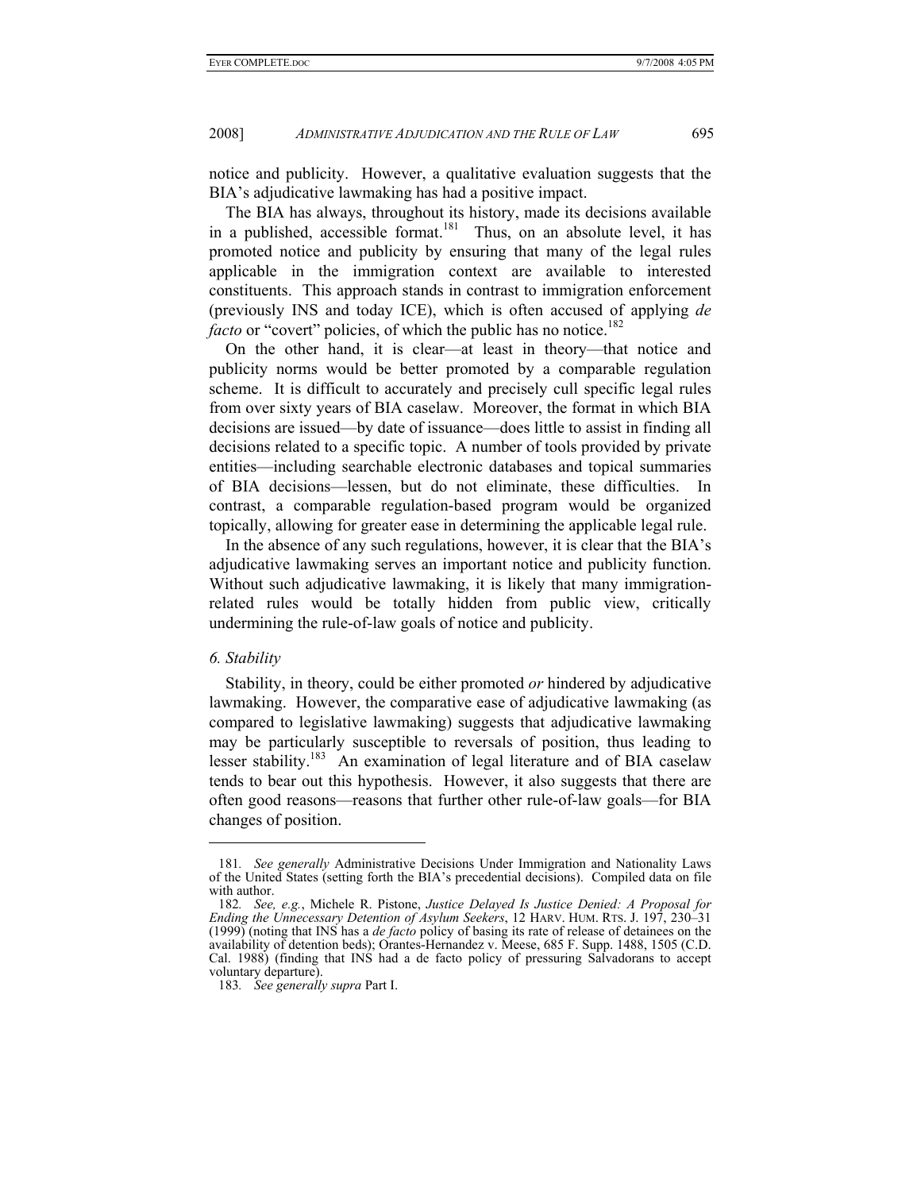notice and publicity. However, a qualitative evaluation suggests that the BIA's adjudicative lawmaking has had a positive impact.

The BIA has always, throughout its history, made its decisions available in a published, accessible format.[181] Thus, on an absolute level, it has promoted notice and publicity by ensuring that many of the legal rules applicable in the immigration context are available to interested constituents. This approach stands in contrast to immigration enforcement (previously INS and today ICE), which is often accused of applying *de facto* or "covert" policies, of which the public has no notice.[182]

On the other hand, it is clear—at least in theory—that notice and publicity norms would be better promoted by a comparable regulation scheme. It is difficult to accurately and precisely cull specific legal rules from over sixty years of BIA caselaw. Moreover, the format in which BIA decisions are issued—by date of issuance—does little to assist in finding all decisions related to a specific topic. A number of tools provided by private entities—including searchable electronic databases and topical summaries of BIA decisions—lessen, but do not eliminate, these difficulties. In contrast, a comparable regulation-based program would be organized topically, allowing for greater ease in determining the applicable legal rule.

In the absence of any such regulations, however, it is clear that the BIA's adjudicative lawmaking serves an important notice and publicity function. Without such adjudicative lawmaking, it is likely that many immigration-related rules would be totally hidden from public view, critically undermining the rule-of-law goals of notice and publicity.

### *6. Stability*

Stability, in theory, could be either promoted *or* hindered by adjudicative lawmaking. However, the comparative ease of adjudicative lawmaking (as compared to legislative lawmaking) suggests that adjudicative lawmaking may be particularly susceptible to reversals of position, thus leading to lesser stability.[183] An examination of legal literature and of BIA caselaw tends to bear out this hypothesis. However, it also suggests that there are often good reasons—reasons that further other rule-of-law goals—for BIA changes of position.

---

181. *See generally* Administrative Decisions Under Immigration and Nationality Laws of the United States (setting forth the BIA's precedential decisions). Compiled data on file with author.

182. *See, e.g.*, Michele R. Pistone, *Justice Delayed Is Justice Denied: A Proposal for Ending the Unnecessary Detention of Asylum Seekers*, 12 HARV. HUM. RTS. J. 197, 230–31 (1999) (noting that INS has a *de facto* policy of basing its rate of release of detainees on the availability of detention beds); Orantes-Hernandez v. Meese, 685 F. Supp. 1488, 1505 (C.D. Cal. 1988) (finding that INS had a de facto policy of pressuring Salvadorans to accept voluntary departure).

183. *See generally supra* Part I.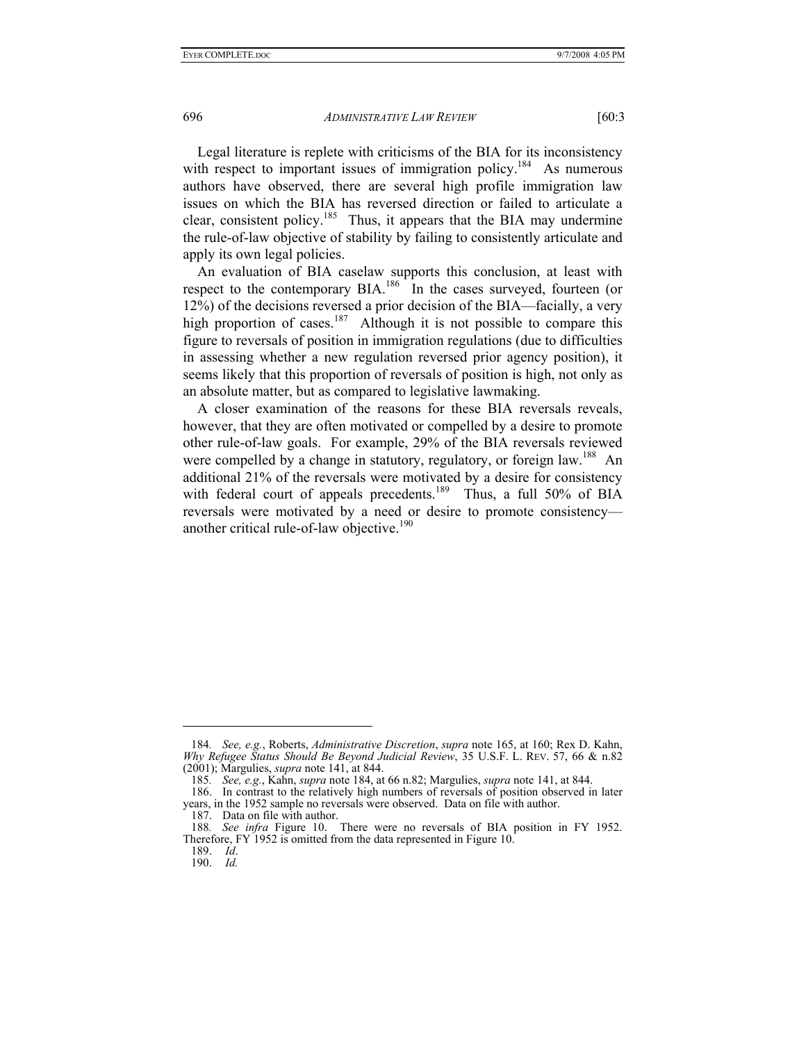Legal literature is replete with criticisms of the BIA for its inconsistency with respect to important issues of immigration policy.[184] As numerous authors have observed, there are several high profile immigration law issues on which the BIA has reversed direction or failed to articulate a clear, consistent policy.[185] Thus, it appears that the BIA may undermine the rule-of-law objective of stability by failing to consistently articulate and apply its own legal policies.

An evaluation of BIA caselaw supports this conclusion, at least with respect to the contemporary BIA.[186] In the cases surveyed, fourteen (or 12%) of the decisions reversed a prior decision of the BIA—facially, a very high proportion of cases.[187] Although it is not possible to compare this figure to reversals of position in immigration regulations (due to difficulties in assessing whether a new regulation reversed prior agency position), it seems likely that this proportion of reversals of position is high, not only as an absolute matter, but as compared to legislative lawmaking.

A closer examination of the reasons for these BIA reversals reveals, however, that they are often motivated or compelled by a desire to promote other rule-of-law goals. For example, 29% of the BIA reversals reviewed were compelled by a change in statutory, regulatory, or foreign law.[188] An additional 21% of the reversals were motivated by a desire for consistency with federal court of appeals precedents.[189] Thus, a full 50% of BIA reversals were motivated by a need or desire to promote consistency—another critical rule-of-law objective.[190]

---

184. *See, e.g.*, Roberts, *Administrative Discretion*, *supra* note 165, at 160; Rex D. Kahn, *Why Refugee Status Should Be Beyond Judicial Review*, 35 U.S.F. L. REV. 57, 66 & n.82 (2001); Margulies, *supra* note 141, at 844.

185. *See, e.g.*, Kahn, *supra* note 184, at 66 n.82; Margulies, *supra* note 141, at 844.

186. In contrast to the relatively high numbers of reversals of position observed in later years, in the 1952 sample no reversals were observed. Data on file with author.

187. Data on file with author.

188. *See infra* Figure 10. There were no reversals of BIA position in FY 1952. Therefore, FY 1952 is omitted from the data represented in Figure 10.

189. *Id*.

190. *Id.*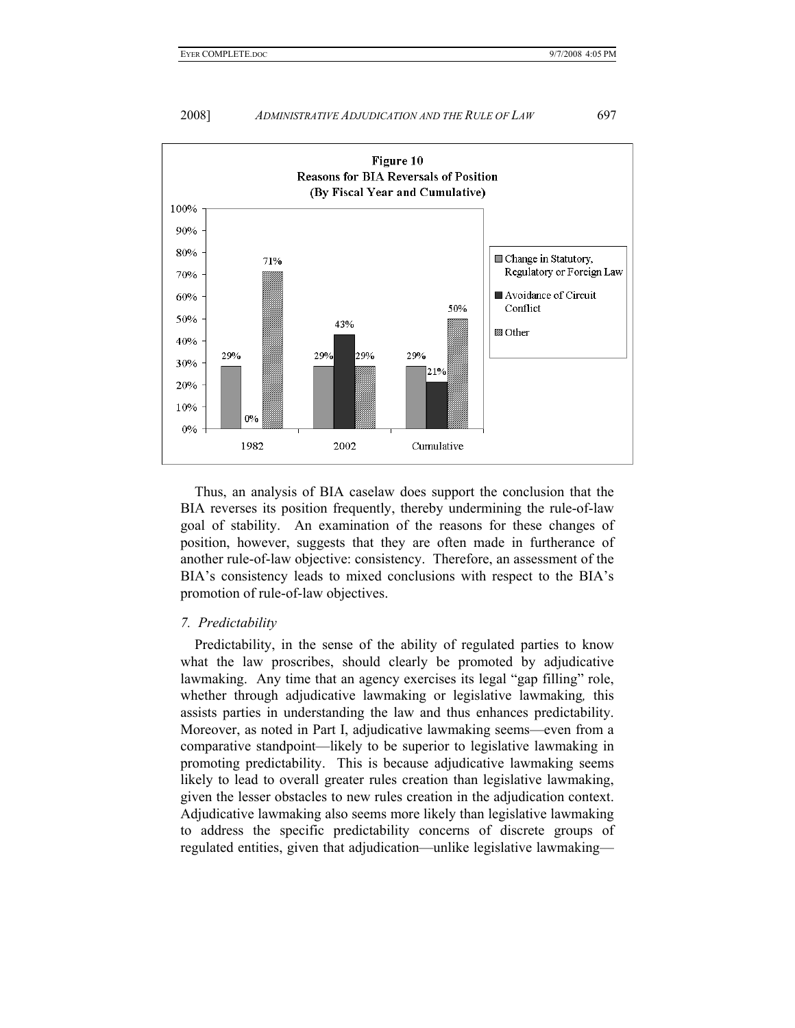**Figure 10**
**Reasons for BIA Reversals of Position**
**(By Fiscal Year and Cumulative)**

| | Change in Statutory, Regulatory or Foreign Law | Avoidance of Circuit Conflict | Other |
|---|---|---|---|
| 1982 | 29% | 0% | 71% |
| 2002 | 29% | 43% | 29% |
| Cumulative | 29% | 21% | 50% |

Thus, an analysis of BIA caselaw does support the conclusion that the BIA reverses its position frequently, thereby undermining the rule-of-law goal of stability. An examination of the reasons for these changes of position, however, suggests that they are often made in furtherance of another rule-of-law objective: consistency. Therefore, an assessment of the BIA's consistency leads to mixed conclusions with respect to the BIA's promotion of rule-of-law objectives.

### *7. Predictability*

Predictability, in the sense of the ability of regulated parties to know what the law proscribes, should clearly be promoted by adjudicative lawmaking. Any time that an agency exercises its legal "gap filling" role, whether through adjudicative lawmaking or legislative lawmaking*,* this assists parties in understanding the law and thus enhances predictability. Moreover, as noted in Part I, adjudicative lawmaking seems—even from a comparative standpoint—likely to be superior to legislative lawmaking in promoting predictability. This is because adjudicative lawmaking seems likely to lead to overall greater rules creation than legislative lawmaking, given the lesser obstacles to new rules creation in the adjudication context. Adjudicative lawmaking also seems more likely than legislative lawmaking to address the specific predictability concerns of discrete groups of regulated entities, given that adjudication—unlike legislative lawmaking—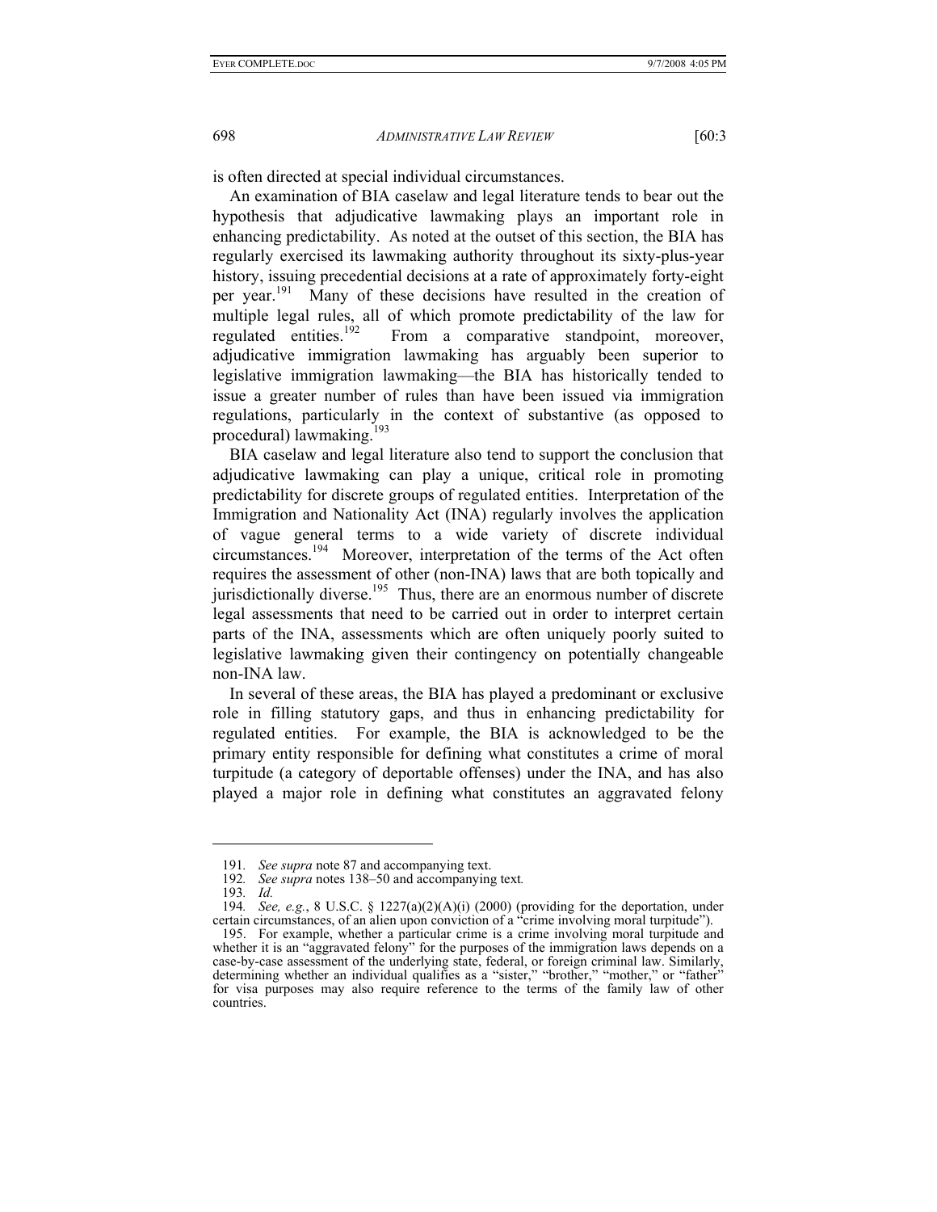is often directed at special individual circumstances.

An examination of BIA caselaw and legal literature tends to bear out the hypothesis that adjudicative lawmaking plays an important role in enhancing predictability. As noted at the outset of this section, the BIA has regularly exercised its lawmaking authority throughout its sixty-plus-year history, issuing precedential decisions at a rate of approximately forty-eight per year.[191] Many of these decisions have resulted in the creation of multiple legal rules, all of which promote predictability of the law for regulated entities.[192] From a comparative standpoint, moreover, adjudicative immigration lawmaking has arguably been superior to legislative immigration lawmaking—the BIA has historically tended to issue a greater number of rules than have been issued via immigration regulations, particularly in the context of substantive (as opposed to procedural) lawmaking.[193]

BIA caselaw and legal literature also tend to support the conclusion that adjudicative lawmaking can play a unique, critical role in promoting predictability for discrete groups of regulated entities. Interpretation of the Immigration and Nationality Act (INA) regularly involves the application of vague general terms to a wide variety of discrete individual circumstances.[194] Moreover, interpretation of the terms of the Act often requires the assessment of other (non-INA) laws that are both topically and jurisdictionally diverse.[195] Thus, there are an enormous number of discrete legal assessments that need to be carried out in order to interpret certain parts of the INA, assessments which are often uniquely poorly suited to legislative lawmaking given their contingency on potentially changeable non-INA law.

In several of these areas, the BIA has played a predominant or exclusive role in filling statutory gaps, and thus in enhancing predictability for regulated entities. For example, the BIA is acknowledged to be the primary entity responsible for defining what constitutes a crime of moral turpitude (a category of deportable offenses) under the INA, and has also played a major role in defining what constitutes an aggravated felony

---

191. *See supra* note 87 and accompanying text.

192. *See supra* notes 138–50 and accompanying text*.*

193. *Id.*

194. *See, e.g.*, 8 U.S.C. § 1227(a)(2)(A)(i) (2000) (providing for the deportation, under certain circumstances, of an alien upon conviction of a "crime involving moral turpitude").

195. For example, whether a particular crime is a crime involving moral turpitude and whether it is an "aggravated felony" for the purposes of the immigration laws depends on a case-by-case assessment of the underlying state, federal, or foreign criminal law. Similarly, determining whether an individual qualifies as a "sister," "brother," "mother," or "father" for visa purposes may also require reference to the terms of the family law of other countries.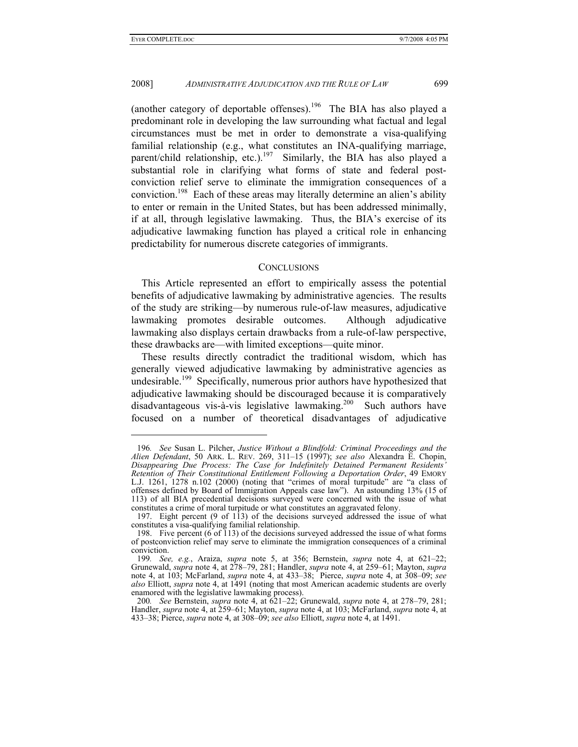(another category of deportable offenses).[196] The BIA has also played a predominant role in developing the law surrounding what factual and legal circumstances must be met in order to demonstrate a visa-qualifying familial relationship (e.g., what constitutes an INA-qualifying marriage, parent/child relationship, etc.).[197] Similarly, the BIA has also played a substantial role in clarifying what forms of state and federal post-conviction relief serve to eliminate the immigration consequences of a conviction.[198] Each of these areas may literally determine an alien's ability to enter or remain in the United States, but has been addressed minimally, if at all, through legislative lawmaking. Thus, the BIA's exercise of its adjudicative lawmaking function has played a critical role in enhancing predictability for numerous discrete categories of immigrants.

## CONCLUSIONS

This Article represented an effort to empirically assess the potential benefits of adjudicative lawmaking by administrative agencies. The results of the study are striking—by numerous rule-of-law measures, adjudicative lawmaking promotes desirable outcomes. Although adjudicative lawmaking also displays certain drawbacks from a rule-of-law perspective, these drawbacks are—with limited exceptions—quite minor.

These results directly contradict the traditional wisdom, which has generally viewed adjudicative lawmaking by administrative agencies as undesirable.[199] Specifically, numerous prior authors have hypothesized that adjudicative lawmaking should be discouraged because it is comparatively disadvantageous vis-à-vis legislative lawmaking.[200] Such authors have focused on a number of theoretical disadvantages of adjudicative

---

196. *See* Susan L. Pilcher, *Justice Without a Blindfold: Criminal Proceedings and the Alien Defendant*, 50 ARK. L. REV. 269, 311–15 (1997); *see also* Alexandra E. Chopin, *Disappearing Due Process: The Case for Indefinitely Detained Permanent Residents' Retention of Their Constitutional Entitlement Following a Deportation Order*, 49 EMORY L.J. 1261, 1278 n.102 (2000) (noting that "crimes of moral turpitude" are "a class of offenses defined by Board of Immigration Appeals case law"). An astounding 13% (15 of 113) of all BIA precedential decisions surveyed were concerned with the issue of what constitutes a crime of moral turpitude or what constitutes an aggravated felony.

197. Eight percent (9 of 113) of the decisions surveyed addressed the issue of what constitutes a visa-qualifying familial relationship.

198. Five percent (6 of 113) of the decisions surveyed addressed the issue of what forms of postconviction relief may serve to eliminate the immigration consequences of a criminal conviction.

199. *See, e.g.*, Araiza, *supra* note 5, at 356; Bernstein, *supra* note 4, at 621–22; Grunewald, *supra* note 4, at 278–79, 281; Handler, *supra* note 4, at 259–61; Mayton, *supra* note 4, at 103; McFarland, *supra* note 4, at 433–38; Pierce, *supra* note 4, at 308–09; *see also* Elliott, *supra* note 4, at 1491 (noting that most American academic students are overly enamored with the legislative lawmaking process).

200. *See* Bernstein, *supra* note 4, at 621–22; Grunewald, *supra* note 4, at 278–79, 281; Handler, *supra* note 4, at 259–61; Mayton, *supra* note 4, at 103; McFarland, *supra* note 4, at 433–38; Pierce, *supra* note 4, at 308–09; *see also* Elliott, *supra* note 4, at 1491.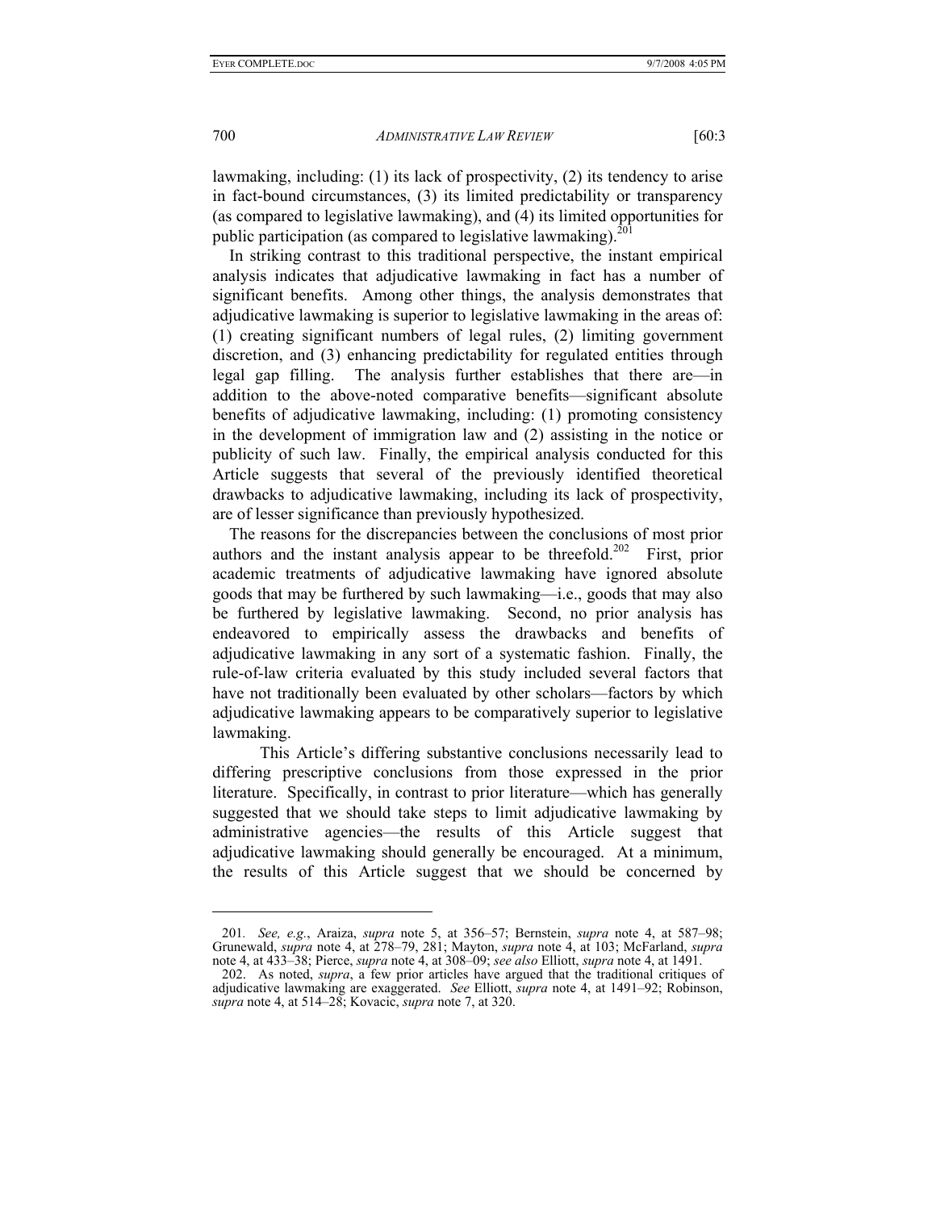lawmaking, including: (1) its lack of prospectivity, (2) its tendency to arise in fact-bound circumstances, (3) its limited predictability or transparency (as compared to legislative lawmaking), and (4) its limited opportunities for public participation (as compared to legislative lawmaking).[201]

In striking contrast to this traditional perspective, the instant empirical analysis indicates that adjudicative lawmaking in fact has a number of significant benefits. Among other things, the analysis demonstrates that adjudicative lawmaking is superior to legislative lawmaking in the areas of: (1) creating significant numbers of legal rules, (2) limiting government discretion, and (3) enhancing predictability for regulated entities through legal gap filling. The analysis further establishes that there are—in addition to the above-noted comparative benefits—significant absolute benefits of adjudicative lawmaking, including: (1) promoting consistency in the development of immigration law and (2) assisting in the notice or publicity of such law. Finally, the empirical analysis conducted for this Article suggests that several of the previously identified theoretical drawbacks to adjudicative lawmaking, including its lack of prospectivity, are of lesser significance than previously hypothesized.

The reasons for the discrepancies between the conclusions of most prior authors and the instant analysis appear to be threefold.[202] First, prior academic treatments of adjudicative lawmaking have ignored absolute goods that may be furthered by such lawmaking—i.e., goods that may also be furthered by legislative lawmaking. Second, no prior analysis has endeavored to empirically assess the drawbacks and benefits of adjudicative lawmaking in any sort of a systematic fashion. Finally, the rule-of-law criteria evaluated by this study included several factors that have not traditionally been evaluated by other scholars—factors by which adjudicative lawmaking appears to be comparatively superior to legislative lawmaking.

This Article's differing substantive conclusions necessarily lead to differing prescriptive conclusions from those expressed in the prior literature. Specifically, in contrast to prior literature—which has generally suggested that we should take steps to limit adjudicative lawmaking by administrative agencies—the results of this Article suggest that adjudicative lawmaking should generally be encouraged. At a minimum, the results of this Article suggest that we should be concerned by

---

201. *See, e.g.*, Araiza, *supra* note 5, at 356–57; Bernstein, *supra* note 4, at 587–98; Grunewald, *supra* note 4, at 278–79, 281; Mayton, *supra* note 4, at 103; McFarland, *supra* note 4, at 433–38; Pierce, *supra* note 4, at 308–09; *see also* Elliott, *supra* note 4, at 1491.

202. As noted, *supra*, a few prior articles have argued that the traditional critiques of adjudicative lawmaking are exaggerated. *See* Elliott, *supra* note 4, at 1491–92; Robinson, *supra* note 4, at 514–28; Kovacic, *supra* note 7, at 320.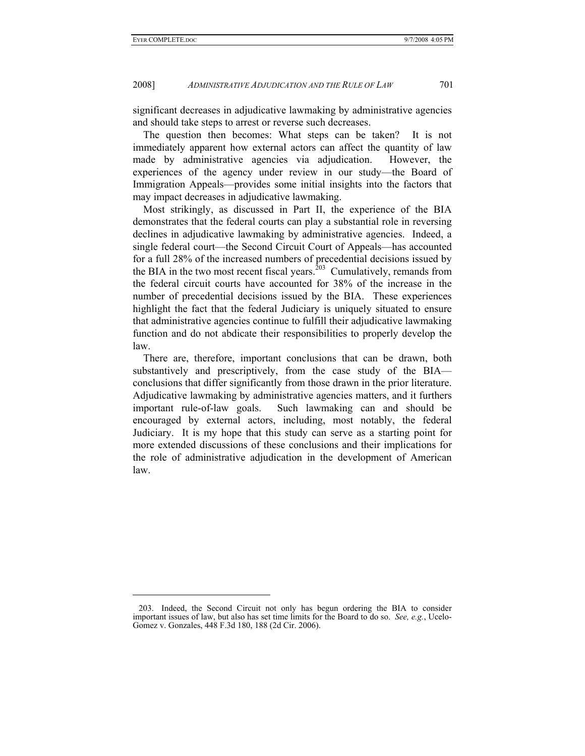significant decreases in adjudicative lawmaking by administrative agencies and should take steps to arrest or reverse such decreases.

The question then becomes: What steps can be taken? It is not immediately apparent how external actors can affect the quantity of law made by administrative agencies via adjudication. However, the experiences of the agency under review in our study—the Board of Immigration Appeals—provides some initial insights into the factors that may impact decreases in adjudicative lawmaking.

Most strikingly, as discussed in Part II, the experience of the BIA demonstrates that the federal courts can play a substantial role in reversing declines in adjudicative lawmaking by administrative agencies. Indeed, a single federal court—the Second Circuit Court of Appeals—has accounted for a full 28% of the increased numbers of precedential decisions issued by the BIA in the two most recent fiscal years.[203] Cumulatively, remands from the federal circuit courts have accounted for 38% of the increase in the number of precedential decisions issued by the BIA. These experiences highlight the fact that the federal Judiciary is uniquely situated to ensure that administrative agencies continue to fulfill their adjudicative lawmaking function and do not abdicate their responsibilities to properly develop the law.

There are, therefore, important conclusions that can be drawn, both substantively and prescriptively, from the case study of the BIA—conclusions that differ significantly from those drawn in the prior literature. Adjudicative lawmaking by administrative agencies matters, and it furthers important rule-of-law goals. Such lawmaking can and should be encouraged by external actors, including, most notably, the federal Judiciary. It is my hope that this study can serve as a starting point for more extended discussions of these conclusions and their implications for the role of administrative adjudication in the development of American law.

---

203. Indeed, the Second Circuit not only has begun ordering the BIA to consider important issues of law, but also has set time limits for the Board to do so. *See, e.g.*, Ucelo-Gomez v. Gonzales, 448 F.3d 180, 188 (2d Cir. 2006).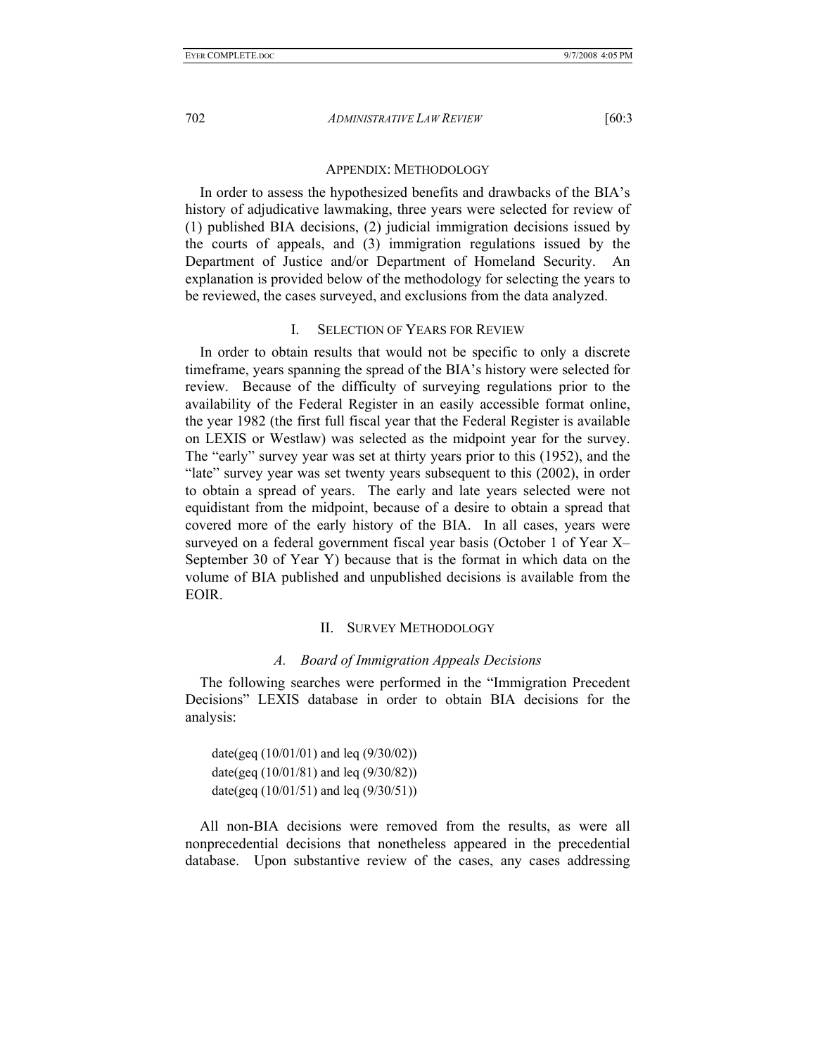## APPENDIX: METHODOLOGY

In order to assess the hypothesized benefits and drawbacks of the BIA's history of adjudicative lawmaking, three years were selected for review of (1) published BIA decisions, (2) judicial immigration decisions issued by the courts of appeals, and (3) immigration regulations issued by the Department of Justice and/or Department of Homeland Security. An explanation is provided below of the methodology for selecting the years to be reviewed, the cases surveyed, and exclusions from the data analyzed.

### I. SELECTION OF YEARS FOR REVIEW

In order to obtain results that would not be specific to only a discrete timeframe, years spanning the spread of the BIA's history were selected for review. Because of the difficulty of surveying regulations prior to the availability of the Federal Register in an easily accessible format online, the year 1982 (the first full fiscal year that the Federal Register is available on LEXIS or Westlaw) was selected as the midpoint year for the survey. The "early" survey year was set at thirty years prior to this (1952), and the "late" survey year was set twenty years subsequent to this (2002), in order to obtain a spread of years. The early and late years selected were not equidistant from the midpoint, because of a desire to obtain a spread that covered more of the early history of the BIA. In all cases, years were surveyed on a federal government fiscal year basis (October 1 of Year X–September 30 of Year Y) because that is the format in which data on the volume of BIA published and unpublished decisions is available from the EOIR.

### II. SURVEY METHODOLOGY

#### *A. Board of Immigration Appeals Decisions*

The following searches were performed in the "Immigration Precedent Decisions" LEXIS database in order to obtain BIA decisions for the analysis:

```
date(geq (10/01/01) and leq (9/30/02))
date(geq (10/01/81) and leq (9/30/82))
date(geq (10/01/51) and leq (9/30/51))
```

All non-BIA decisions were removed from the results, as were all nonprecedential decisions that nonetheless appeared in the precedential database. Upon substantive review of the cases, any cases addressing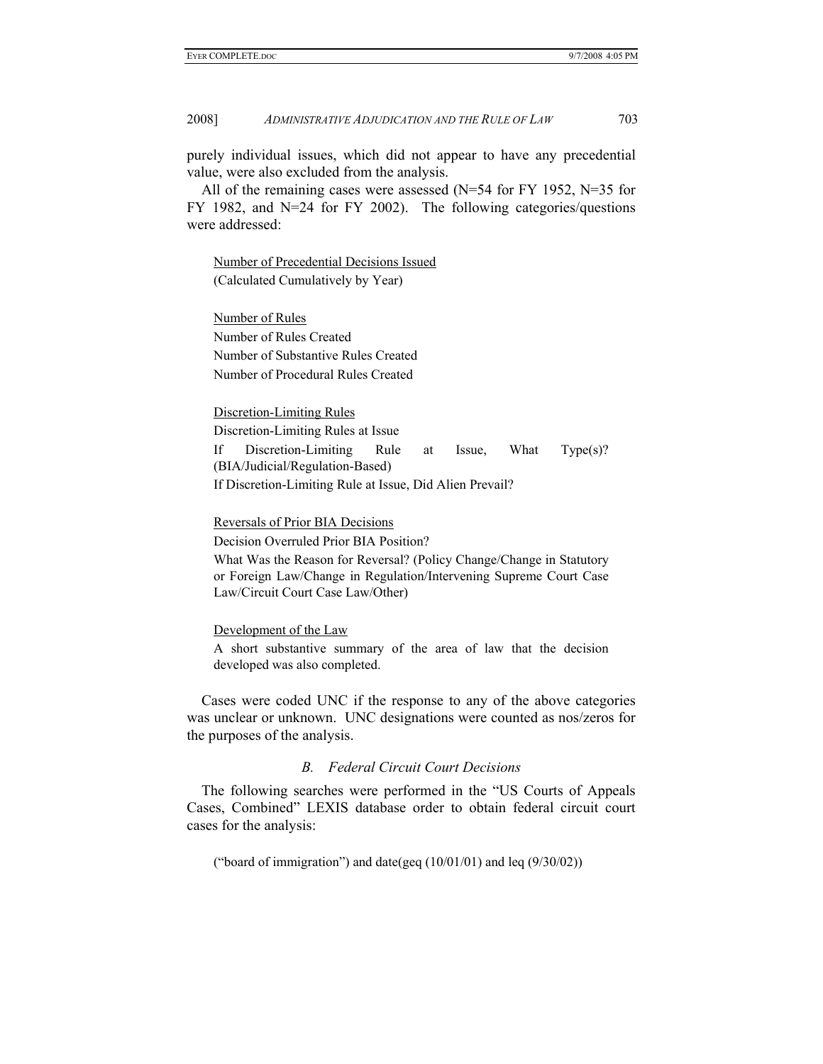purely individual issues, which did not appear to have any precedential value, were also excluded from the analysis.

All of the remaining cases were assessed (N=54 for FY 1952, N=35 for FY 1982, and N=24 for FY 2002). The following categories/questions were addressed:

<u>Number of Precedential Decisions Issued</u>
(Calculated Cumulatively by Year)

<u>Number of Rules</u>
Number of Rules Created
Number of Substantive Rules Created
Number of Procedural Rules Created

<u>Discretion-Limiting Rules</u>
Discretion-Limiting Rules at Issue
If Discretion-Limiting Rule at Issue, What Type(s)? (BIA/Judicial/Regulation-Based)
If Discretion-Limiting Rule at Issue, Did Alien Prevail?

<u>Reversals of Prior BIA Decisions</u>
Decision Overruled Prior BIA Position?
What Was the Reason for Reversal? (Policy Change/Change in Statutory or Foreign Law/Change in Regulation/Intervening Supreme Court Case Law/Circuit Court Case Law/Other)

<u>Development of the Law</u>
A short substantive summary of the area of law that the decision developed was also completed.

Cases were coded UNC if the response to any of the above categories was unclear or unknown. UNC designations were counted as nos/zeros for the purposes of the analysis.

### *B. Federal Circuit Court Decisions*

The following searches were performed in the "US Courts of Appeals Cases, Combined" LEXIS database order to obtain federal circuit court cases for the analysis:

("board of immigration") and date(geq (10/01/01) and leq (9/30/02))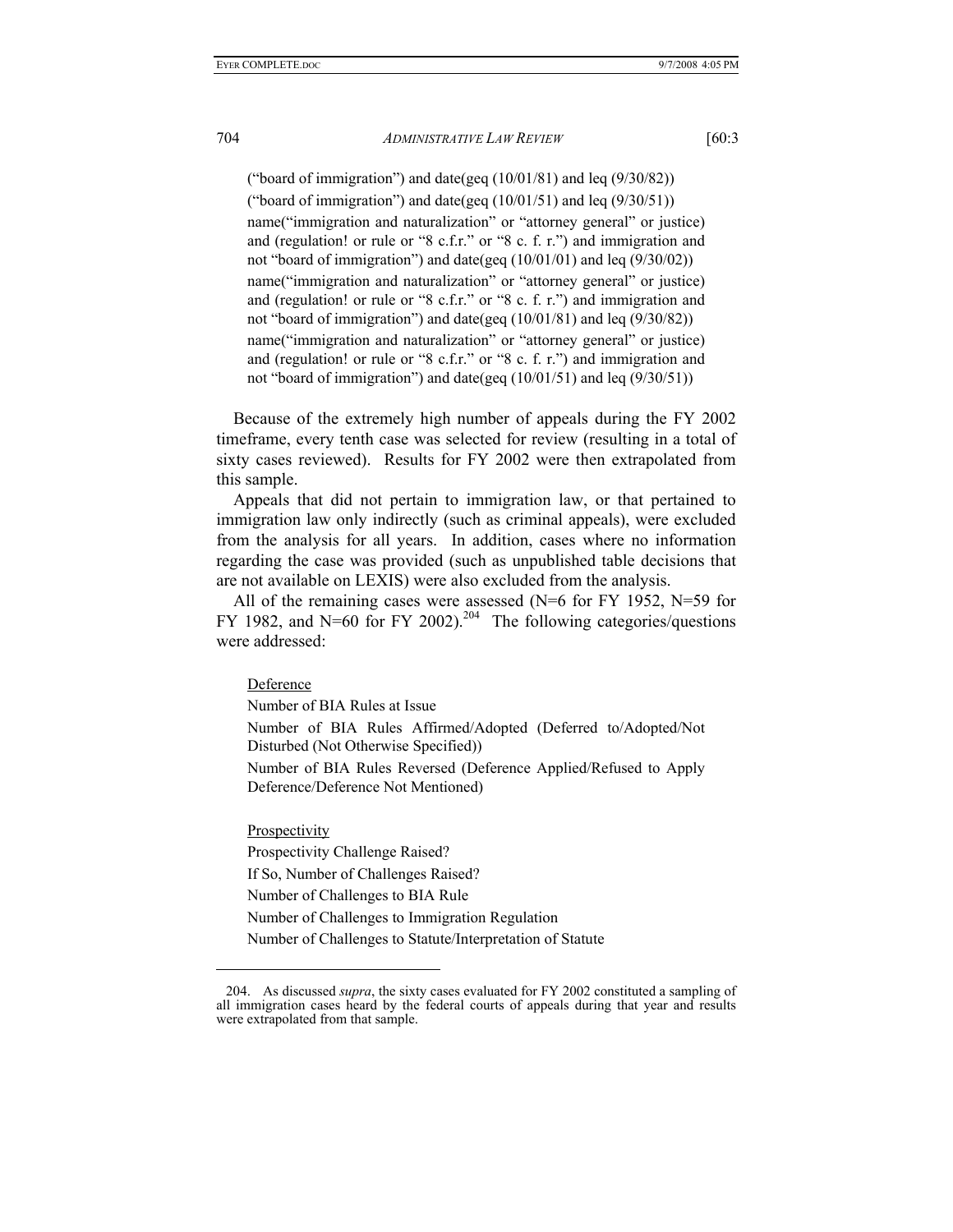("board of immigration") and date(geq (10/01/81) and leq (9/30/82))

("board of immigration") and date(geq (10/01/51) and leq (9/30/51))

name("immigration and naturalization" or "attorney general" or justice) and (regulation! or rule or "8 c.f.r." or "8 c. f. r.") and immigration and not "board of immigration") and date(geq (10/01/01) and leq (9/30/02))

name("immigration and naturalization" or "attorney general" or justice) and (regulation! or rule or "8 c.f.r." or "8 c. f. r.") and immigration and not "board of immigration") and date(geq (10/01/81) and leq (9/30/82))

name("immigration and naturalization" or "attorney general" or justice) and (regulation! or rule or "8 c.f.r." or "8 c. f. r.") and immigration and not "board of immigration") and date(geq (10/01/51) and leq (9/30/51))

Because of the extremely high number of appeals during the FY 2002 timeframe, every tenth case was selected for review (resulting in a total of sixty cases reviewed). Results for FY 2002 were then extrapolated from this sample.

Appeals that did not pertain to immigration law, or that pertained to immigration law only indirectly (such as criminal appeals), were excluded from the analysis for all years. In addition, cases where no information regarding the case was provided (such as unpublished table decisions that are not available on LEXIS) were also excluded from the analysis.

All of the remaining cases were assessed (N=6 for FY 1952, N=59 for FY 1982, and N=60 for FY 2002).[204] The following categories/questions were addressed:

Deference

Number of BIA Rules at Issue

Number of BIA Rules Affirmed/Adopted (Deferred to/Adopted/Not Disturbed (Not Otherwise Specified))

Number of BIA Rules Reversed (Deference Applied/Refused to Apply Deference/Deference Not Mentioned)

Prospectivity

Prospectivity Challenge Raised?

If So, Number of Challenges Raised?

Number of Challenges to BIA Rule

Number of Challenges to Immigration Regulation

Number of Challenges to Statute/Interpretation of Statute

---

204. As discussed *supra*, the sixty cases evaluated for FY 2002 constituted a sampling of all immigration cases heard by the federal courts of appeals during that year and results were extrapolated from that sample.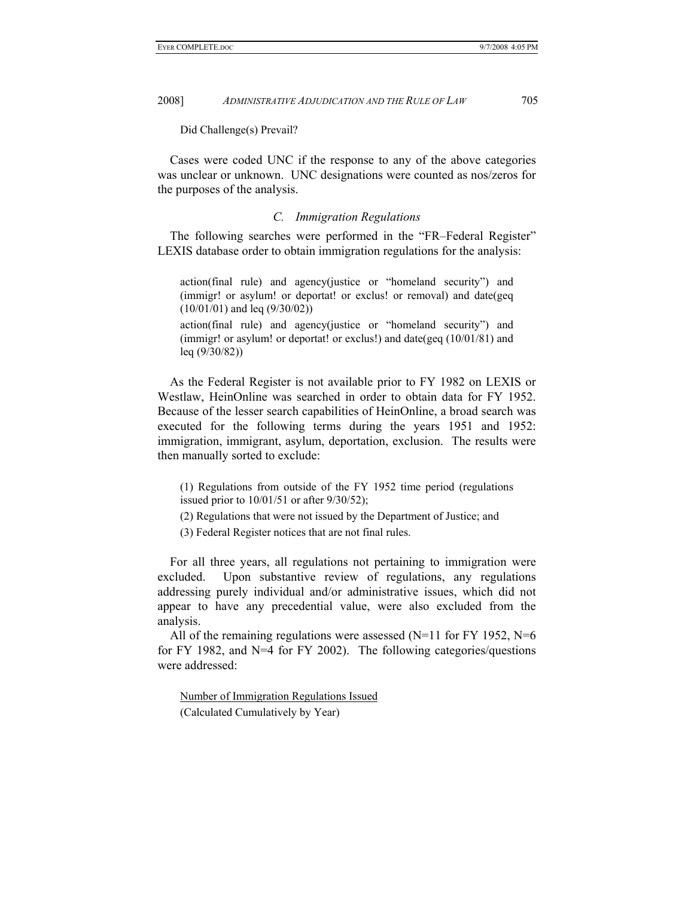Did Challenge(s) Prevail?

Cases were coded UNC if the response to any of the above categories was unclear or unknown. UNC designations were counted as nos/zeros for the purposes of the analysis.

### *C. Immigration Regulations*

The following searches were performed in the "FR–Federal Register" LEXIS database order to obtain immigration regulations for the analysis:

> action(final rule) and agency(justice or "homeland security") and (immigr! or asylum! or deportat! or exclus! or removal) and date(geq (10/01/01) and leq (9/30/02))
>
> action(final rule) and agency(justice or "homeland security") and (immigr! or asylum! or deportat! or exclus!) and date(geq (10/01/81) and leq (9/30/82))

As the Federal Register is not available prior to FY 1982 on LEXIS or Westlaw, HeinOnline was searched in order to obtain data for FY 1952. Because of the lesser search capabilities of HeinOnline, a broad search was executed for the following terms during the years 1951 and 1952: immigration, immigrant, asylum, deportation, exclusion. The results were then manually sorted to exclude:

> (1) Regulations from outside of the FY 1952 time period (regulations issued prior to 10/01/51 or after 9/30/52);
>
> (2) Regulations that were not issued by the Department of Justice; and
>
> (3) Federal Register notices that are not final rules.

For all three years, all regulations not pertaining to immigration were excluded. Upon substantive review of regulations, any regulations addressing purely individual and/or administrative issues, which did not appear to have any precedential value, were also excluded from the analysis.

All of the remaining regulations were assessed (N=11 for FY 1952, N=6 for FY 1982, and N=4 for FY 2002). The following categories/questions were addressed:

> <u>Number of Immigration Regulations Issued</u>
>
> (Calculated Cumulatively by Year)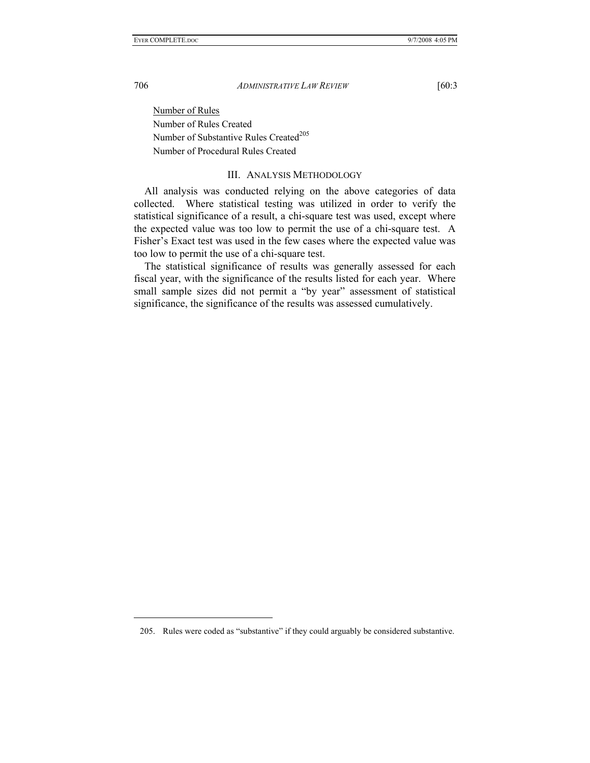Number of Rules

Number of Rules Created

Number of Substantive Rules Created[205]

Number of Procedural Rules Created

## III. Analysis Methodology

All analysis was conducted relying on the above categories of data collected. Where statistical testing was utilized in order to verify the statistical significance of a result, a chi-square test was used, except where the expected value was too low to permit the use of a chi-square test. A Fisher's Exact test was used in the few cases where the expected value was too low to permit the use of a chi-square test.

The statistical significance of results was generally assessed for each fiscal year, with the significance of the results listed for each year. Where small sample sizes did not permit a "by year" assessment of statistical significance, the significance of the results was assessed cumulatively.

---

205. Rules were coded as "substantive" if they could arguably be considered substantive.